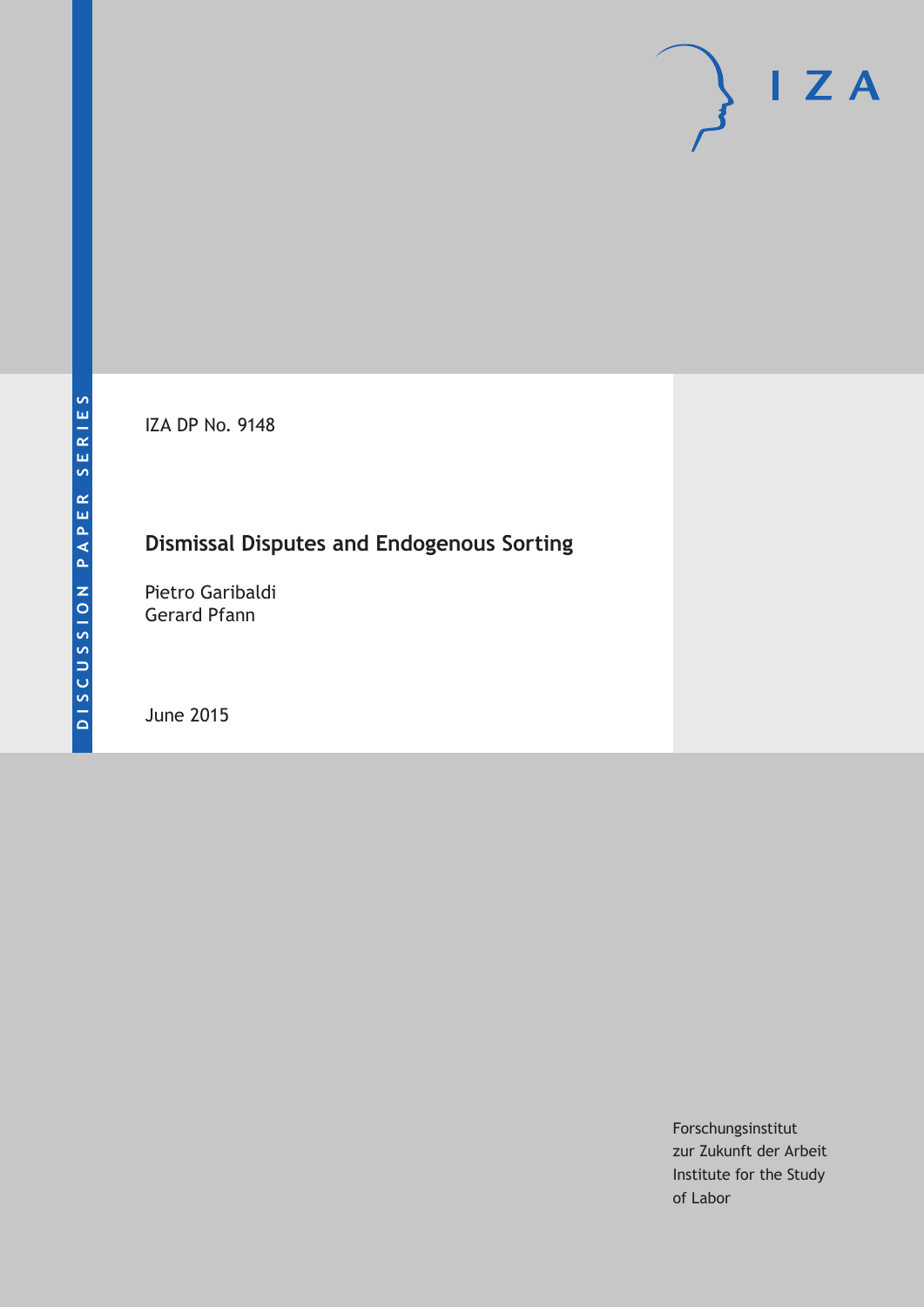DISCUSSION PAPER SERIES

IZA DP No. 9148

# Dismissal Disputes and Endogenous Sorting

Pietro Garibaldi
Gerard Pfann

June 2015

Forschungsinstitut
zur Zukunft der Arbeit
Institute for the Study
of Labor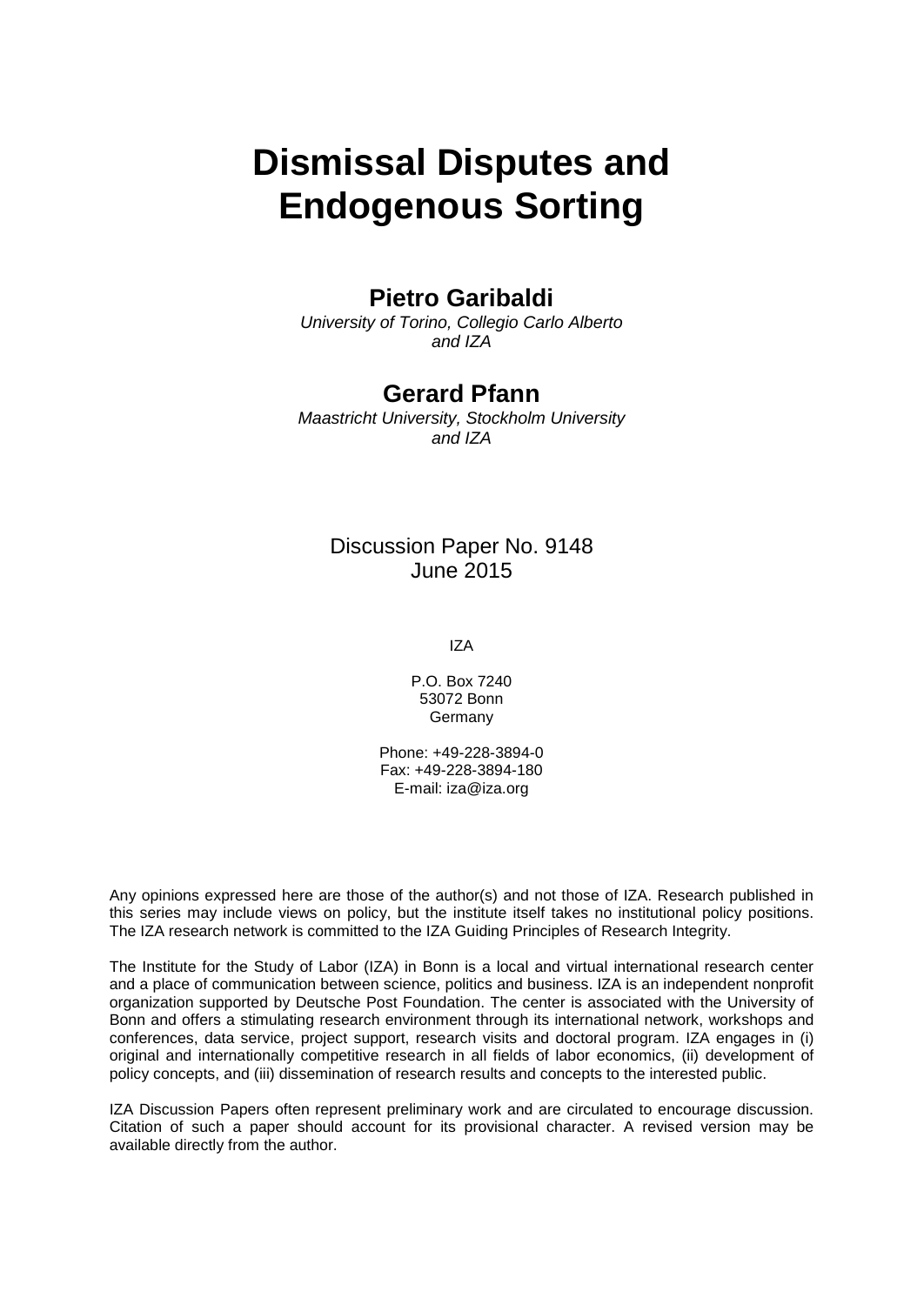# Dismissal Disputes and Endogenous Sorting

## Pietro Garibaldi

*University of Torino, Collegio Carlo Alberto and IZA*

## Gerard Pfann

*Maastricht University, Stockholm University and IZA*

Discussion Paper No. 9148
June 2015

IZA

P.O. Box 7240
53072 Bonn
Germany

Phone: +49-228-3894-0
Fax: +49-228-3894-180
E-mail: iza@iza.org

Any opinions expressed here are those of the author(s) and not those of IZA. Research published in this series may include views on policy, but the institute itself takes no institutional policy positions. The IZA research network is committed to the IZA Guiding Principles of Research Integrity.

The Institute for the Study of Labor (IZA) in Bonn is a local and virtual international research center and a place of communication between science, politics and business. IZA is an independent nonprofit organization supported by Deutsche Post Foundation. The center is associated with the University of Bonn and offers a stimulating research environment through its international network, workshops and conferences, data service, project support, research visits and doctoral program. IZA engages in (i) original and internationally competitive research in all fields of labor economics, (ii) development of policy concepts, and (iii) dissemination of research results and concepts to the interested public.

IZA Discussion Papers often represent preliminary work and are circulated to encourage discussion. Citation of such a paper should account for its provisional character. A revised version may be available directly from the author.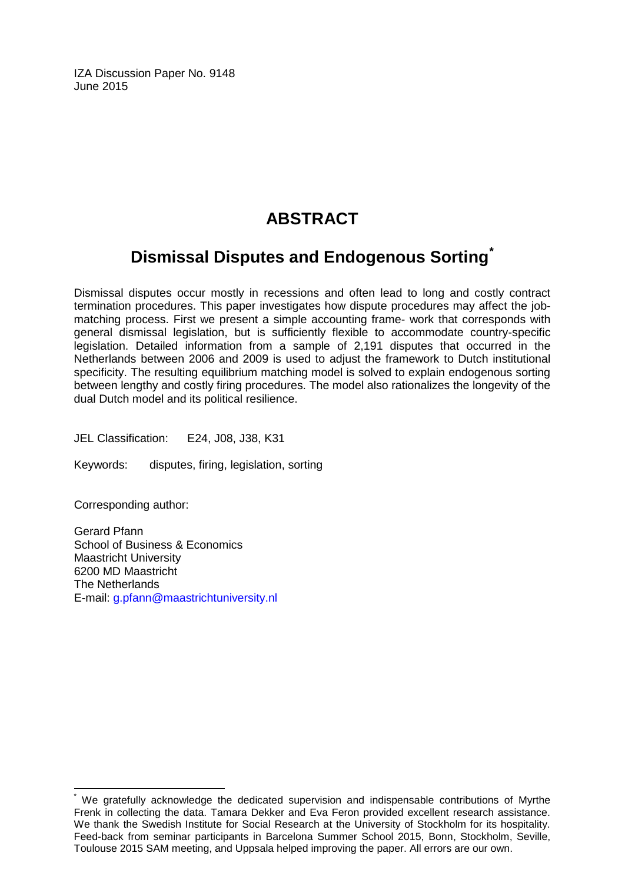IZA Discussion Paper No. 9148
June 2015

# ABSTRACT

## Dismissal Disputes and Endogenous Sorting*

Dismissal disputes occur mostly in recessions and often lead to long and costly contract termination procedures. This paper investigates how dispute procedures may affect the job-matching process. First we present a simple accounting frame- work that corresponds with general dismissal legislation, but is sufficiently flexible to accommodate country-specific legislation. Detailed information from a sample of 2,191 disputes that occurred in the Netherlands between 2006 and 2009 is used to adjust the framework to Dutch institutional specificity. The resulting equilibrium matching model is solved to explain endogenous sorting between lengthy and costly firing procedures. The model also rationalizes the longevity of the dual Dutch model and its political resilience.

JEL Classification: E24, J08, J38, K31

Keywords: disputes, firing, legislation, sorting

Corresponding author:

Gerard Pfann
School of Business & Economics
Maastricht University
6200 MD Maastricht
The Netherlands
E-mail: g.pfann@maastrichtuniversity.nl

---

* We gratefully acknowledge the dedicated supervision and indispensable contributions of Myrthe Frenk in collecting the data. Tamara Dekker and Eva Feron provided excellent research assistance. We thank the Swedish Institute for Social Research at the University of Stockholm for its hospitality. Feed-back from seminar participants in Barcelona Summer School 2015, Bonn, Stockholm, Seville, Toulouse 2015 SAM meeting, and Uppsala helped improving the paper. All errors are our own.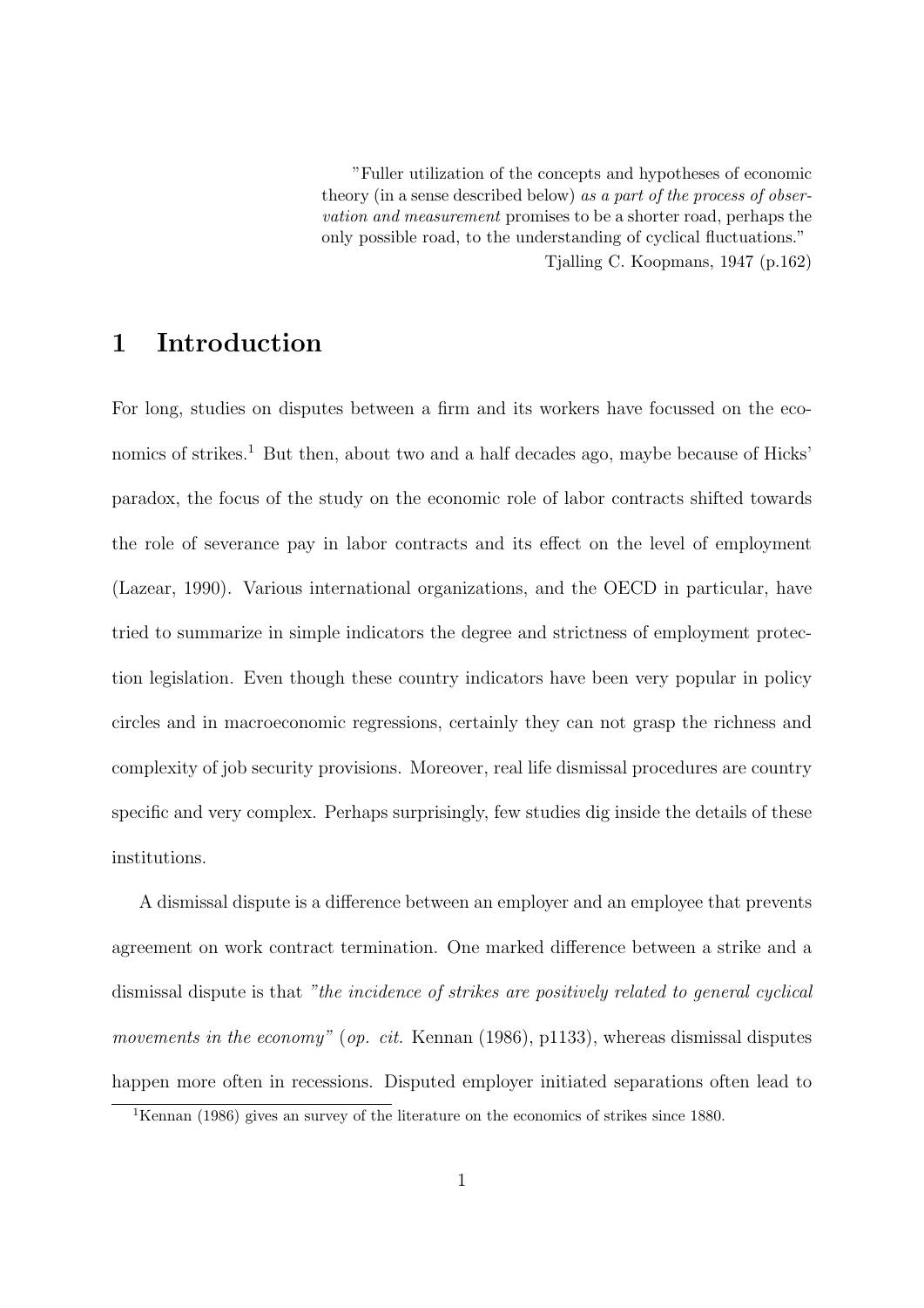> "Fuller utilization of the concepts and hypotheses of economic theory (in a sense described below) *as a part of the process of observation and measurement* promises to be a shorter road, perhaps the only possible road, to the understanding of cyclical fluctuations."
>
> Tjalling C. Koopmans, 1947 (p.162)

# 1 Introduction

For long, studies on disputes between a firm and its workers have focussed on the economics of strikes.[1] But then, about two and a half decades ago, maybe because of Hicks' paradox, the focus of the study on the economic role of labor contracts shifted towards the role of severance pay in labor contracts and its effect on the level of employment (Lazear, 1990). Various international organizations, and the OECD in particular, have tried to summarize in simple indicators the degree and strictness of employment protection legislation. Even though these country indicators have been very popular in policy circles and in macroeconomic regressions, certainly they can not grasp the richness and complexity of job security provisions. Moreover, real life dismissal procedures are country specific and very complex. Perhaps surprisingly, few studies dig inside the details of these institutions.

A dismissal dispute is a difference between an employer and an employee that prevents agreement on work contract termination. One marked difference between a strike and a dismissal dispute is that *"the incidence of strikes are positively related to general cyclical movements in the economy"* (*op. cit.* Kennan (1986), p1133), whereas dismissal disputes happen more often in recessions. Disputed employer initiated separations often lead to

[1] Kennan (1986) gives an survey of the literature on the economics of strikes since 1880.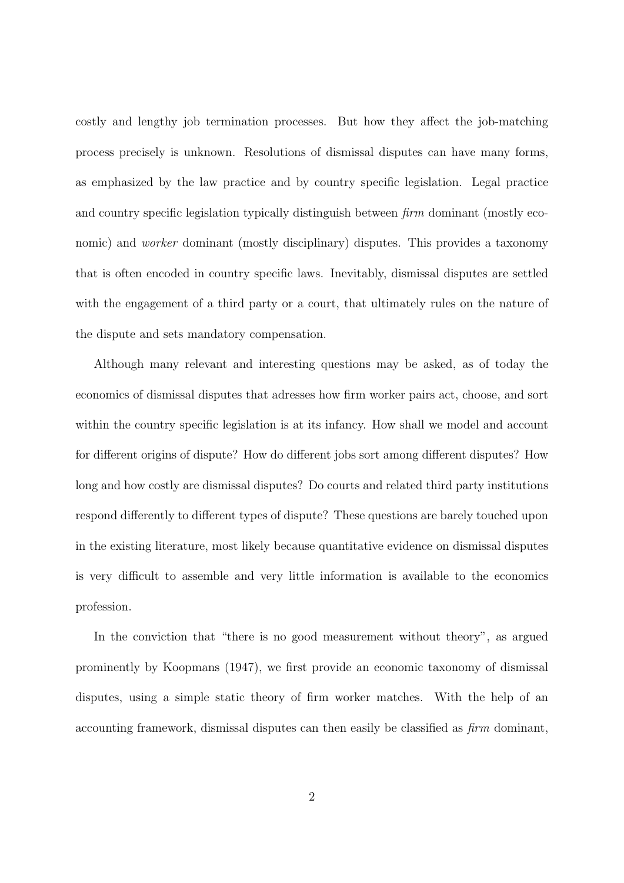costly and lengthy job termination processes. But how they affect the job-matching process precisely is unknown. Resolutions of dismissal disputes can have many forms, as emphasized by the law practice and by country specific legislation. Legal practice and country specific legislation typically distinguish between *firm* dominant (mostly economic) and *worker* dominant (mostly disciplinary) disputes. This provides a taxonomy that is often encoded in country specific laws. Inevitably, dismissal disputes are settled with the engagement of a third party or a court, that ultimately rules on the nature of the dispute and sets mandatory compensation.

Although many relevant and interesting questions may be asked, as of today the economics of dismissal disputes that adresses how firm worker pairs act, choose, and sort within the country specific legislation is at its infancy. How shall we model and account for different origins of dispute? How do different jobs sort among different disputes? How long and how costly are dismissal disputes? Do courts and related third party institutions respond differently to different types of dispute? These questions are barely touched upon in the existing literature, most likely because quantitative evidence on dismissal disputes is very difficult to assemble and very little information is available to the economics profession.

In the conviction that "there is no good measurement without theory", as argued prominently by Koopmans (1947), we first provide an economic taxonomy of dismissal disputes, using a simple static theory of firm worker matches. With the help of an accounting framework, dismissal disputes can then easily be classified as *firm* dominant,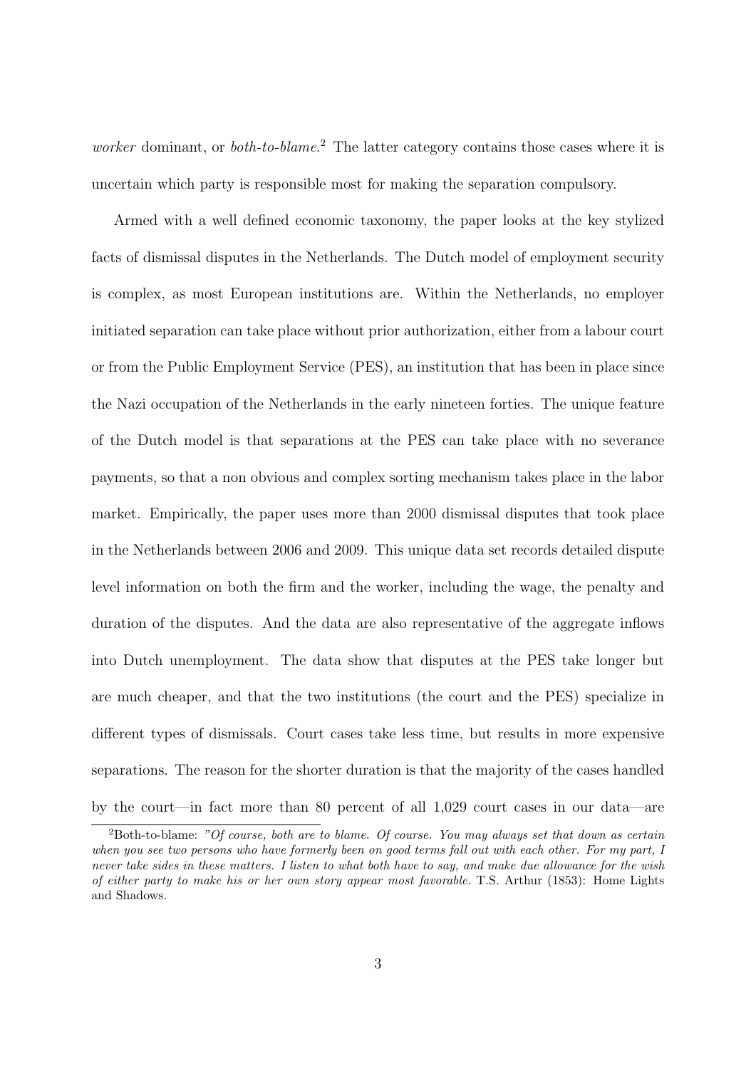*worker* dominant, or *both-to-blame*.[2] The latter category contains those cases where it is uncertain which party is responsible most for making the separation compulsory.

Armed with a well defined economic taxonomy, the paper looks at the key stylized facts of dismissal disputes in the Netherlands. The Dutch model of employment security is complex, as most European institutions are. Within the Netherlands, no employer initiated separation can take place without prior authorization, either from a labour court or from the Public Employment Service (PES), an institution that has been in place since the Nazi occupation of the Netherlands in the early nineteen forties. The unique feature of the Dutch model is that separations at the PES can take place with no severance payments, so that a non obvious and complex sorting mechanism takes place in the labor market. Empirically, the paper uses more than 2000 dismissal disputes that took place in the Netherlands between 2006 and 2009. This unique data set records detailed dispute level information on both the firm and the worker, including the wage, the penalty and duration of the disputes. And the data are also representative of the aggregate inflows into Dutch unemployment. The data show that disputes at the PES take longer but are much cheaper, and that the two institutions (the court and the PES) specialize in different types of dismissals. Court cases take less time, but results in more expensive separations. The reason for the shorter duration is that the majority of the cases handled by the court—in fact more than 80 percent of all 1,029 court cases in our data—are

[2]Both-to-blame: *"Of course, both are to blame. Of course. You may always set that down as certain when you see two persons who have formerly been on good terms fall out with each other. For my part, I never take sides in these matters. I listen to what both have to say, and make due allowance for the wish of either party to make his or her own story appear most favorable.* T.S. Arthur (1853): Home Lights and Shadows.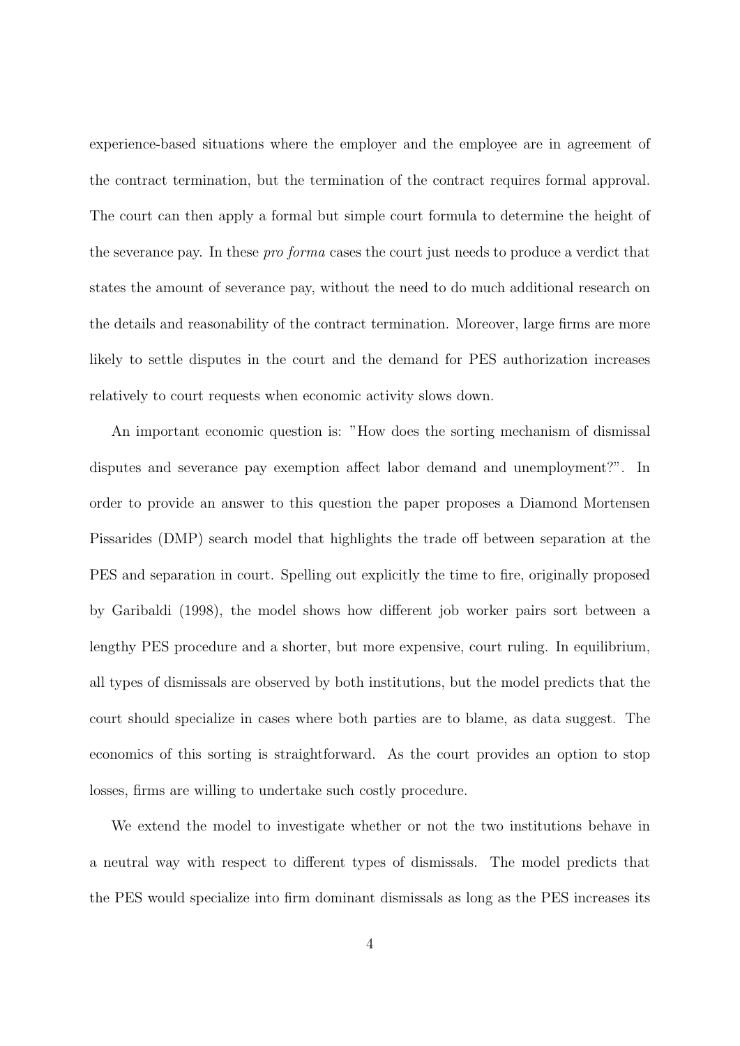experience-based situations where the employer and the employee are in agreement of the contract termination, but the termination of the contract requires formal approval. The court can then apply a formal but simple court formula to determine the height of the severance pay. In these *pro forma* cases the court just needs to produce a verdict that states the amount of severance pay, without the need to do much additional research on the details and reasonability of the contract termination. Moreover, large firms are more likely to settle disputes in the court and the demand for PES authorization increases relatively to court requests when economic activity slows down.

An important economic question is: "How does the sorting mechanism of dismissal disputes and severance pay exemption affect labor demand and unemployment?". In order to provide an answer to this question the paper proposes a Diamond Mortensen Pissarides (DMP) search model that highlights the trade off between separation at the PES and separation in court. Spelling out explicitly the time to fire, originally proposed by Garibaldi (1998), the model shows how different job worker pairs sort between a lengthy PES procedure and a shorter, but more expensive, court ruling. In equilibrium, all types of dismissals are observed by both institutions, but the model predicts that the court should specialize in cases where both parties are to blame, as data suggest. The economics of this sorting is straightforward. As the court provides an option to stop losses, firms are willing to undertake such costly procedure.

We extend the model to investigate whether or not the two institutions behave in a neutral way with respect to different types of dismissals. The model predicts that the PES would specialize into firm dominant dismissals as long as the PES increases its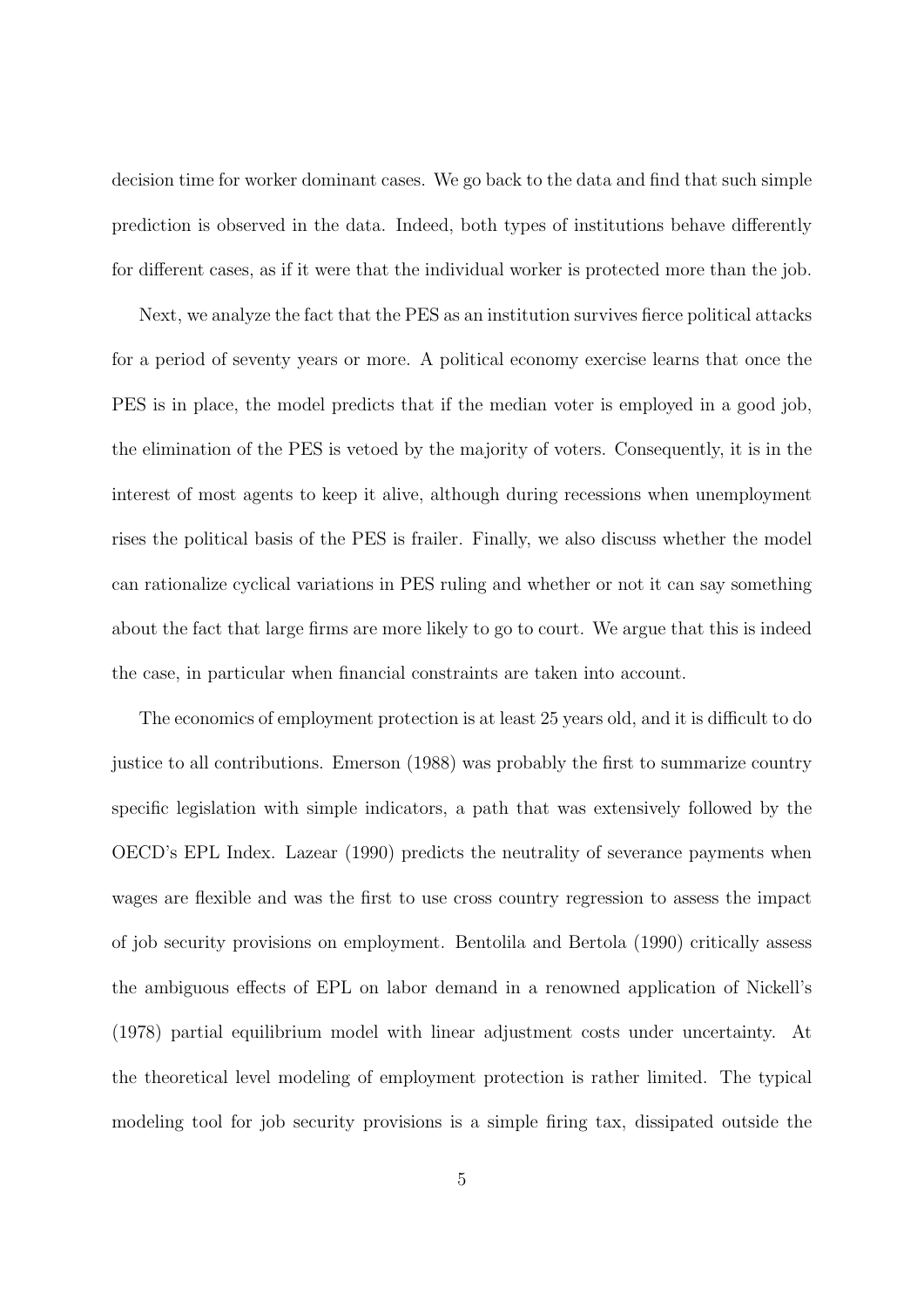decision time for worker dominant cases. We go back to the data and find that such simple prediction is observed in the data. Indeed, both types of institutions behave differently for different cases, as if it were that the individual worker is protected more than the job.

Next, we analyze the fact that the PES as an institution survives fierce political attacks for a period of seventy years or more. A political economy exercise learns that once the PES is in place, the model predicts that if the median voter is employed in a good job, the elimination of the PES is vetoed by the majority of voters. Consequently, it is in the interest of most agents to keep it alive, although during recessions when unemployment rises the political basis of the PES is frailer. Finally, we also discuss whether the model can rationalize cyclical variations in PES ruling and whether or not it can say something about the fact that large firms are more likely to go to court. We argue that this is indeed the case, in particular when financial constraints are taken into account.

The economics of employment protection is at least 25 years old, and it is difficult to do justice to all contributions. Emerson (1988) was probably the first to summarize country specific legislation with simple indicators, a path that was extensively followed by the OECD's EPL Index. Lazear (1990) predicts the neutrality of severance payments when wages are flexible and was the first to use cross country regression to assess the impact of job security provisions on employment. Bentolila and Bertola (1990) critically assess the ambiguous effects of EPL on labor demand in a renowned application of Nickell's (1978) partial equilibrium model with linear adjustment costs under uncertainty. At the theoretical level modeling of employment protection is rather limited. The typical modeling tool for job security provisions is a simple firing tax, dissipated outside the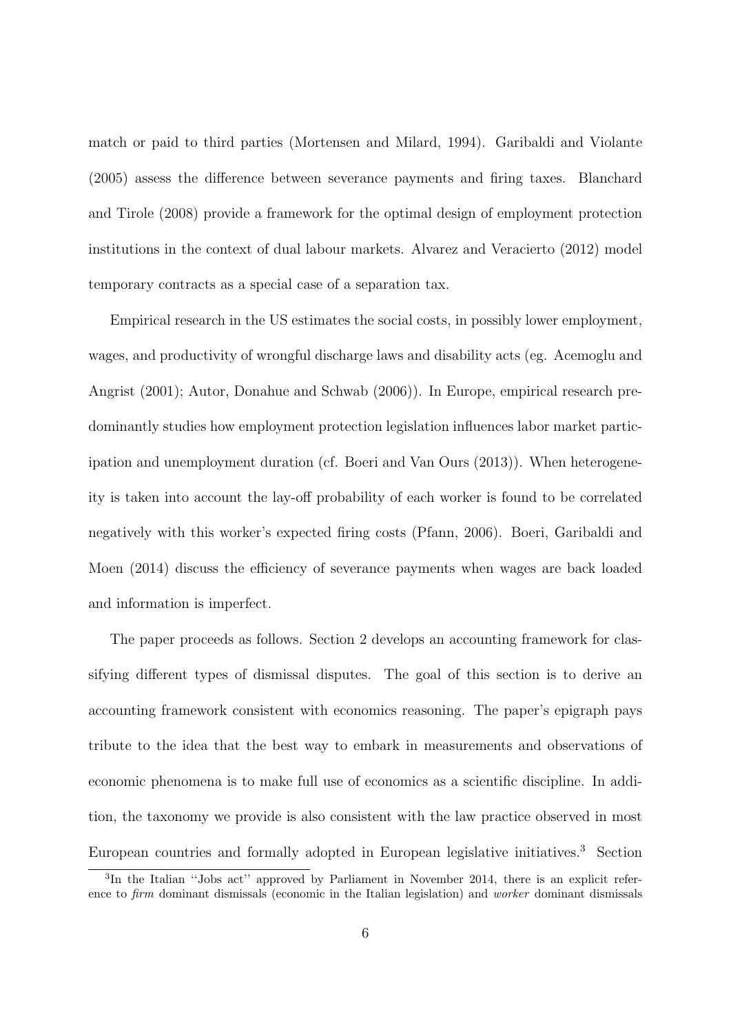match or paid to third parties (Mortensen and Milard, 1994). Garibaldi and Violante (2005) assess the difference between severance payments and firing taxes. Blanchard and Tirole (2008) provide a framework for the optimal design of employment protection institutions in the context of dual labour markets. Alvarez and Veracierto (2012) model temporary contracts as a special case of a separation tax.

Empirical research in the US estimates the social costs, in possibly lower employment, wages, and productivity of wrongful discharge laws and disability acts (eg. Acemoglu and Angrist (2001); Autor, Donahue and Schwab (2006)). In Europe, empirical research predominantly studies how employment protection legislation influences labor market participation and unemployment duration (cf. Boeri and Van Ours (2013)). When heterogeneity is taken into account the lay-off probability of each worker is found to be correlated negatively with this worker's expected firing costs (Pfann, 2006). Boeri, Garibaldi and Moen (2014) discuss the efficiency of severance payments when wages are back loaded and information is imperfect.

The paper proceeds as follows. Section 2 develops an accounting framework for classifying different types of dismissal disputes. The goal of this section is to derive an accounting framework consistent with economics reasoning. The paper's epigraph pays tribute to the idea that the best way to embark in measurements and observations of economic phenomena is to make full use of economics as a scientific discipline. In addition, the taxonomy we provide is also consistent with the law practice observed in most European countries and formally adopted in European legislative initiatives.[3] Section

[3]In the Italian "Jobs act" approved by Parliament in November 2014, there is an explicit reference to *firm* dominant dismissals (economic in the Italian legislation) and *worker* dominant dismissals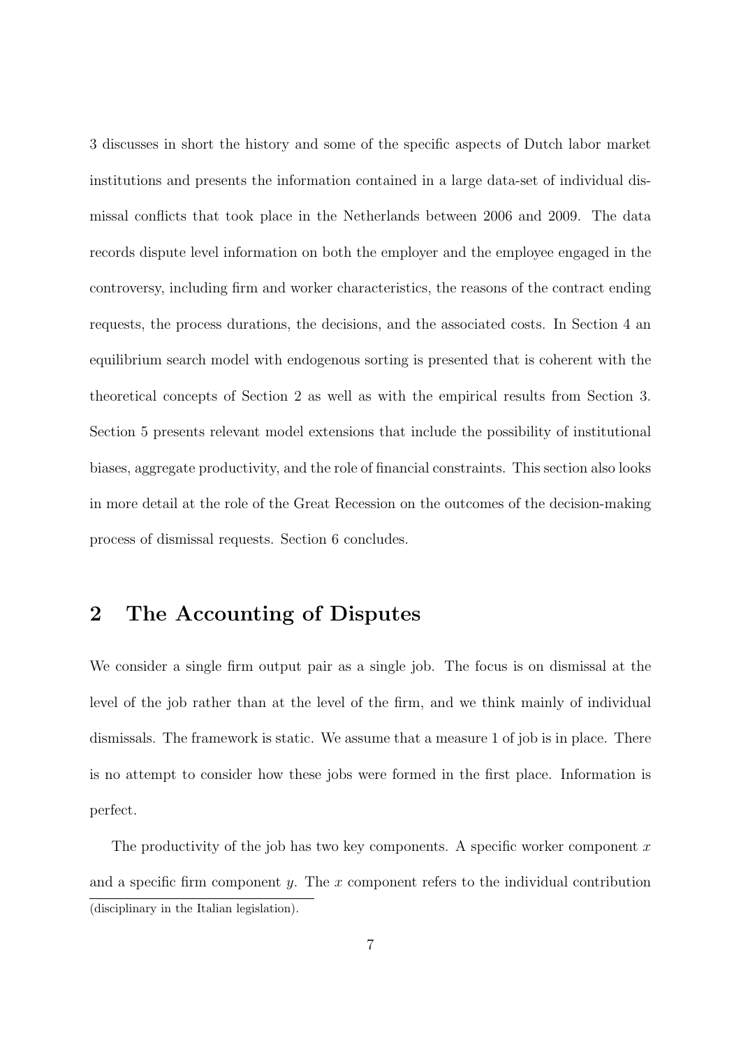3 discusses in short the history and some of the specific aspects of Dutch labor market institutions and presents the information contained in a large data-set of individual dismissal conflicts that took place in the Netherlands between 2006 and 2009. The data records dispute level information on both the employer and the employee engaged in the controversy, including firm and worker characteristics, the reasons of the contract ending requests, the process durations, the decisions, and the associated costs. In Section 4 an equilibrium search model with endogenous sorting is presented that is coherent with the theoretical concepts of Section 2 as well as with the empirical results from Section 3. Section 5 presents relevant model extensions that include the possibility of institutional biases, aggregate productivity, and the role of financial constraints. This section also looks in more detail at the role of the Great Recession on the outcomes of the decision-making process of dismissal requests. Section 6 concludes.

## 2 The Accounting of Disputes

We consider a single firm output pair as a single job. The focus is on dismissal at the level of the job rather than at the level of the firm, and we think mainly of individual dismissals. The framework is static. We assume that a measure 1 of job is in place. There is no attempt to consider how these jobs were formed in the first place. Information is perfect.

The productivity of the job has two key components. A specific worker component $x$ and a specific firm component $y$. The $x$ component refers to the individual contribution

(disciplinary in the Italian legislation).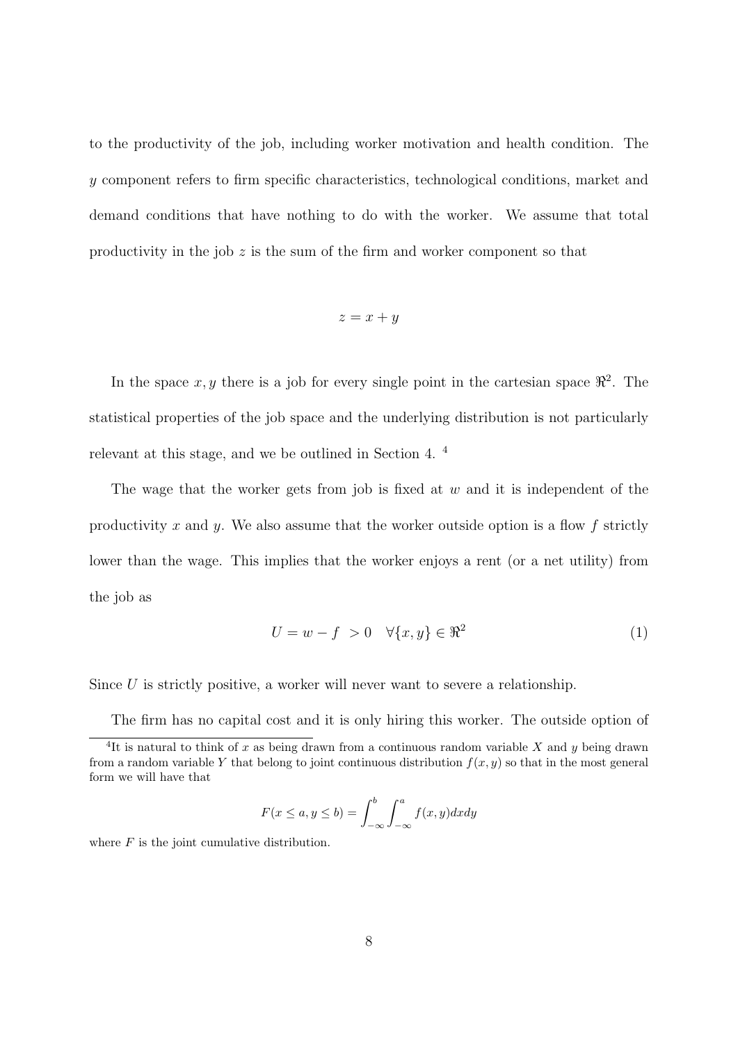to the productivity of the job, including worker motivation and health condition. The $y$ component refers to firm specific characteristics, technological conditions, market and demand conditions that have nothing to do with the worker. We assume that total productivity in the job $z$ is the sum of the firm and worker component so that

$$z = x + y$$

In the space $x, y$ there is a job for every single point in the cartesian space $\Re^2$. The statistical properties of the job space and the underlying distribution is not particularly relevant at this stage, and we be outlined in Section 4. [4]

The wage that the worker gets from job is fixed at $w$ and it is independent of the productivity $x$ and $y$. We also assume that the worker outside option is a flow $f$ strictly lower than the wage. This implies that the worker enjoys a rent (or a net utility) from the job as

$$U = w - f \ > 0 \quad \forall \{x, y\} \in \Re^2 \tag{1}$$

Since $U$ is strictly positive, a worker will never want to severe a relationship.

The firm has no capital cost and it is only hiring this worker. The outside option of

---

[4] It is natural to think of $x$ as being drawn from a continuous random variable $X$ and $y$ being drawn from a random variable $Y$ that belong to joint continuous distribution $f(x, y)$ so that in the most general form we will have that

$$F(x \leq a, y \leq b) = \int_{-\infty}^{b} \int_{-\infty}^{a} f(x, y) dx dy$$

where $F$ is the joint cumulative distribution.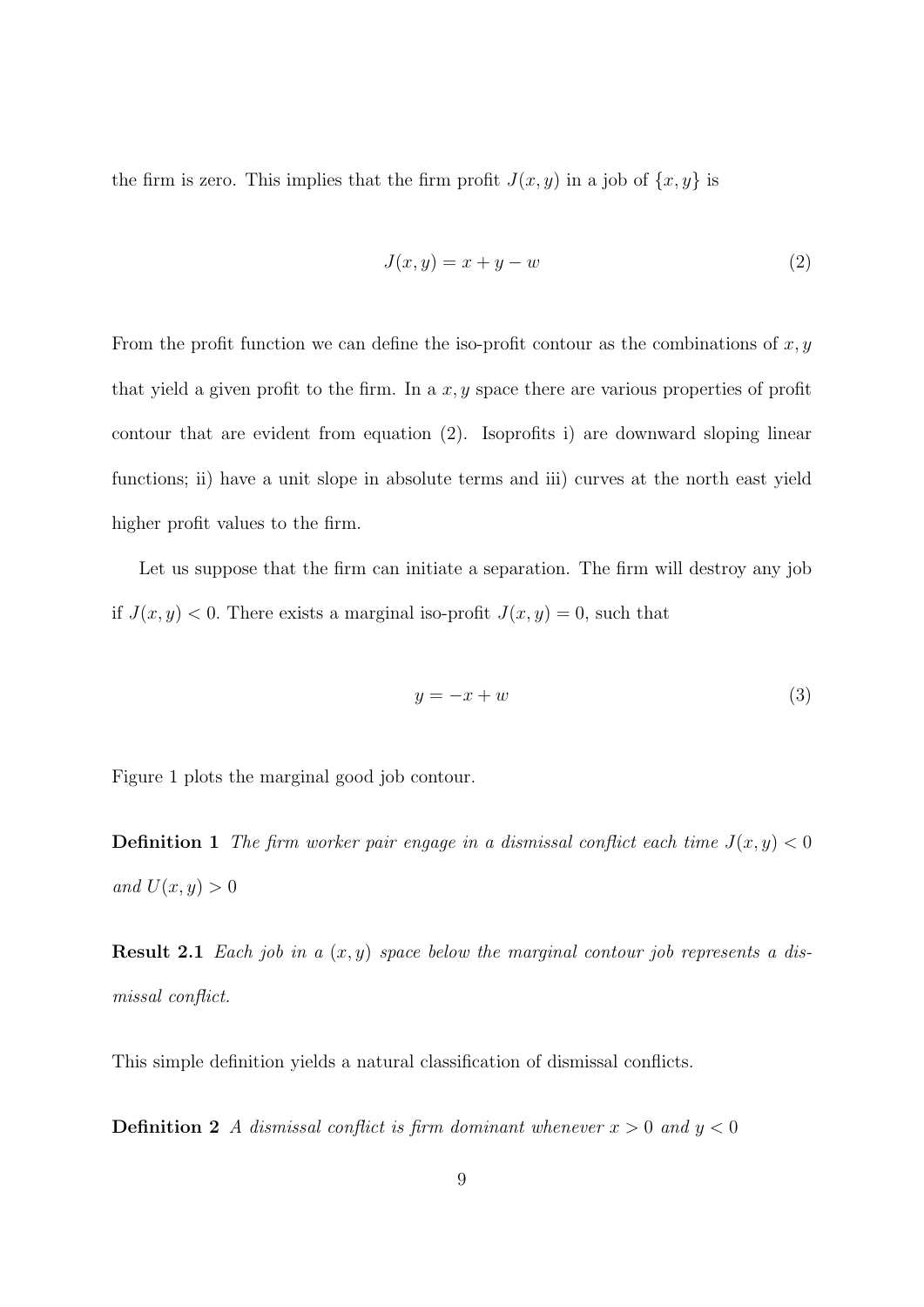the firm is zero. This implies that the firm profit $J(x, y)$ in a job of $\{x, y\}$ is

$$J(x, y) = x + y - w \tag{2}$$

From the profit function we can define the iso-profit contour as the combinations of $x, y$ that yield a given profit to the firm. In a $x, y$ space there are various properties of profit contour that are evident from equation (2). Isoprofits i) are downward sloping linear functions; ii) have a unit slope in absolute terms and iii) curves at the north east yield higher profit values to the firm.

Let us suppose that the firm can initiate a separation. The firm will destroy any job if $J(x, y) < 0$. There exists a marginal iso-profit $J(x, y) = 0$, such that

$$y = -x + w \tag{3}$$

Figure 1 plots the marginal good job contour.

**Definition 1** *The firm worker pair engage in a dismissal conflict each time $J(x, y) < 0$ and $U(x, y) > 0$*

**Result 2.1** *Each job in a $(x, y)$ space below the marginal contour job represents a dismissal conflict.*

This simple definition yields a natural classification of dismissal conflicts.

**Definition 2** *A dismissal conflict is firm dominant whenever $x > 0$ and $y < 0$*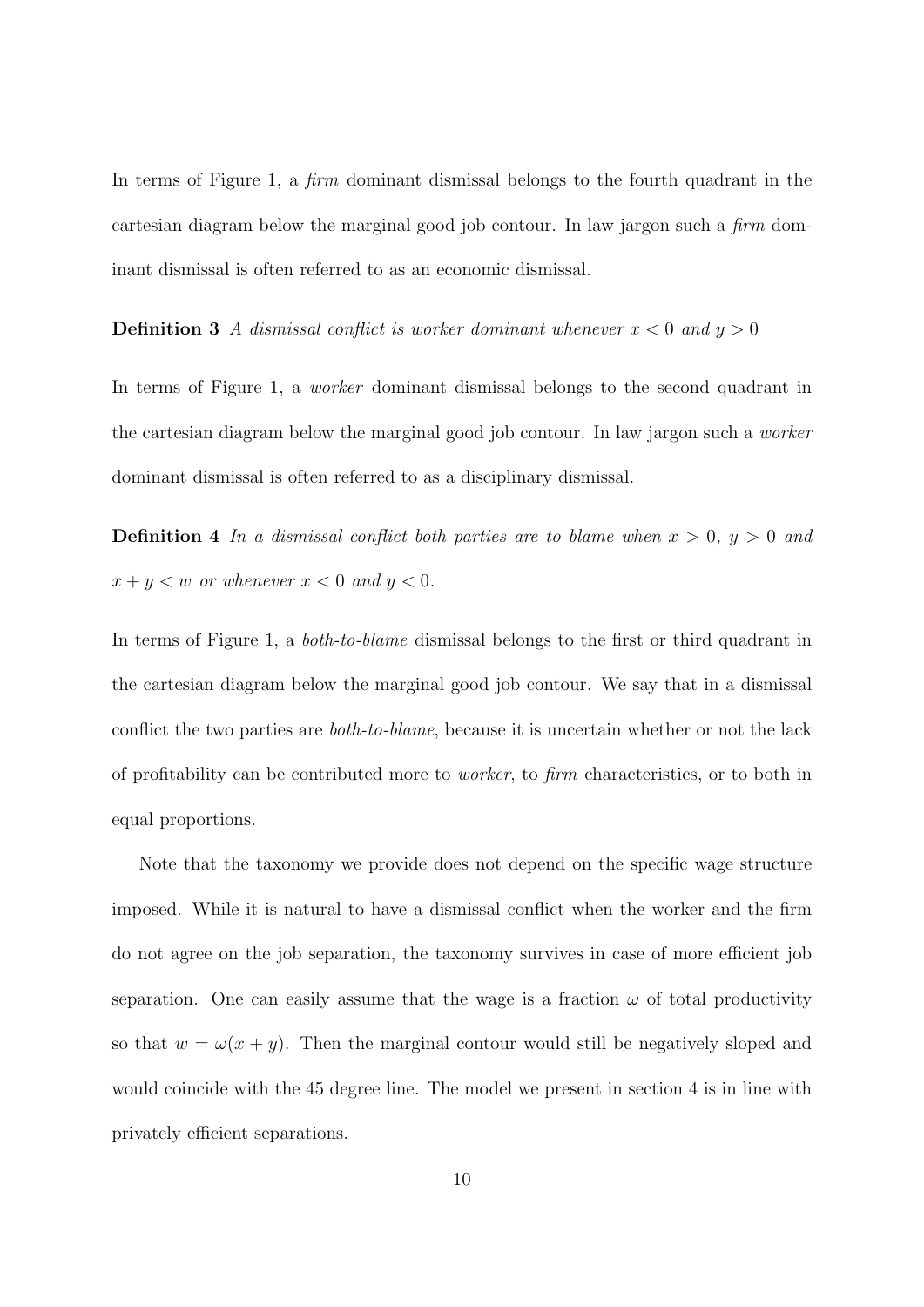In terms of Figure 1, a *firm* dominant dismissal belongs to the fourth quadrant in the cartesian diagram below the marginal good job contour. In law jargon such a *firm* dominant dismissal is often referred to as an economic dismissal.

**Definition 3** *A dismissal conflict is worker dominant whenever $x < 0$ and $y > 0$*

In terms of Figure 1, a *worker* dominant dismissal belongs to the second quadrant in the cartesian diagram below the marginal good job contour. In law jargon such a *worker* dominant dismissal is often referred to as a disciplinary dismissal.

**Definition 4** *In a dismissal conflict both parties are to blame when $x > 0$, $y > 0$ and $x + y < w$ or whenever $x < 0$ and $y < 0$.*

In terms of Figure 1, a *both-to-blame* dismissal belongs to the first or third quadrant in the cartesian diagram below the marginal good job contour. We say that in a dismissal conflict the two parties are *both-to-blame*, because it is uncertain whether or not the lack of profitability can be contributed more to *worker*, to *firm* characteristics, or to both in equal proportions.

Note that the taxonomy we provide does not depend on the specific wage structure imposed. While it is natural to have a dismissal conflict when the worker and the firm do not agree on the job separation, the taxonomy survives in case of more efficient job separation. One can easily assume that the wage is a fraction $\omega$ of total productivity so that $w = \omega(x + y)$. Then the marginal contour would still be negatively sloped and would coincide with the 45 degree line. The model we present in section 4 is in line with privately efficient separations.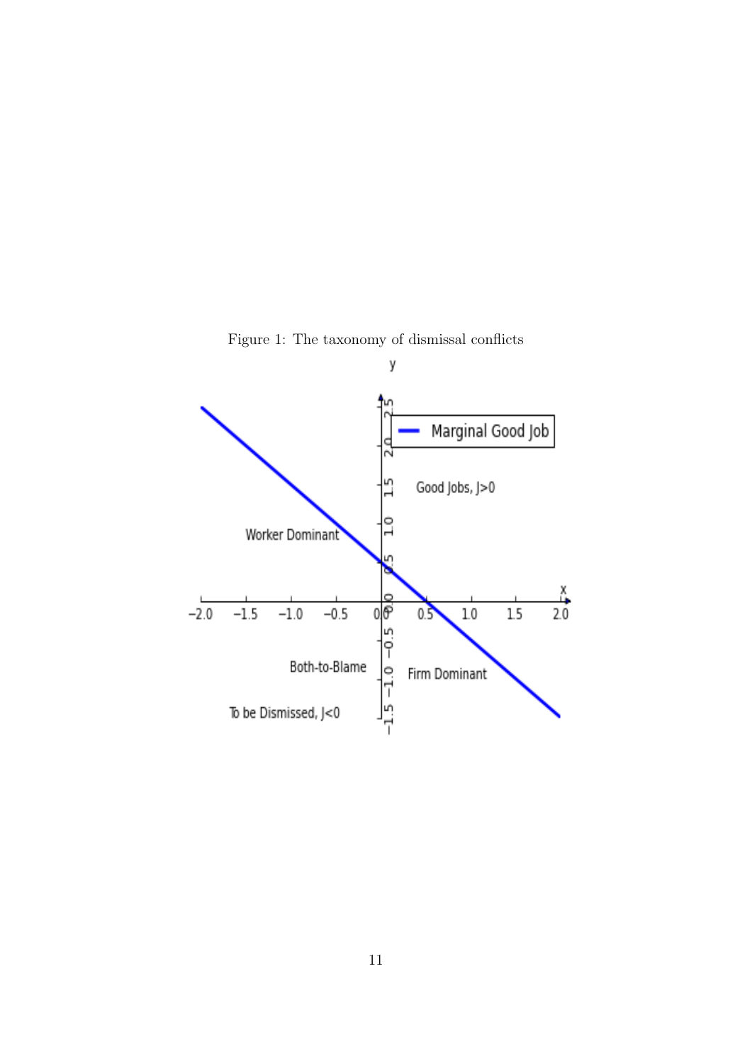Figure 1: The taxonomy of dismissal conflicts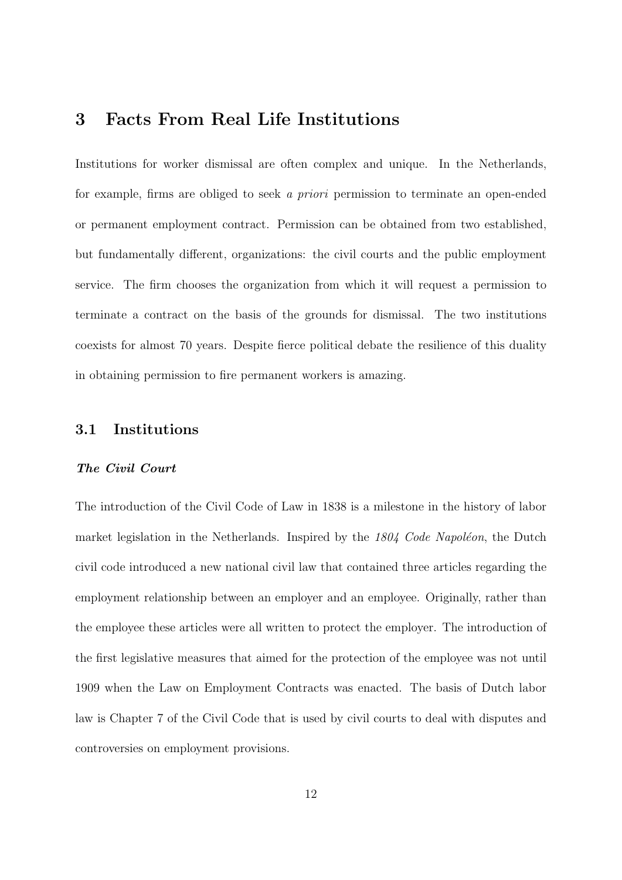# 3 Facts From Real Life Institutions

Institutions for worker dismissal are often complex and unique. In the Netherlands, for example, firms are obliged to seek *a priori* permission to terminate an open-ended or permanent employment contract. Permission can be obtained from two established, but fundamentally different, organizations: the civil courts and the public employment service. The firm chooses the organization from which it will request a permission to terminate a contract on the basis of the grounds for dismissal. The two institutions coexists for almost 70 years. Despite fierce political debate the resilience of this duality in obtaining permission to fire permanent workers is amazing.

## 3.1 Institutions

***The Civil Court***

The introduction of the Civil Code of Law in 1838 is a milestone in the history of labor market legislation in the Netherlands. Inspired by the *1804 Code Napoléon*, the Dutch civil code introduced a new national civil law that contained three articles regarding the employment relationship between an employer and an employee. Originally, rather than the employee these articles were all written to protect the employer. The introduction of the first legislative measures that aimed for the protection of the employee was not until 1909 when the Law on Employment Contracts was enacted. The basis of Dutch labor law is Chapter 7 of the Civil Code that is used by civil courts to deal with disputes and controversies on employment provisions.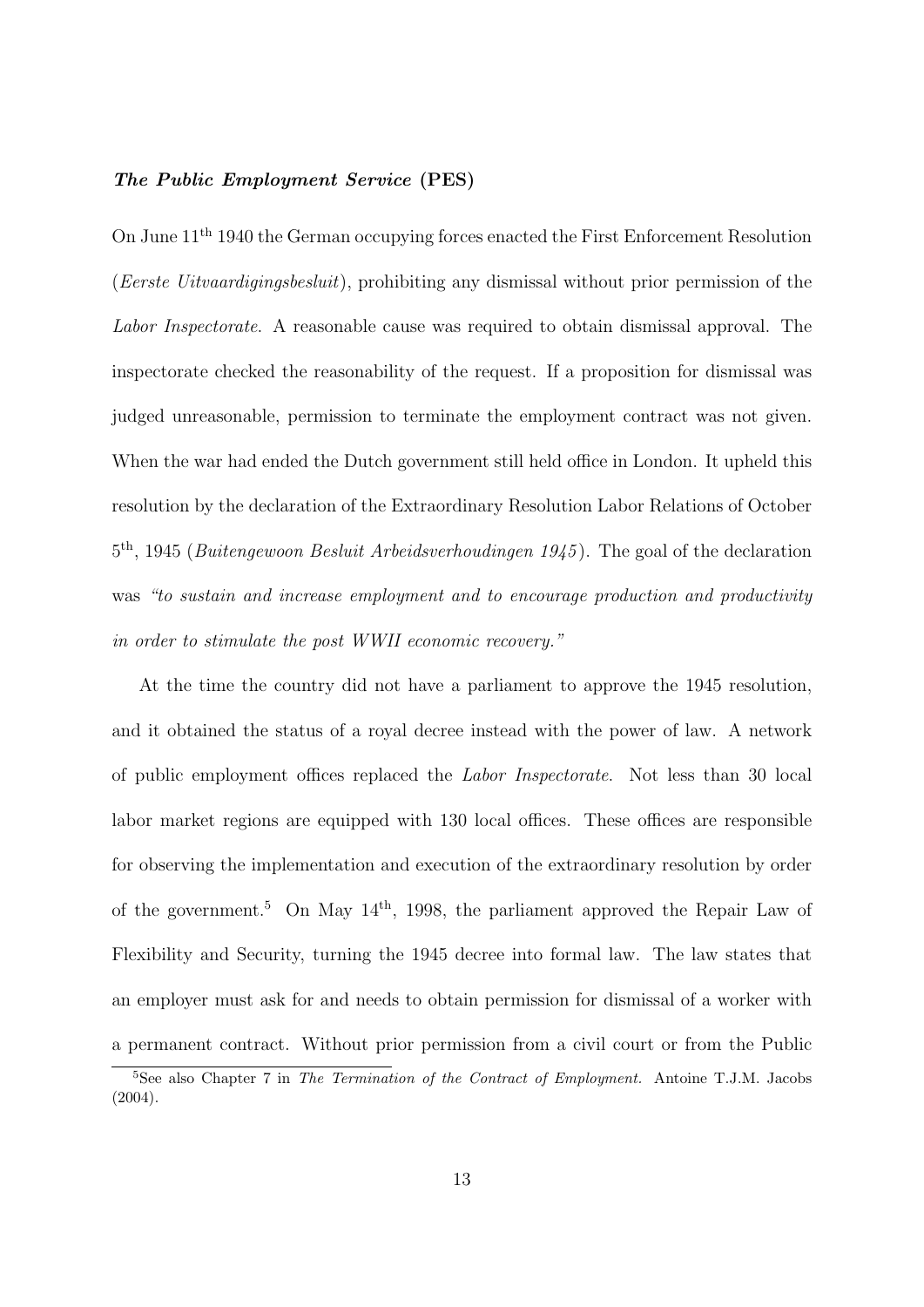***The Public Employment Service* (PES)**

On June 11th 1940 the German occupying forces enacted the First Enforcement Resolution (*Eerste Uitvaardigingsbesluit*), prohibiting any dismissal without prior permission of the *Labor Inspectorate*. A reasonable cause was required to obtain dismissal approval. The inspectorate checked the reasonability of the request. If a proposition for dismissal was judged unreasonable, permission to terminate the employment contract was not given. When the war had ended the Dutch government still held office in London. It upheld this resolution by the declaration of the Extraordinary Resolution Labor Relations of October 5th, 1945 (*Buitengewoon Besluit Arbeidsverhoudingen 1945*). The goal of the declaration was *"to sustain and increase employment and to encourage production and productivity in order to stimulate the post WWII economic recovery."*

At the time the country did not have a parliament to approve the 1945 resolution, and it obtained the status of a royal decree instead with the power of law. A network of public employment offices replaced the *Labor Inspectorate*. Not less than 30 local labor market regions are equipped with 130 local offices. These offices are responsible for observing the implementation and execution of the extraordinary resolution by order of the government.[5] On May 14th, 1998, the parliament approved the Repair Law of Flexibility and Security, turning the 1945 decree into formal law. The law states that an employer must ask for and needs to obtain permission for dismissal of a worker with a permanent contract. Without prior permission from a civil court or from the Public

[5]See also Chapter 7 in *The Termination of the Contract of Employment.* Antoine T.J.M. Jacobs (2004).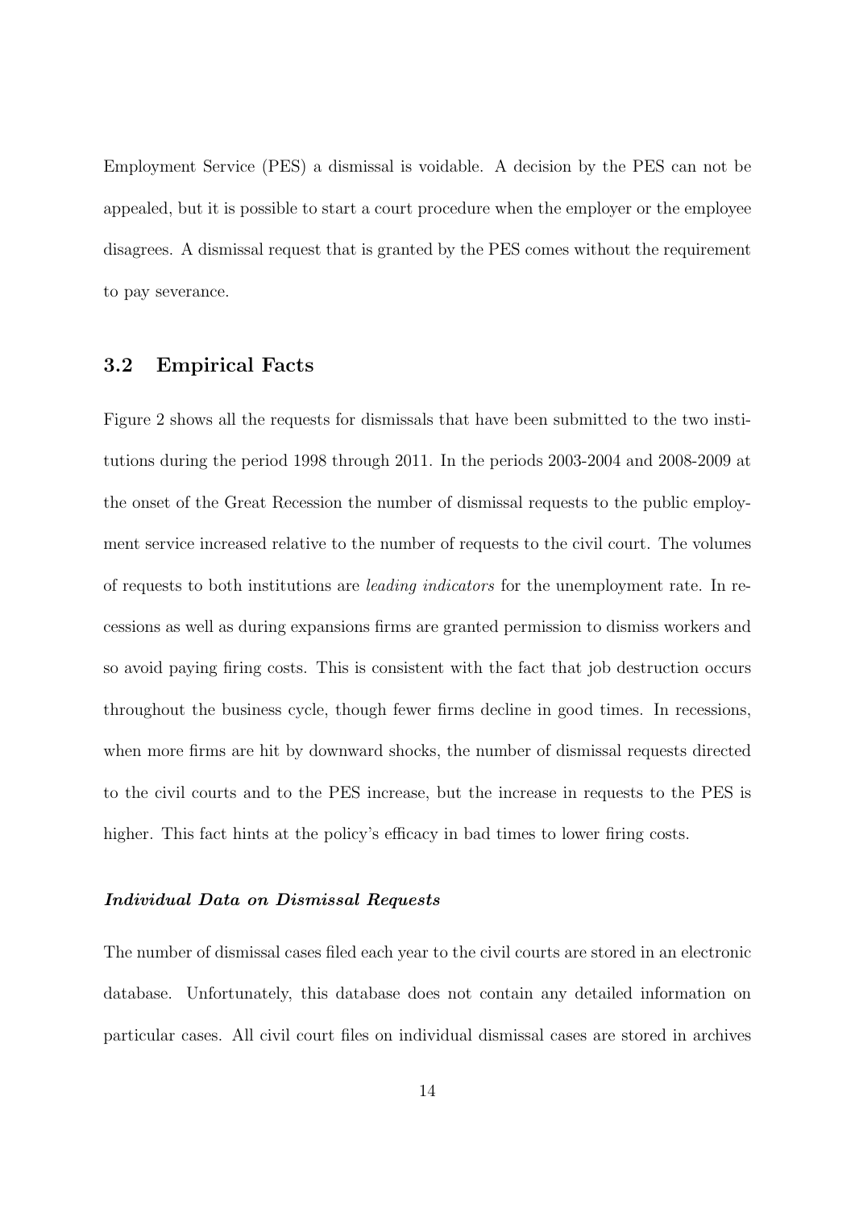Employment Service (PES) a dismissal is voidable. A decision by the PES can not be appealed, but it is possible to start a court procedure when the employer or the employee disagrees. A dismissal request that is granted by the PES comes without the requirement to pay severance.

## 3.2 Empirical Facts

Figure 2 shows all the requests for dismissals that have been submitted to the two institutions during the period 1998 through 2011. In the periods 2003-2004 and 2008-2009 at the onset of the Great Recession the number of dismissal requests to the public employment service increased relative to the number of requests to the civil court. The volumes of requests to both institutions are *leading indicators* for the unemployment rate. In recessions as well as during expansions firms are granted permission to dismiss workers and so avoid paying firing costs. This is consistent with the fact that job destruction occurs throughout the business cycle, though fewer firms decline in good times. In recessions, when more firms are hit by downward shocks, the number of dismissal requests directed to the civil courts and to the PES increase, but the increase in requests to the PES is higher. This fact hints at the policy's efficacy in bad times to lower firing costs.

#### *Individual Data on Dismissal Requests*

The number of dismissal cases filed each year to the civil courts are stored in an electronic database. Unfortunately, this database does not contain any detailed information on particular cases. All civil court files on individual dismissal cases are stored in archives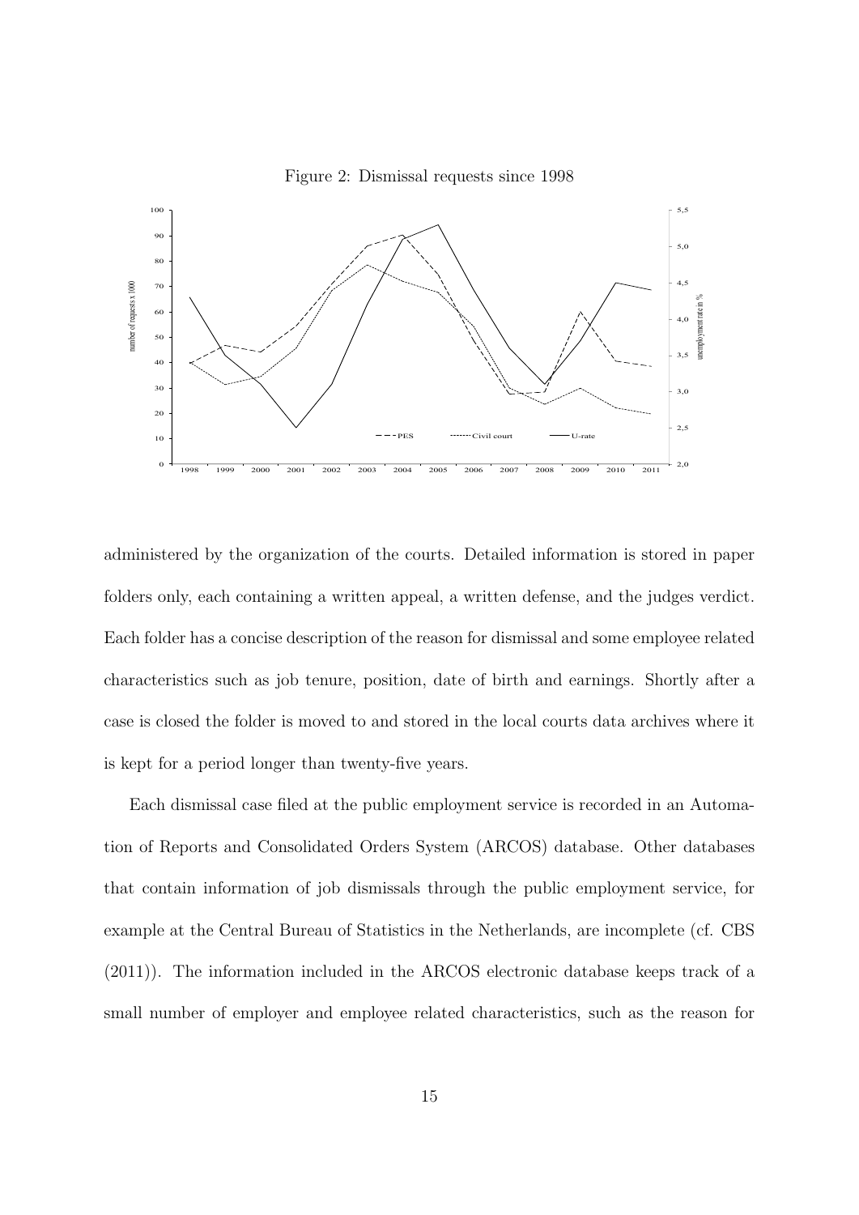Figure 2: Dismissal requests since 1998

administered by the organization of the courts. Detailed information is stored in paper folders only, each containing a written appeal, a written defense, and the judges verdict. Each folder has a concise description of the reason for dismissal and some employee related characteristics such as job tenure, position, date of birth and earnings. Shortly after a case is closed the folder is moved to and stored in the local courts data archives where it is kept for a period longer than twenty-five years.

Each dismissal case filed at the public employment service is recorded in an Automation of Reports and Consolidated Orders System (ARCOS) database. Other databases that contain information of job dismissals through the public employment service, for example at the Central Bureau of Statistics in the Netherlands, are incomplete (cf. CBS (2011)). The information included in the ARCOS electronic database keeps track of a small number of employer and employee related characteristics, such as the reason for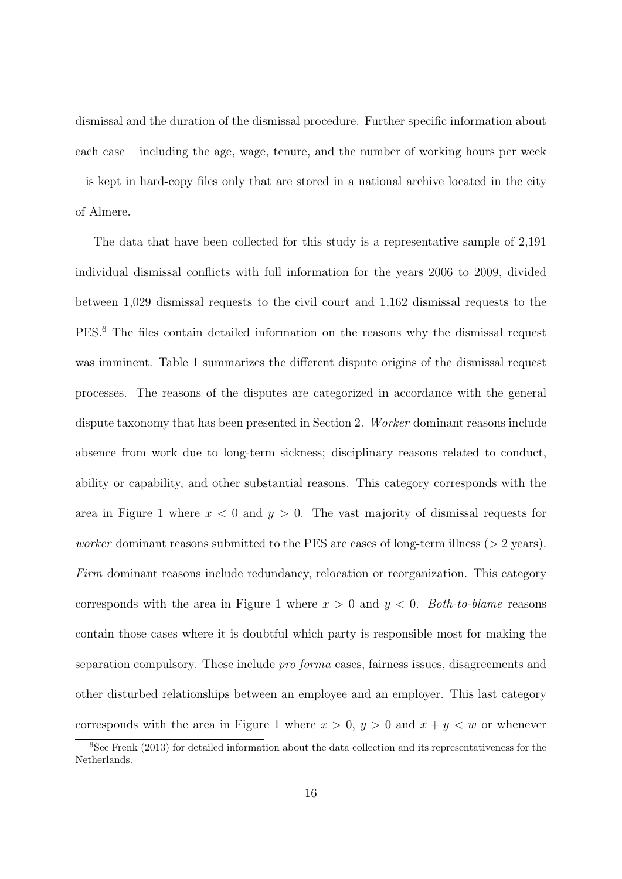dismissal and the duration of the dismissal procedure. Further specific information about each case – including the age, wage, tenure, and the number of working hours per week – is kept in hard-copy files only that are stored in a national archive located in the city of Almere.

The data that have been collected for this study is a representative sample of 2,191 individual dismissal conflicts with full information for the years 2006 to 2009, divided between 1,029 dismissal requests to the civil court and 1,162 dismissal requests to the PES.[6] The files contain detailed information on the reasons why the dismissal request was imminent. Table 1 summarizes the different dispute origins of the dismissal request processes. The reasons of the disputes are categorized in accordance with the general dispute taxonomy that has been presented in Section 2. *Worker* dominant reasons include absence from work due to long-term sickness; disciplinary reasons related to conduct, ability or capability, and other substantial reasons. This category corresponds with the area in Figure 1 where $x < 0$ and $y > 0$. The vast majority of dismissal requests for *worker* dominant reasons submitted to the PES are cases of long-term illness ($> 2$ years). *Firm* dominant reasons include redundancy, relocation or reorganization. This category corresponds with the area in Figure 1 where $x > 0$ and $y < 0$. *Both-to-blame* reasons contain those cases where it is doubtful which party is responsible most for making the separation compulsory. These include *pro forma* cases, fairness issues, disagreements and other disturbed relationships between an employee and an employer. This last category corresponds with the area in Figure 1 where $x > 0$, $y > 0$ and $x + y < w$ or whenever

[6]See Frenk (2013) for detailed information about the data collection and its representativeness for the Netherlands.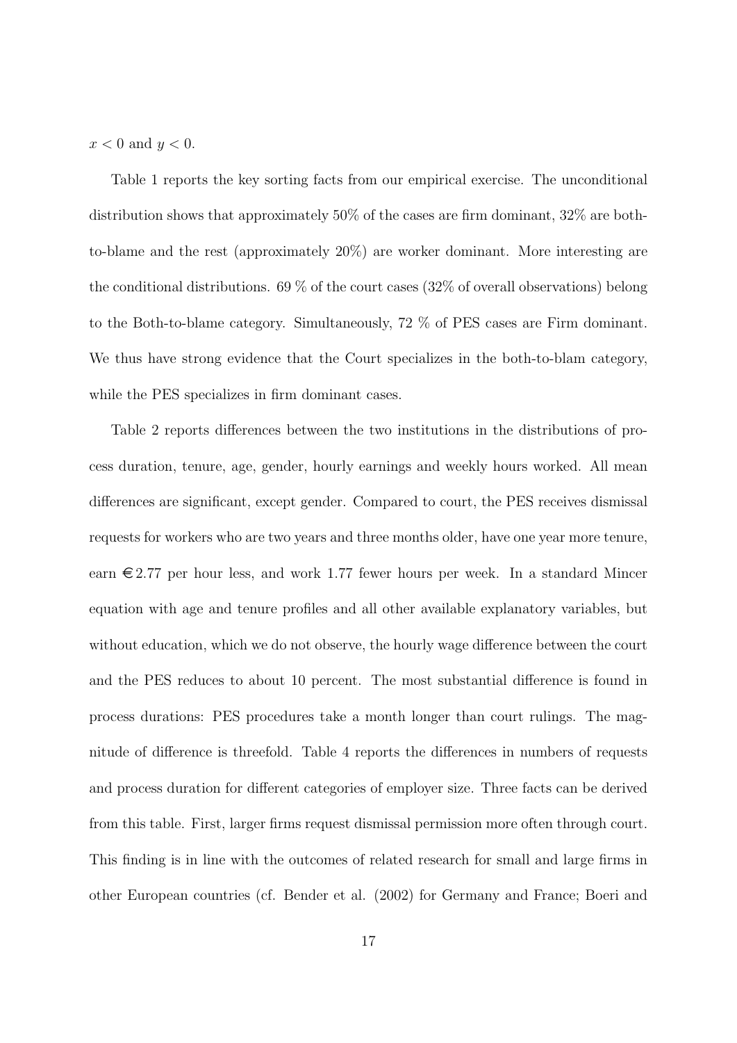$x < 0$ and $y < 0$.

Table 1 reports the key sorting facts from our empirical exercise. The unconditional distribution shows that approximately 50% of the cases are firm dominant, 32% are both-to-blame and the rest (approximately 20%) are worker dominant. More interesting are the conditional distributions. 69 % of the court cases (32% of overall observations) belong to the Both-to-blame category. Simultaneously, 72 % of PES cases are Firm dominant. We thus have strong evidence that the Court specializes in the both-to-blam category, while the PES specializes in firm dominant cases.

Table 2 reports differences between the two institutions in the distributions of process duration, tenure, age, gender, hourly earnings and weekly hours worked. All mean differences are significant, except gender. Compared to court, the PES receives dismissal requests for workers who are two years and three months older, have one year more tenure, earn €2.77 per hour less, and work 1.77 fewer hours per week. In a standard Mincer equation with age and tenure profiles and all other available explanatory variables, but without education, which we do not observe, the hourly wage difference between the court and the PES reduces to about 10 percent. The most substantial difference is found in process durations: PES procedures take a month longer than court rulings. The magnitude of difference is threefold. Table 4 reports the differences in numbers of requests and process duration for different categories of employer size. Three facts can be derived from this table. First, larger firms request dismissal permission more often through court. This finding is in line with the outcomes of related research for small and large firms in other European countries (cf. Bender et al. (2002) for Germany and France; Boeri and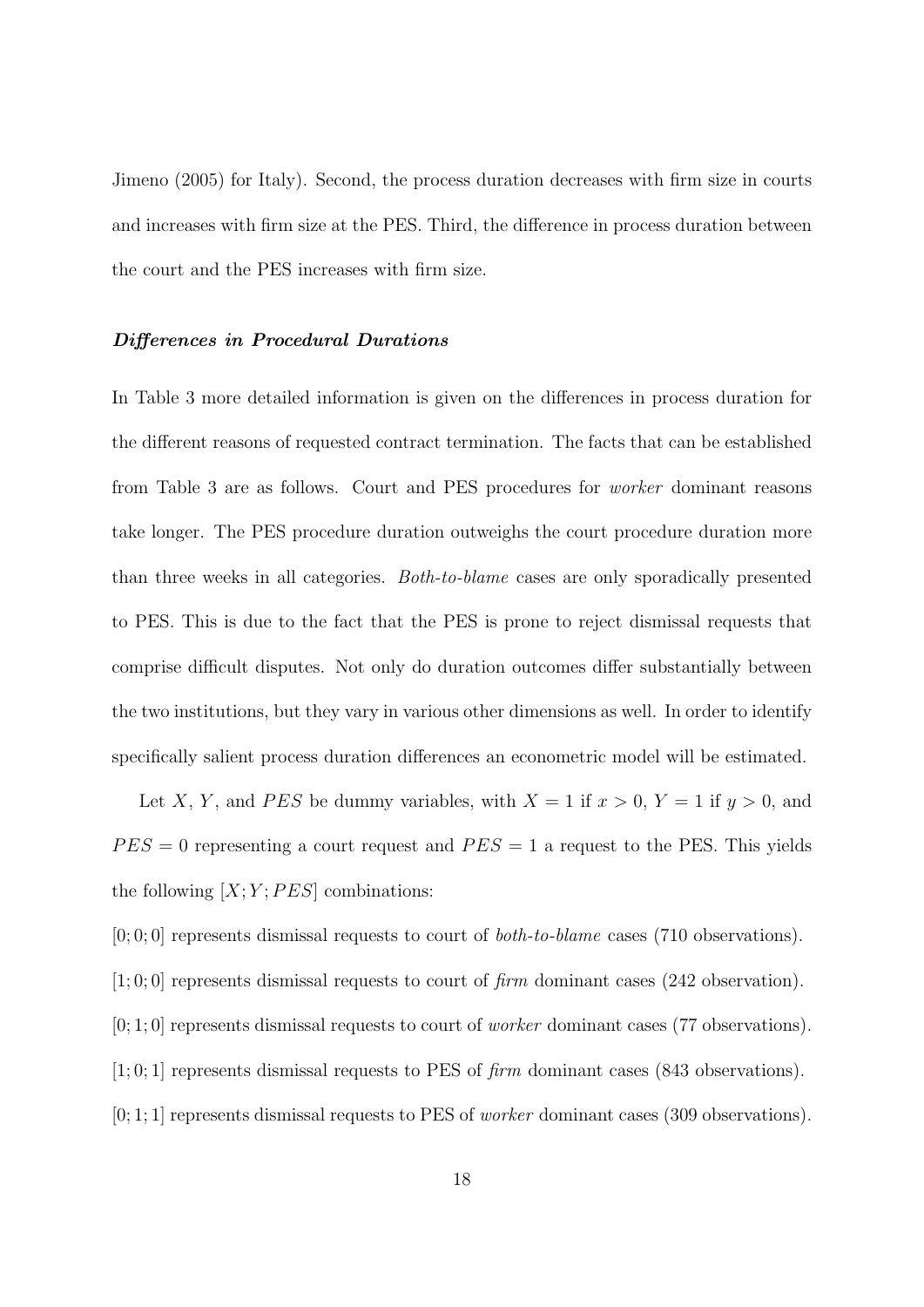Jimeno (2005) for Italy). Second, the process duration decreases with firm size in courts and increases with firm size at the PES. Third, the difference in process duration between the court and the PES increases with firm size.

#### ***Differences in Procedural Durations***

In Table 3 more detailed information is given on the differences in process duration for the different reasons of requested contract termination. The facts that can be established from Table 3 are as follows. Court and PES procedures for *worker* dominant reasons take longer. The PES procedure duration outweighs the court procedure duration more than three weeks in all categories. *Both-to-blame* cases are only sporadically presented to PES. This is due to the fact that the PES is prone to reject dismissal requests that comprise difficult disputes. Not only do duration outcomes differ substantially between the two institutions, but they vary in various other dimensions as well. In order to identify specifically salient process duration differences an econometric model will be estimated.

Let $X$, $Y$, and $PES$ be dummy variables, with $X = 1$ if $x > 0$, $Y = 1$ if $y > 0$, and $PES = 0$ representing a court request and $PES = 1$ a request to the PES. This yields the following $[X; Y; PES]$ combinations:

$[0; 0; 0]$ represents dismissal requests to court of *both-to-blame* cases (710 observations).

$[1; 0; 0]$ represents dismissal requests to court of *firm* dominant cases (242 observation).

$[0; 1; 0]$ represents dismissal requests to court of *worker* dominant cases (77 observations).

$[1; 0; 1]$ represents dismissal requests to PES of *firm* dominant cases (843 observations).

$[0; 1; 1]$ represents dismissal requests to PES of *worker* dominant cases (309 observations).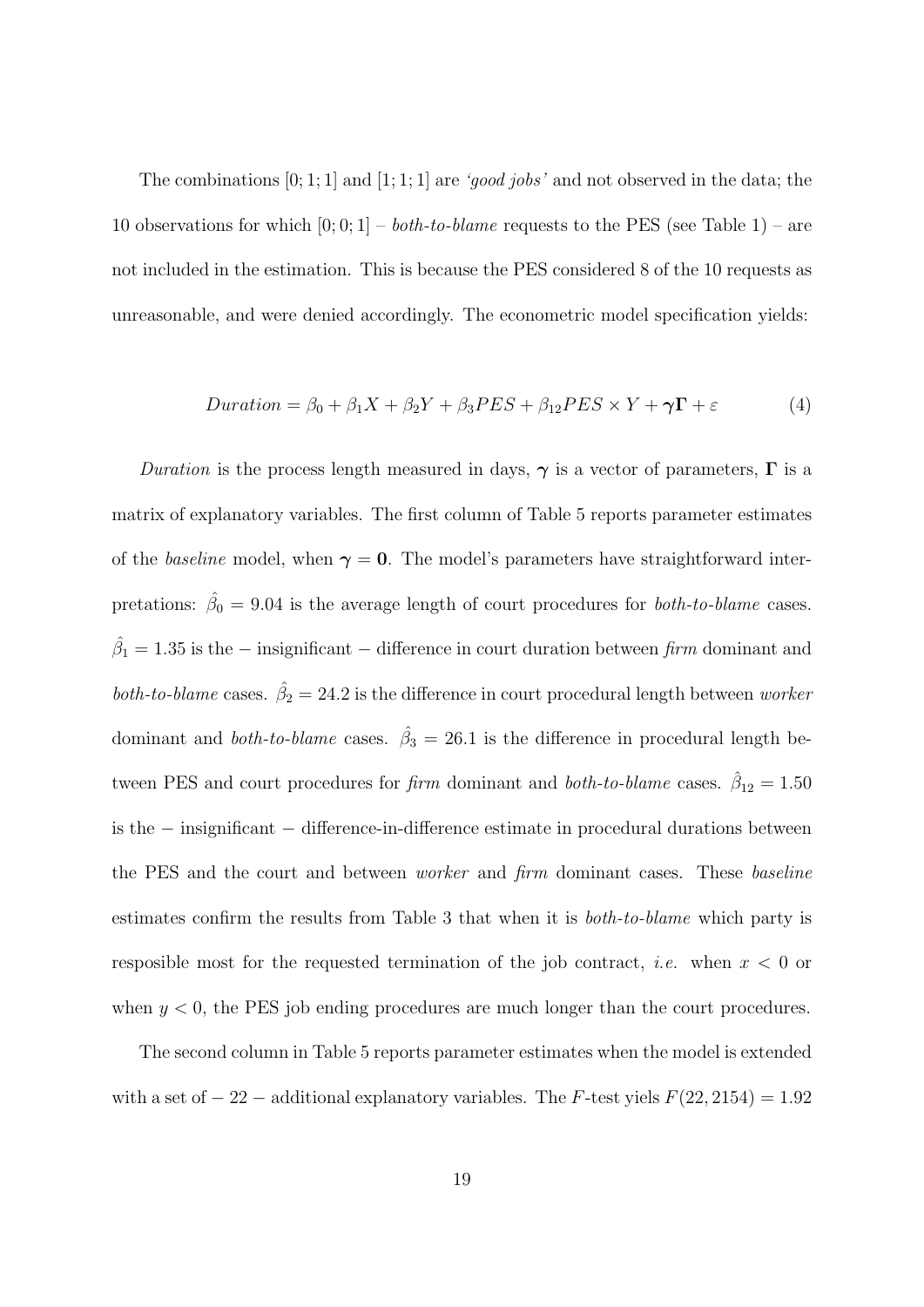The combinations $[0; 1; 1]$ and $[1; 1; 1]$ are *'good jobs'* and not observed in the data; the 10 observations for which $[0; 0; 1]$ – *both-to-blame* requests to the PES (see Table 1) – are not included in the estimation. This is because the PES considered 8 of the 10 requests as unreasonable, and were denied accordingly. The econometric model specification yields:

$$Duration = \beta_0 + \beta_1 X + \beta_2 Y + \beta_3 PES + \beta_{12} PES \times Y + \boldsymbol{\gamma}\boldsymbol{\Gamma} + \varepsilon \tag{4}$$

*Duration* is the process length measured in days, $\boldsymbol{\gamma}$ is a vector of parameters, $\boldsymbol{\Gamma}$ is a matrix of explanatory variables. The first column of Table 5 reports parameter estimates of the *baseline* model, when $\boldsymbol{\gamma} = \mathbf{0}$. The model's parameters have straightforward interpretations: $\hat{\beta}_0 = 9.04$ is the average length of court procedures for *both-to-blame* cases. $\hat{\beta}_1 = 1.35$ is the $-$ insignificant $-$ difference in court duration between *firm* dominant and *both-to-blame* cases. $\hat{\beta}_2 = 24.2$ is the difference in court procedural length between *worker* dominant and *both-to-blame* cases. $\hat{\beta}_3 = 26.1$ is the difference in procedural length between PES and court procedures for *firm* dominant and *both-to-blame* cases. $\hat{\beta}_{12} = 1.50$ is the $-$ insignificant $-$ difference-in-difference estimate in procedural durations between the PES and the court and between *worker* and *firm* dominant cases. These *baseline* estimates confirm the results from Table 3 that when it is *both-to-blame* which party is resposible most for the requested termination of the job contract, *i.e.* when $x < 0$ or when $y < 0$, the PES job ending procedures are much longer than the court procedures.

The second column in Table 5 reports parameter estimates when the model is extended with a set of $-$ 22 $-$ additional explanatory variables. The $F$-test yiels $F(22, 2154) = 1.92$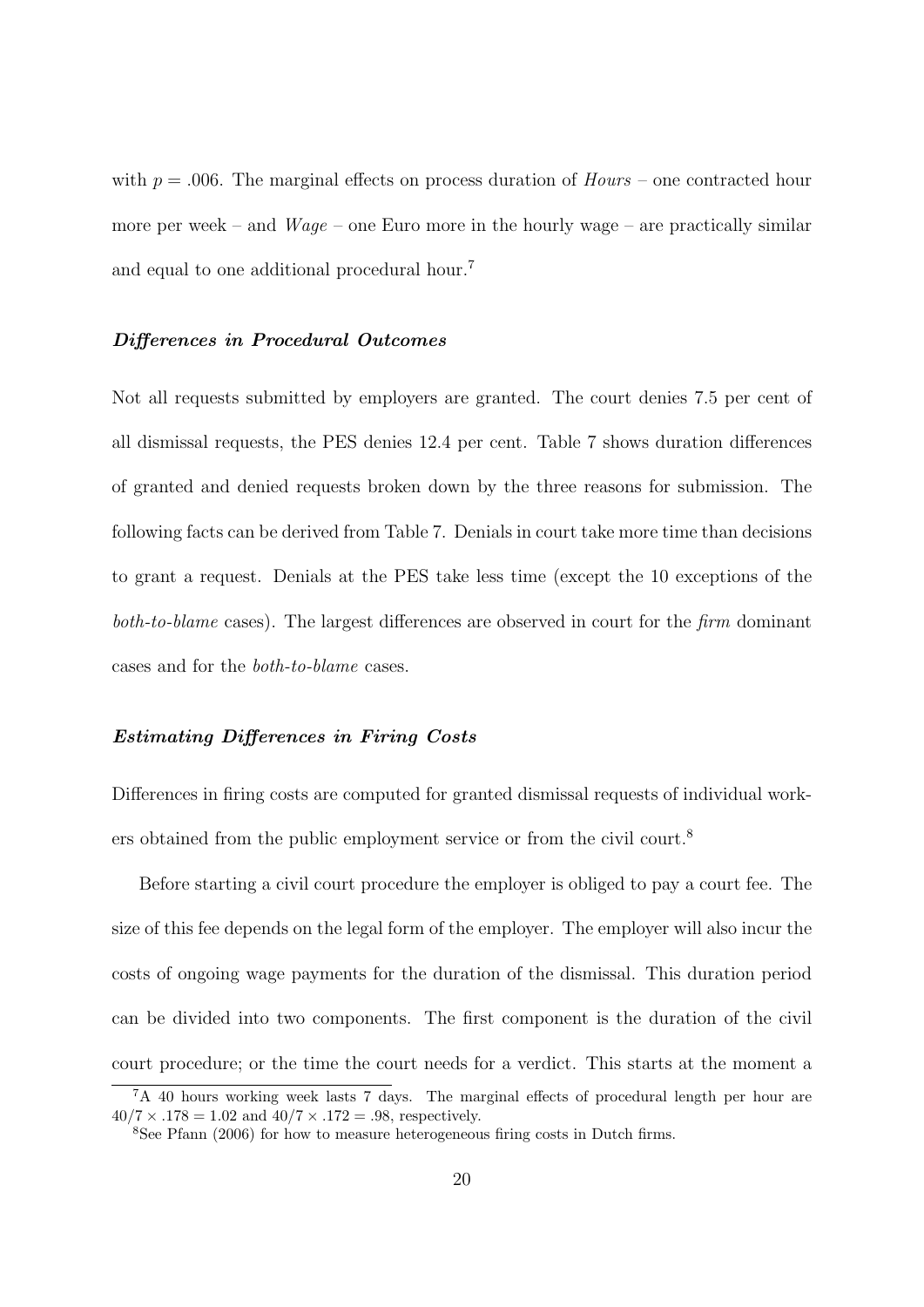with $p = .006$. The marginal effects on process duration of *Hours* – one contracted hour more per week – and *Wage* – one Euro more in the hourly wage – are practically similar and equal to one additional procedural hour.[7]

### *Differences in Procedural Outcomes*

Not all requests submitted by employers are granted. The court denies 7.5 per cent of all dismissal requests, the PES denies 12.4 per cent. Table 7 shows duration differences of granted and denied requests broken down by the three reasons for submission. The following facts can be derived from Table 7. Denials in court take more time than decisions to grant a request. Denials at the PES take less time (except the 10 exceptions of the *both-to-blame* cases). The largest differences are observed in court for the *firm* dominant cases and for the *both-to-blame* cases.

### *Estimating Differences in Firing Costs*

Differences in firing costs are computed for granted dismissal requests of individual workers obtained from the public employment service or from the civil court.[8]

Before starting a civil court procedure the employer is obliged to pay a court fee. The size of this fee depends on the legal form of the employer. The employer will also incur the costs of ongoing wage payments for the duration of the dismissal. This duration period can be divided into two components. The first component is the duration of the civil court procedure; or the time the court needs for a verdict. This starts at the moment a

[7] A 40 hours working week lasts 7 days. The marginal effects of procedural length per hour are $40/7 \times .178 = 1.02$ and $40/7 \times .172 = .98$, respectively.

[8] See Pfann (2006) for how to measure heterogeneous firing costs in Dutch firms.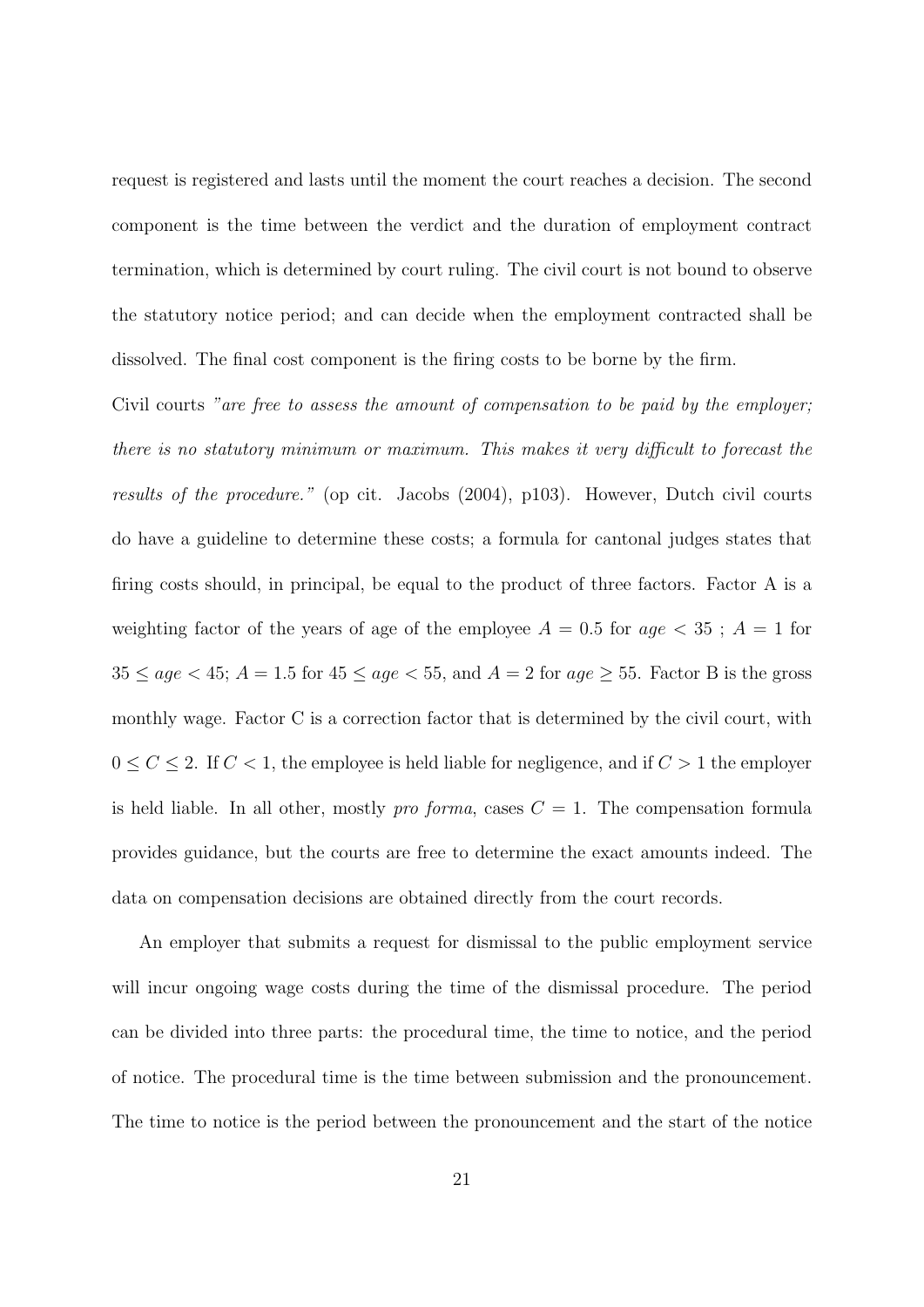request is registered and lasts until the moment the court reaches a decision. The second component is the time between the verdict and the duration of employment contract termination, which is determined by court ruling. The civil court is not bound to observe the statutory notice period; and can decide when the employment contracted shall be dissolved. The final cost component is the firing costs to be borne by the firm.

Civil courts *"are free to assess the amount of compensation to be paid by the employer; there is no statutory minimum or maximum. This makes it very difficult to forecast the results of the procedure."* (op cit. Jacobs (2004), p103). However, Dutch civil courts do have a guideline to determine these costs; a formula for cantonal judges states that firing costs should, in principal, be equal to the product of three factors. Factor A is a weighting factor of the years of age of the employee $A = 0.5$ for $age < 35$ ; $A = 1$ for $35 \leq age < 45$; $A = 1.5$ for $45 \leq age < 55$, and $A = 2$ for $age \geq 55$. Factor B is the gross monthly wage. Factor C is a correction factor that is determined by the civil court, with $0 \leq C \leq 2$. If $C < 1$, the employee is held liable for negligence, and if $C > 1$ the employer is held liable. In all other, mostly *pro forma*, cases $C = 1$. The compensation formula provides guidance, but the courts are free to determine the exact amounts indeed. The data on compensation decisions are obtained directly from the court records.

An employer that submits a request for dismissal to the public employment service will incur ongoing wage costs during the time of the dismissal procedure. The period can be divided into three parts: the procedural time, the time to notice, and the period of notice. The procedural time is the time between submission and the pronouncement. The time to notice is the period between the pronouncement and the start of the notice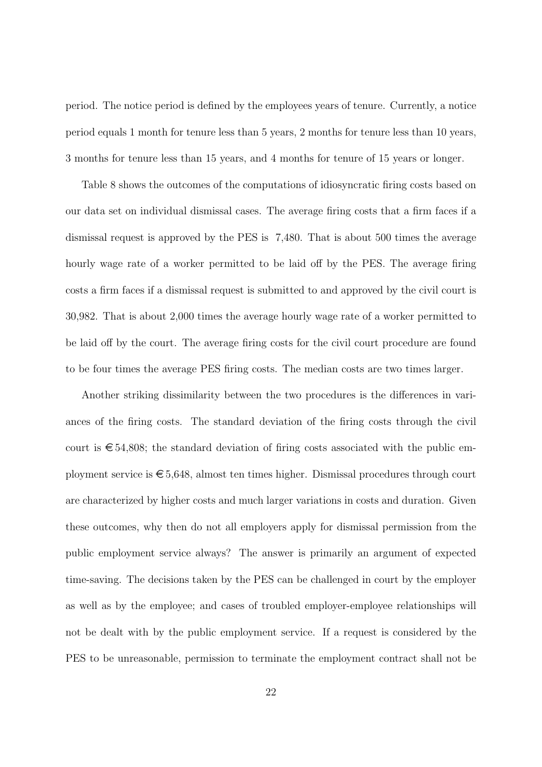period. The notice period is defined by the employees years of tenure. Currently, a notice period equals 1 month for tenure less than 5 years, 2 months for tenure less than 10 years, 3 months for tenure less than 15 years, and 4 months for tenure of 15 years or longer.

Table 8 shows the outcomes of the computations of idiosyncratic firing costs based on our data set on individual dismissal cases. The average firing costs that a firm faces if a dismissal request is approved by the PES is 7,480. That is about 500 times the average hourly wage rate of a worker permitted to be laid off by the PES. The average firing costs a firm faces if a dismissal request is submitted to and approved by the civil court is 30,982. That is about 2,000 times the average hourly wage rate of a worker permitted to be laid off by the court. The average firing costs for the civil court procedure are found to be four times the average PES firing costs. The median costs are two times larger.

Another striking dissimilarity between the two procedures is the differences in variances of the firing costs. The standard deviation of the firing costs through the civil court is €54,808; the standard deviation of firing costs associated with the public employment service is €5,648, almost ten times higher. Dismissal procedures through court are characterized by higher costs and much larger variations in costs and duration. Given these outcomes, why then do not all employers apply for dismissal permission from the public employment service always? The answer is primarily an argument of expected time-saving. The decisions taken by the PES can be challenged in court by the employer as well as by the employee; and cases of troubled employer-employee relationships will not be dealt with by the public employment service. If a request is considered by the PES to be unreasonable, permission to terminate the employment contract shall not be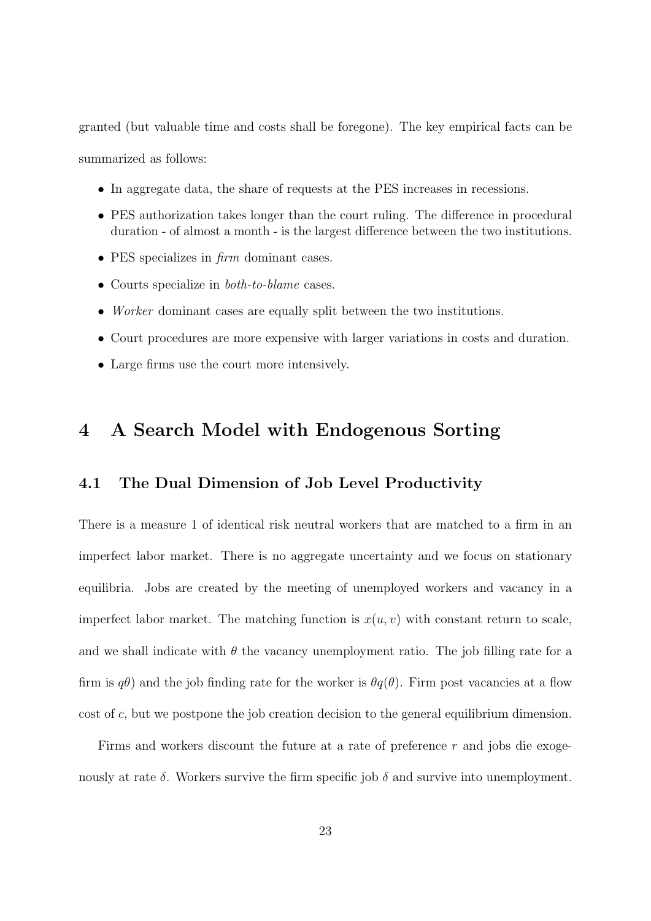granted (but valuable time and costs shall be foregone). The key empirical facts can be summarized as follows:

- In aggregate data, the share of requests at the PES increases in recessions.
- PES authorization takes longer than the court ruling. The difference in procedural duration - of almost a month - is the largest difference between the two institutions.
- PES specializes in *firm* dominant cases.
- Courts specialize in *both-to-blame* cases.
- *Worker* dominant cases are equally split between the two institutions.
- Court procedures are more expensive with larger variations in costs and duration.
- Large firms use the court more intensively.

# 4 A Search Model with Endogenous Sorting

## 4.1 The Dual Dimension of Job Level Productivity

There is a measure 1 of identical risk neutral workers that are matched to a firm in an imperfect labor market. There is no aggregate uncertainty and we focus on stationary equilibria. Jobs are created by the meeting of unemployed workers and vacancy in a imperfect labor market. The matching function is $x(u, v)$ with constant return to scale, and we shall indicate with $\theta$ the vacancy unemployment ratio. The job filling rate for a firm is $q\theta)$ and the job finding rate for the worker is $\theta q(\theta)$. Firm post vacancies at a flow cost of $c$, but we postpone the job creation decision to the general equilibrium dimension.

Firms and workers discount the future at a rate of preference $r$ and jobs die exogenously at rate $\delta$. Workers survive the firm specific job $\delta$ and survive into unemployment.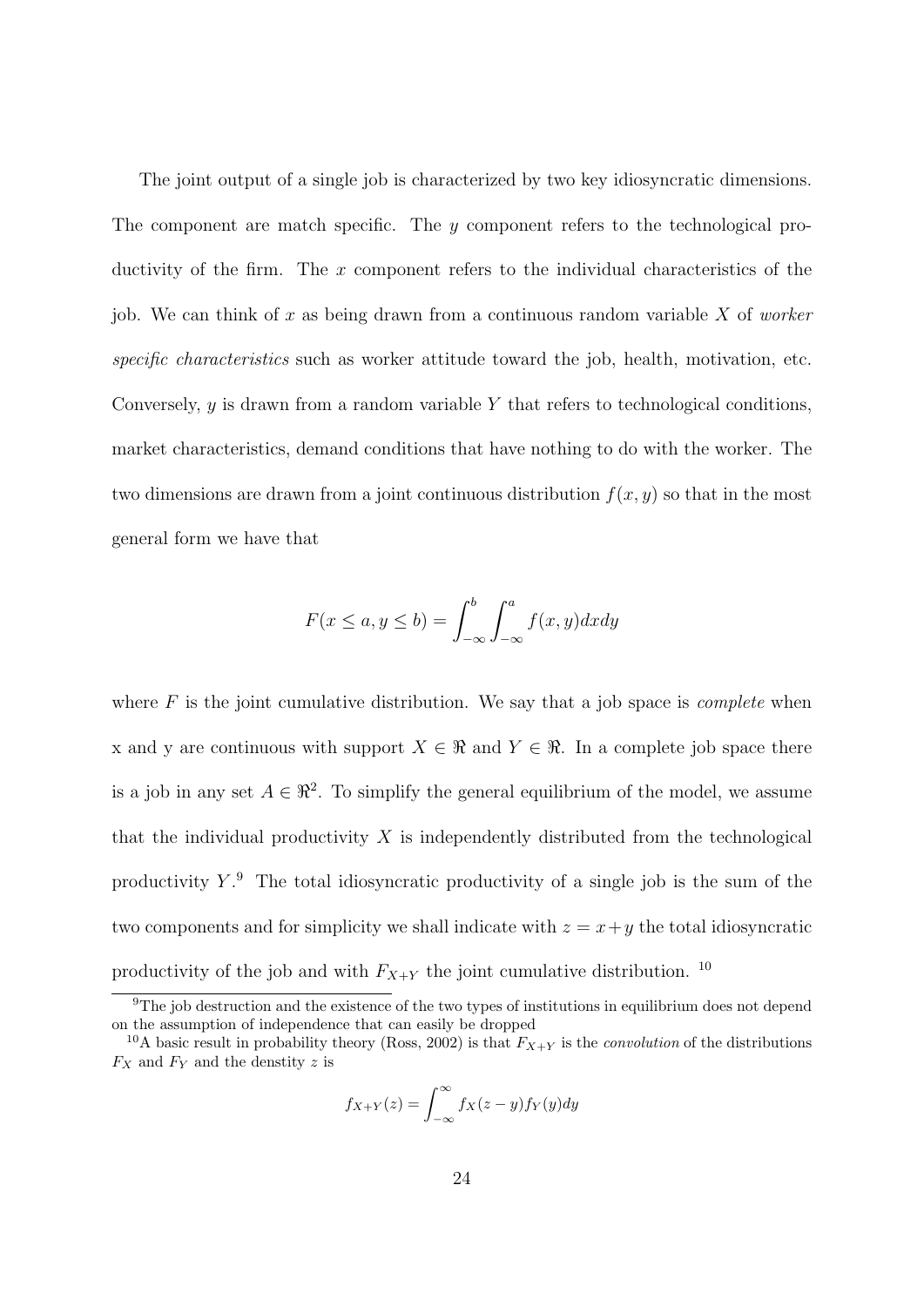The joint output of a single job is characterized by two key idiosyncratic dimensions. The component are match specific. The $y$ component refers to the technological productivity of the firm. The $x$ component refers to the individual characteristics of the job. We can think of $x$ as being drawn from a continuous random variable $X$ of *worker specific characteristics* such as worker attitude toward the job, health, motivation, etc. Conversely, $y$ is drawn from a random variable $Y$ that refers to technological conditions, market characteristics, demand conditions that have nothing to do with the worker. The two dimensions are drawn from a joint continuous distribution $f(x, y)$ so that in the most general form we have that

$$F(x \leq a, y \leq b) = \int_{-\infty}^{b} \int_{-\infty}^{a} f(x, y) dx dy$$

where $F$ is the joint cumulative distribution. We say that a job space is *complete* when x and y are continuous with support $X \in \Re$ and $Y \in \Re$. In a complete job space there is a job in any set $A \in \Re^2$. To simplify the general equilibrium of the model, we assume that the individual productivity $X$ is independently distributed from the technological productivity $Y$.[9] The total idiosyncratic productivity of a single job is the sum of the two components and for simplicity we shall indicate with $z = x + y$ the total idiosyncratic productivity of the job and with $F_{X+Y}$ the joint cumulative distribution. [10]

[9] The job destruction and the existence of the two types of institutions in equilibrium does not depend on the assumption of independence that can easily be dropped

[10] A basic result in probability theory (Ross, 2002) is that $F_{X+Y}$ is the *convolution* of the distributions $F_X$ and $F_Y$ and the denstity $z$ is

$$f_{X+Y}(z) = \int_{-\infty}^{\infty} f_X(z - y) f_Y(y) dy$$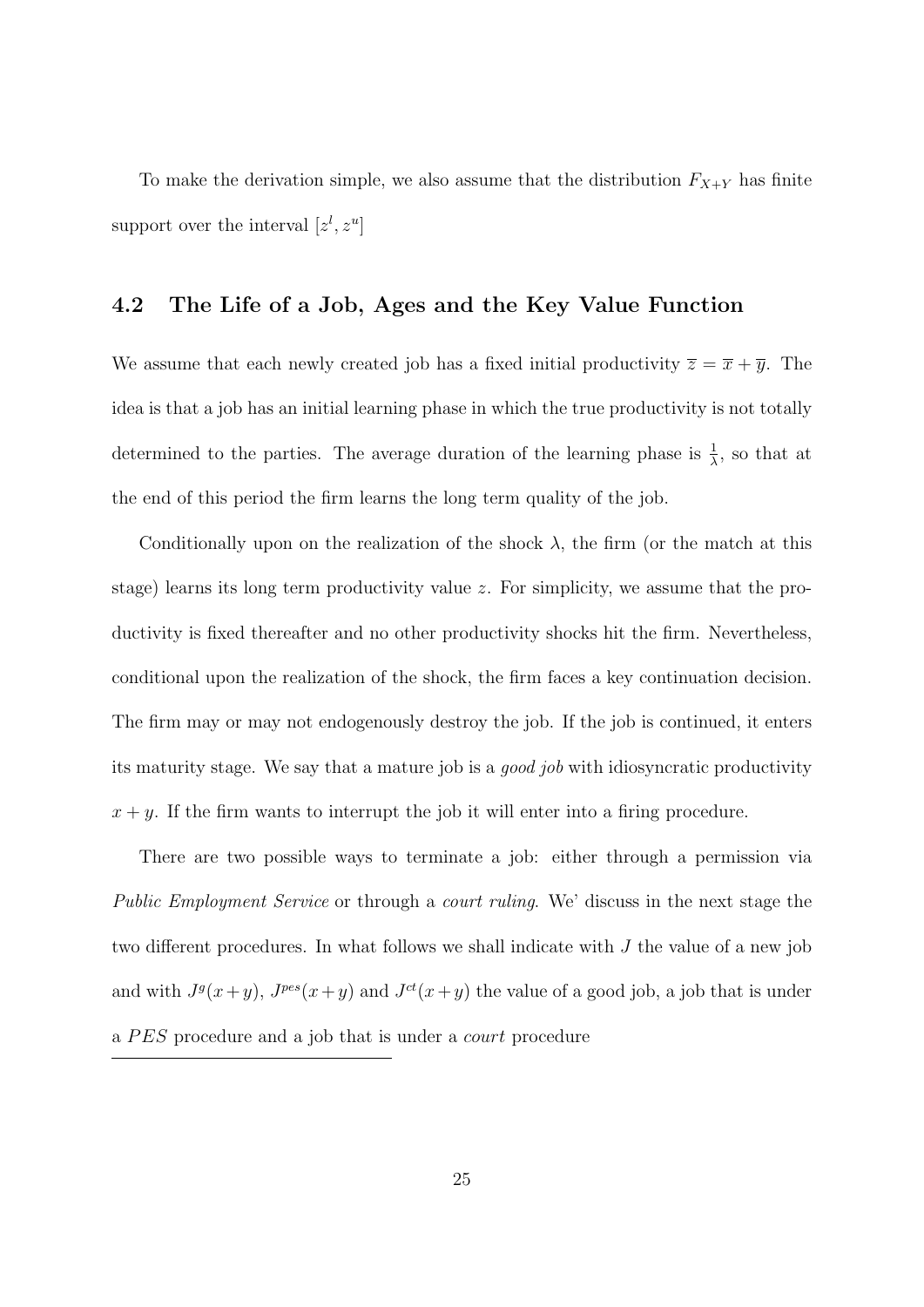To make the derivation simple, we also assume that the distribution $F_{X+Y}$ has finite support over the interval $[z^l, z^u]$

## 4.2 The Life of a Job, Ages and the Key Value Function

We assume that each newly created job has a fixed initial productivity $\overline{z} = \overline{x} + \overline{y}$. The idea is that a job has an initial learning phase in which the true productivity is not totally determined to the parties. The average duration of the learning phase is $\frac{1}{\lambda}$, so that at the end of this period the firm learns the long term quality of the job.

Conditionally upon on the realization of the shock $\lambda$, the firm (or the match at this stage) learns its long term productivity value $z$. For simplicity, we assume that the productivity is fixed thereafter and no other productivity shocks hit the firm. Nevertheless, conditional upon the realization of the shock, the firm faces a key continuation decision. The firm may or may not endogenously destroy the job. If the job is continued, it enters its maturity stage. We say that a mature job is a *good job* with idiosyncratic productivity $x + y$. If the firm wants to interrupt the job it will enter into a firing procedure.

There are two possible ways to terminate a job: either through a permission via *Public Employment Service* or through a *court ruling*. We' discuss in the next stage the two different procedures. In what follows we shall indicate with $J$ the value of a new job and with $J^g(x+y)$, $J^{pes}(x+y)$ and $J^{ct}(x+y)$ the value of a good job, a job that is under a $PES$ procedure and a job that is under a *court* procedure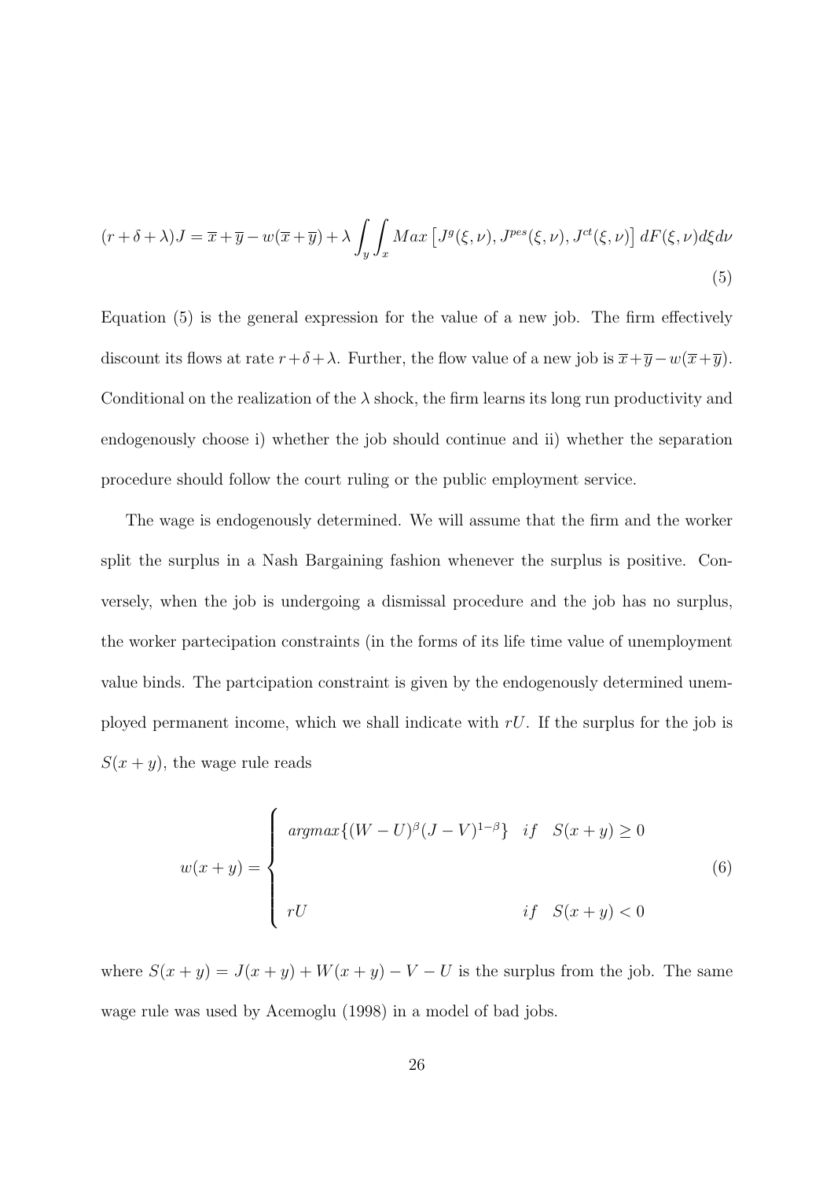$$(r+\delta+\lambda)J = \overline{x}+\overline{y}-w(\overline{x}+\overline{y})+\lambda\int_y\int_x Max\left[J^g(\xi,\nu), J^{pes}(\xi,\nu), J^{ct}(\xi,\nu)\right]dF(\xi,\nu)d\xi d\nu \tag{5}$$

Equation (5) is the general expression for the value of a new job. The firm effectively discount its flows at rate $r+\delta+\lambda$. Further, the flow value of a new job is $\overline{x}+\overline{y}-w(\overline{x}+\overline{y})$. Conditional on the realization of the $\lambda$ shock, the firm learns its long run productivity and endogenously choose i) whether the job should continue and ii) whether the separation procedure should follow the court ruling or the public employment service.

The wage is endogenously determined. We will assume that the firm and the worker split the surplus in a Nash Bargaining fashion whenever the surplus is positive. Conversely, when the job is undergoing a dismissal procedure and the job has no surplus, the worker partecipation constraints (in the forms of its life time value of unemployment value binds. The partcipation constraint is given by the endogenously determined unemployed permanent income, which we shall indicate with $rU$. If the surplus for the job is $S(x+y)$, the wage rule reads

$$w(x+y) = \begin{cases} argmax\{(W-U)^{\beta}(J-V)^{1-\beta}\} & if \quad S(x+y)\geq 0 \\ \\ rU & if \quad S(x+y)<0 \end{cases} \tag{6}$$

where $S(x+y) = J(x+y)+W(x+y)-V-U$ is the surplus from the job. The same wage rule was used by Acemoglu (1998) in a model of bad jobs.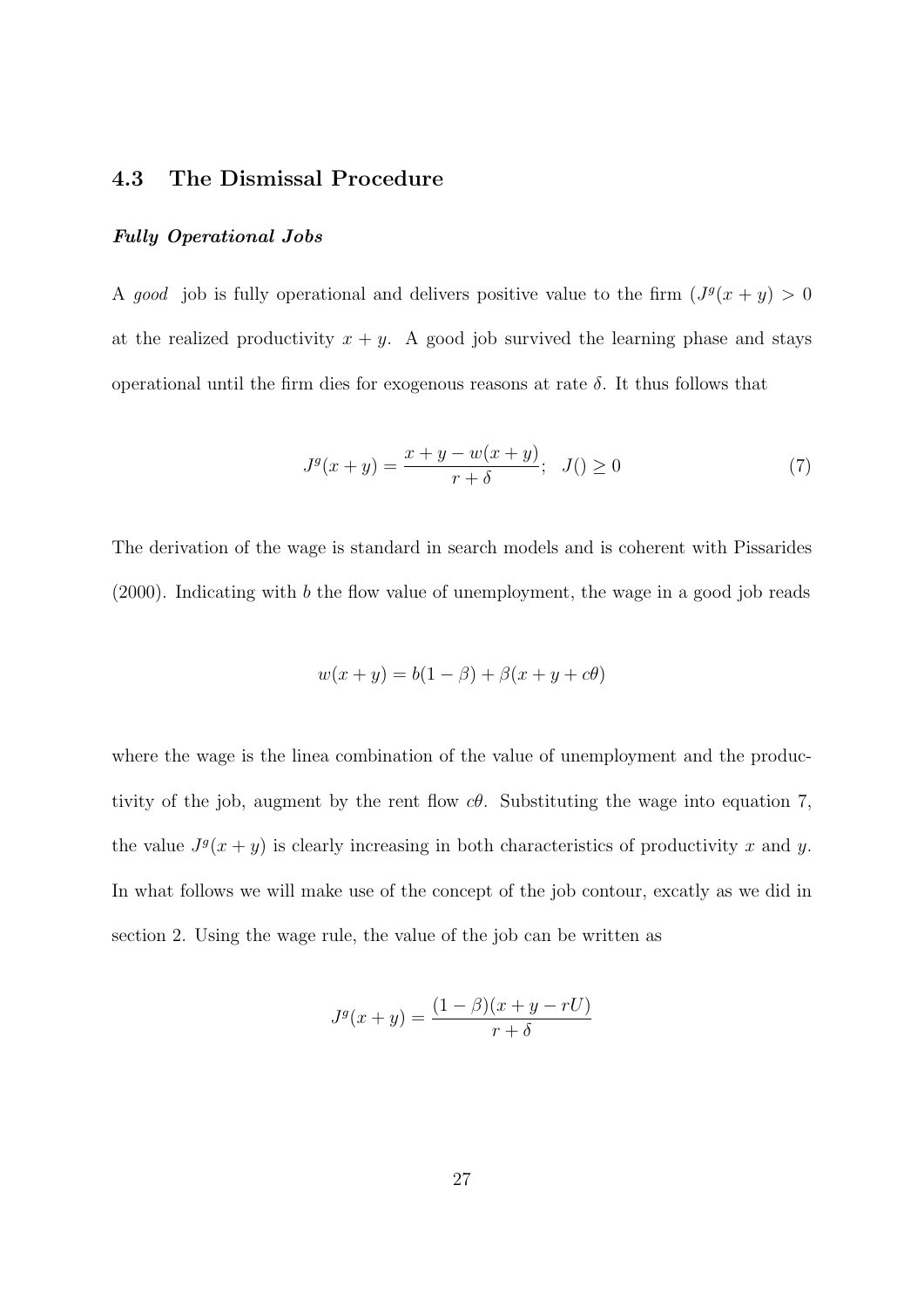### 4.3 The Dismissal Procedure

***Fully Operational Jobs***

A *good* job is fully operational and delivers positive value to the firm ($J^g(x+y) > 0$ at the realized productivity $x + y$. A good job survived the learning phase and stays operational until the firm dies for exogenous reasons at rate $\delta$. It thus follows that

$$J^g(x+y) = \frac{x + y - w(x+y)}{r+\delta}; \quad J() \geq 0 \tag{7}$$

The derivation of the wage is standard in search models and is coherent with Pissarides (2000). Indicating with $b$ the flow value of unemployment, the wage in a good job reads

$$w(x+y) = b(1-\beta) + \beta(x + y + c\theta)$$

where the wage is the linea combination of the value of unemployment and the productivity of the job, augment by the rent flow $c\theta$. Substituting the wage into equation 7, the value $J^g(x+y)$ is clearly increasing in both characteristics of productivity $x$ and $y$. In what follows we will make use of the concept of the job contour, excatly as we did in section 2. Using the wage rule, the value of the job can be written as

$$J^g(x+y) = \frac{(1-\beta)(x + y - rU)}{r+\delta}$$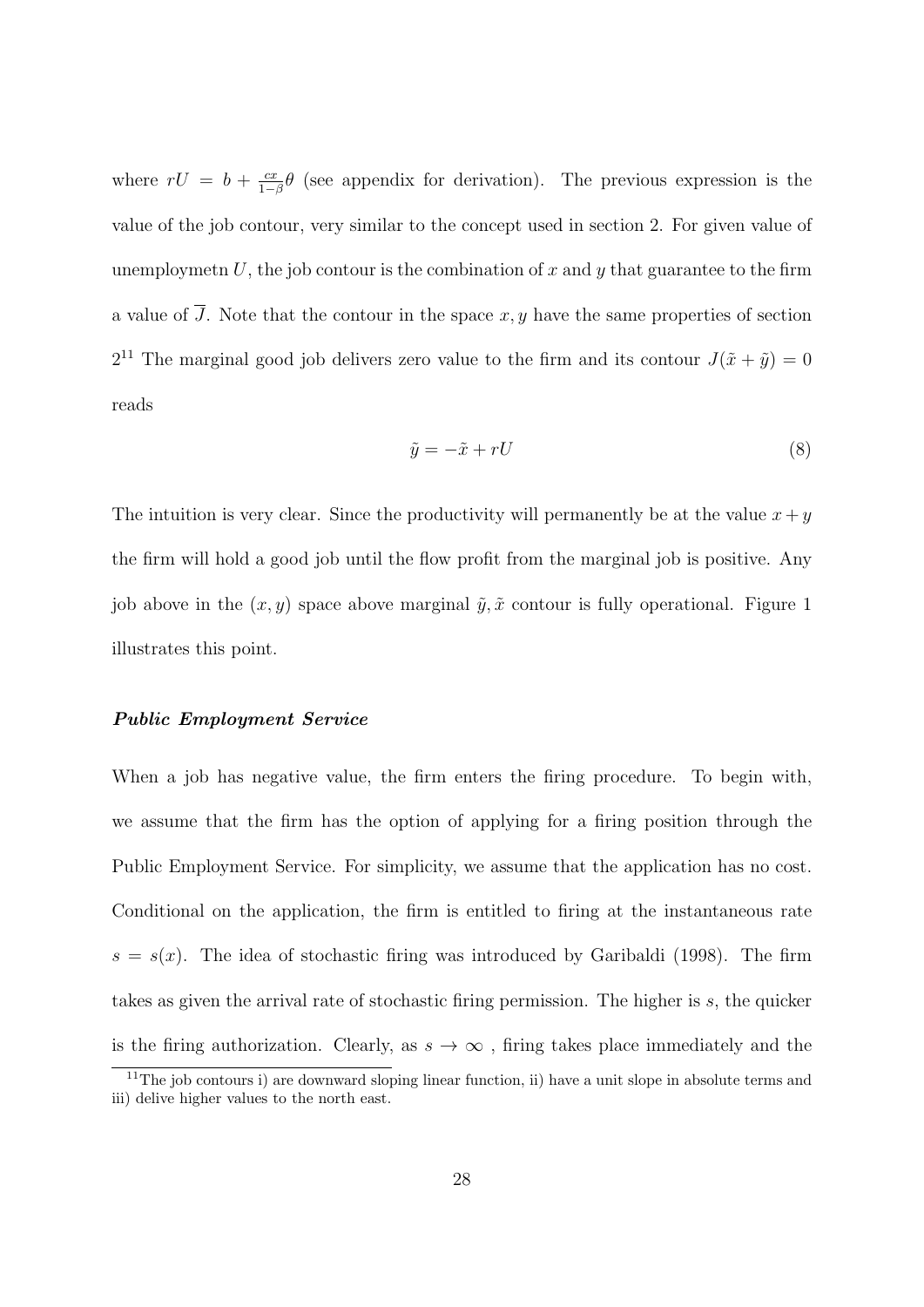where $rU = b + \frac{cx}{1-\beta}\theta$ (see appendix for derivation). The previous expression is the value of the job contour, very similar to the concept used in section 2. For given value of unemploymetn $U$, the job contour is the combination of $x$ and $y$ that guarantee to the firm a value of $\overline{J}$. Note that the contour in the space $x, y$ have the same properties of section 2[11] The marginal good job delivers zero value to the firm and its contour $J(\tilde{x} + \tilde{y}) = 0$ reads

$$\tilde{y} = -\tilde{x} + rU \tag{8}$$

The intuition is very clear. Since the productivity will permanently be at the value $x + y$ the firm will hold a good job until the flow profit from the marginal job is positive. Any job above in the $(x, y)$ space above marginal $\tilde{y}, \tilde{x}$ contour is fully operational. Figure 1 illustrates this point.

#### *Public Employment Service*

When a job has negative value, the firm enters the firing procedure. To begin with, we assume that the firm has the option of applying for a firing position through the Public Employment Service. For simplicity, we assume that the application has no cost. Conditional on the application, the firm is entitled to firing at the instantaneous rate $s = s(x)$. The idea of stochastic firing was introduced by Garibaldi (1998). The firm takes as given the arrival rate of stochastic firing permission. The higher is $s$, the quicker is the firing authorization. Clearly, as $s \to \infty$ , firing takes place immediately and the

[11] The job contours i) are downward sloping linear function, ii) have a unit slope in absolute terms and iii) delive higher values to the north east.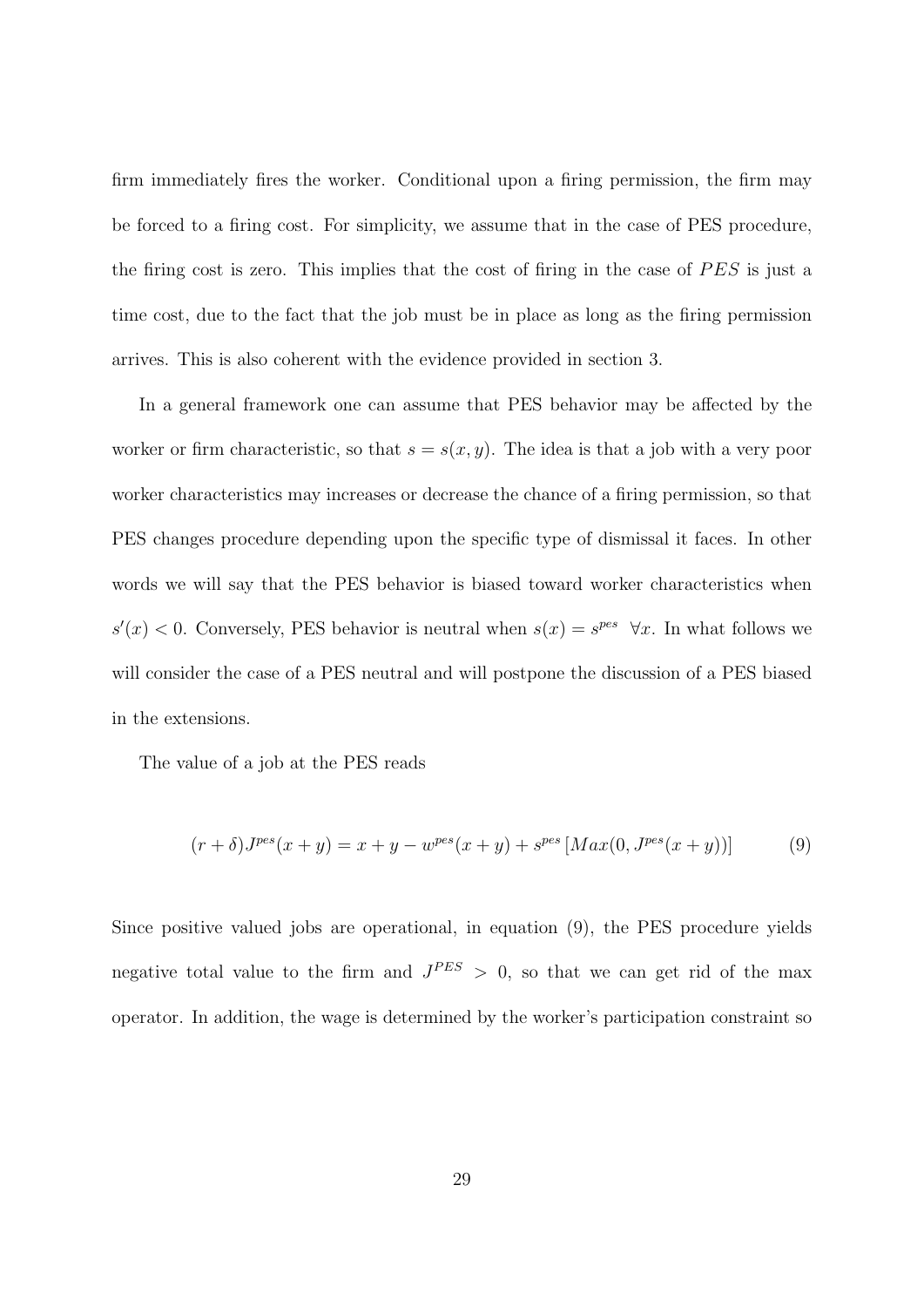firm immediately fires the worker. Conditional upon a firing permission, the firm may be forced to a firing cost. For simplicity, we assume that in the case of PES procedure, the firing cost is zero. This implies that the cost of firing in the case of $PES$ is just a time cost, due to the fact that the job must be in place as long as the firing permission arrives. This is also coherent with the evidence provided in section 3.

In a general framework one can assume that PES behavior may be affected by the worker or firm characteristic, so that $s = s(x, y)$. The idea is that a job with a very poor worker characteristics may increases or decrease the chance of a firing permission, so that PES changes procedure depending upon the specific type of dismissal it faces. In other words we will say that the PES behavior is biased toward worker characteristics when $s'(x) < 0$. Conversely, PES behavior is neutral when $s(x) = s^{pes} \ \ \forall x$. In what follows we will consider the case of a PES neutral and will postpone the discussion of a PES biased in the extensions.

The value of a job at the PES reads

$$(r + \delta)J^{pes}(x + y) = x + y - w^{pes}(x + y) + s^{pes}\left[Max(0, J^{pes}(x + y))\right] \tag{9}$$

Since positive valued jobs are operational, in equation (9), the PES procedure yields negative total value to the firm and $J^{PES} > 0$, so that we can get rid of the max operator. In addition, the wage is determined by the worker's participation constraint so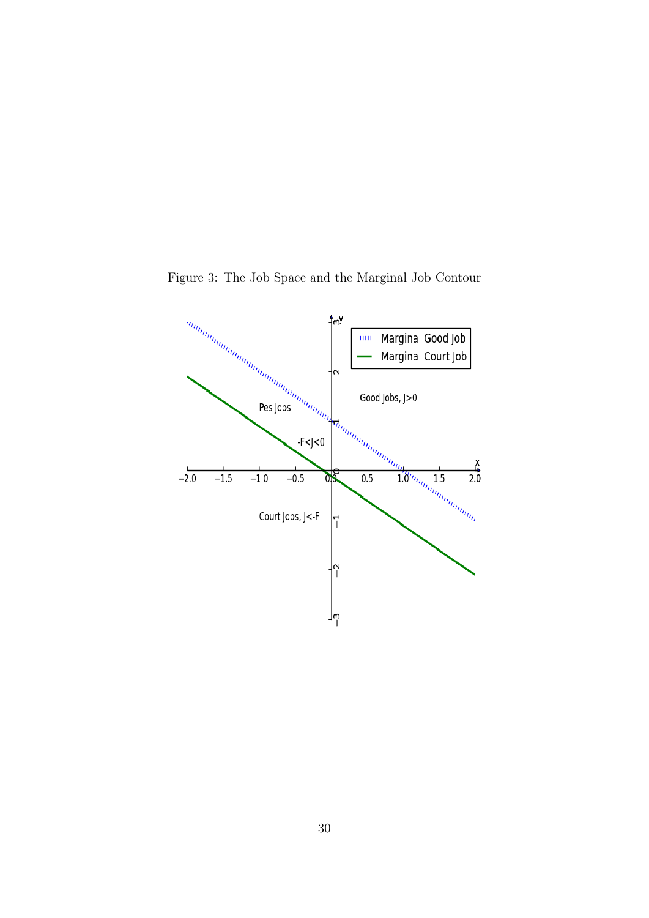Figure 3: The Job Space and the Marginal Job Contour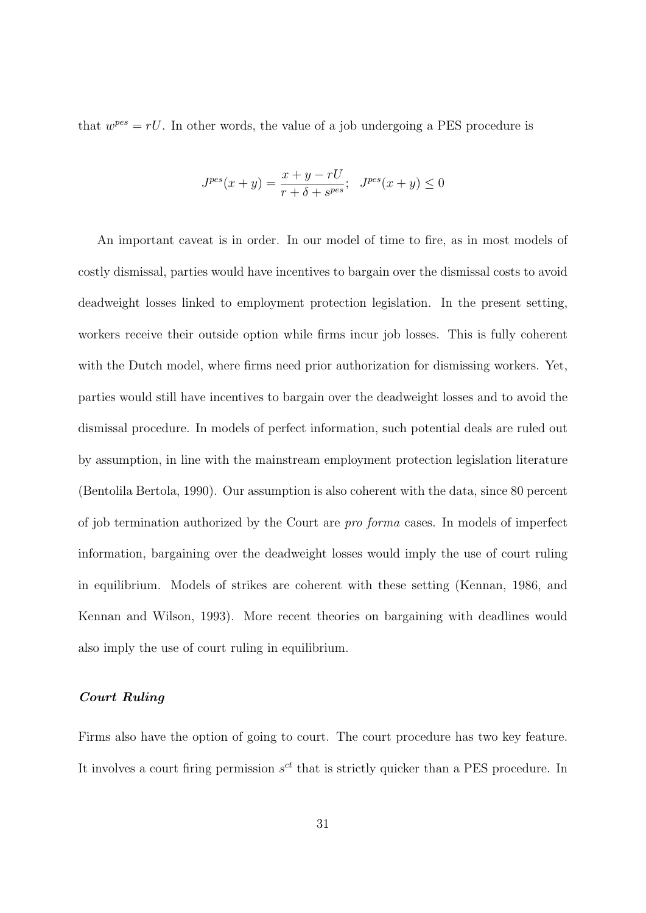that $w^{pes} = rU$. In other words, the value of a job undergoing a PES procedure is

$$J^{pes}(x+y) = \frac{x+y-rU}{r+\delta+s^{pes}}; \quad J^{pes}(x+y) \leq 0$$

An important caveat is in order. In our model of time to fire, as in most models of costly dismissal, parties would have incentives to bargain over the dismissal costs to avoid deadweight losses linked to employment protection legislation. In the present setting, workers receive their outside option while firms incur job losses. This is fully coherent with the Dutch model, where firms need prior authorization for dismissing workers. Yet, parties would still have incentives to bargain over the deadweight losses and to avoid the dismissal procedure. In models of perfect information, such potential deals are ruled out by assumption, in line with the mainstream employment protection legislation literature (Bentolila Bertola, 1990). Our assumption is also coherent with the data, since 80 percent of job termination authorized by the Court are *pro forma* cases. In models of imperfect information, bargaining over the deadweight losses would imply the use of court ruling in equilibrium. Models of strikes are coherent with these setting (Kennan, 1986, and Kennan and Wilson, 1993). More recent theories on bargaining with deadlines would also imply the use of court ruling in equilibrium.

***Court Ruling***

Firms also have the option of going to court. The court procedure has two key feature. It involves a court firing permission $s^{ct}$ that is strictly quicker than a PES procedure. In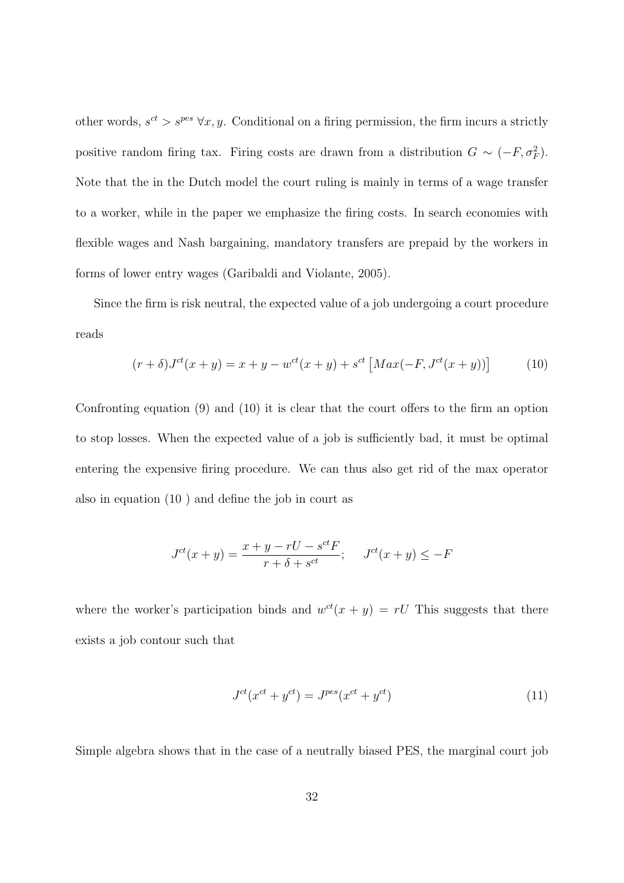other words, $s^{ct} > s^{pes}$ $\forall x, y$. Conditional on a firing permission, the firm incurs a strictly positive random firing tax. Firing costs are drawn from a distribution $G \sim (-F, \sigma_F^2)$. Note that the in the Dutch model the court ruling is mainly in terms of a wage transfer to a worker, while in the paper we emphasize the firing costs. In search economies with flexible wages and Nash bargaining, mandatory transfers are prepaid by the workers in forms of lower entry wages (Garibaldi and Violante, 2005).

Since the firm is risk neutral, the expected value of a job undergoing a court procedure reads

$$(r + \delta)J^{ct}(x + y) = x + y - w^{ct}(x + y) + s^{ct}\left[Max(-F, J^{ct}(x + y))\right] \tag{10}$$

Confronting equation (9) and (10) it is clear that the court offers to the firm an option to stop losses. When the expected value of a job is sufficiently bad, it must be optimal entering the expensive firing procedure. We can thus also get rid of the max operator also in equation (10 ) and define the job in court as

$$J^{ct}(x + y) = \frac{x + y - rU - s^{ct}F}{r + \delta + s^{ct}}; \quad J^{ct}(x + y) \leq -F$$

where the worker's participation binds and $w^{ct}(x + y) = rU$ This suggests that there exists a job contour such that

$$J^{ct}(x^{ct} + y^{ct}) = J^{pes}(x^{ct} + y^{ct}) \tag{11}$$

Simple algebra shows that in the case of a neutrally biased PES, the marginal court job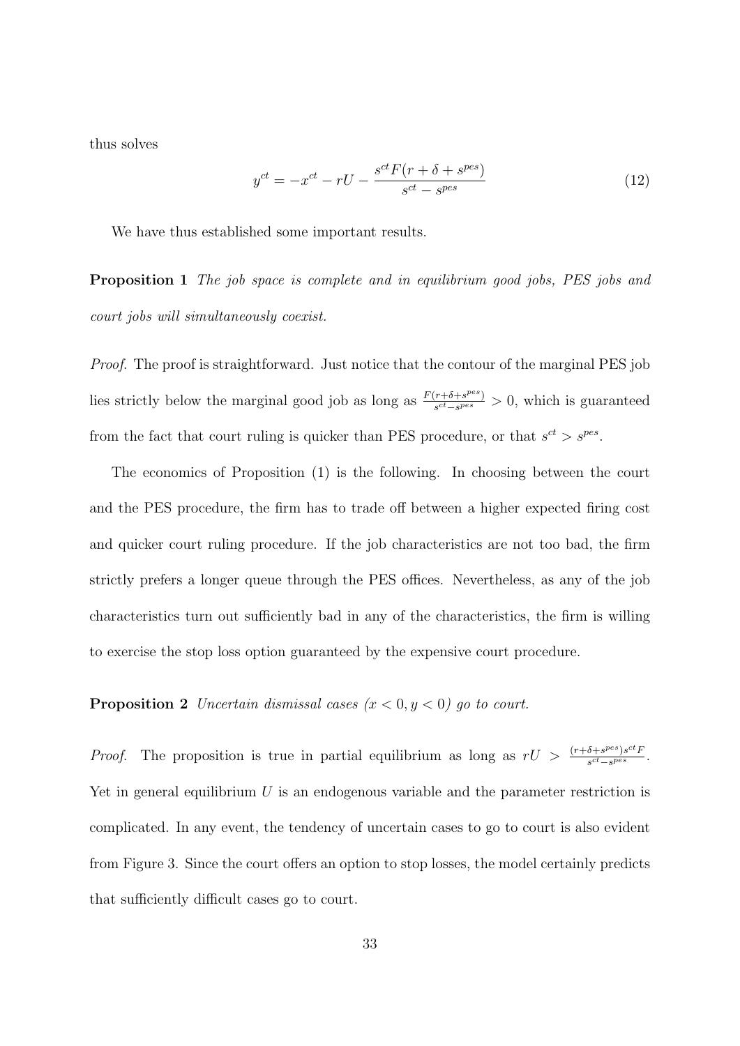thus solves

$$y^{ct} = -x^{ct} - rU - \frac{s^{ct}F(r+\delta+s^{pes})}{s^{ct}-s^{pes}} \tag{12}$$

We have thus established some important results.

**Proposition 1** *The job space is complete and in equilibrium good jobs, PES jobs and court jobs will simultaneously coexist.*

*Proof.* The proof is straightforward. Just notice that the contour of the marginal PES job lies strictly below the marginal good job as long as $\frac{F(r+\delta+s^{pes})}{s^{ct}-s^{pes}} > 0$, which is guaranteed from the fact that court ruling is quicker than PES procedure, or that $s^{ct} > s^{pes}$.

The economics of Proposition (1) is the following. In choosing between the court and the PES procedure, the firm has to trade off between a higher expected firing cost and quicker court ruling procedure. If the job characteristics are not too bad, the firm strictly prefers a longer queue through the PES offices. Nevertheless, as any of the job characteristics turn out sufficiently bad in any of the characteristics, the firm is willing to exercise the stop loss option guaranteed by the expensive court procedure.

**Proposition 2** *Uncertain dismissal cases ($x < 0, y < 0$) go to court.*

*Proof.* The proposition is true in partial equilibrium as long as $rU > \frac{(r+\delta+s^{pes})s^{ct}F}{s^{ct}-s^{pes}}$. Yet in general equilibrium $U$ is an endogenous variable and the parameter restriction is complicated. In any event, the tendency of uncertain cases to go to court is also evident from Figure 3. Since the court offers an option to stop losses, the model certainly predicts that sufficiently difficult cases go to court.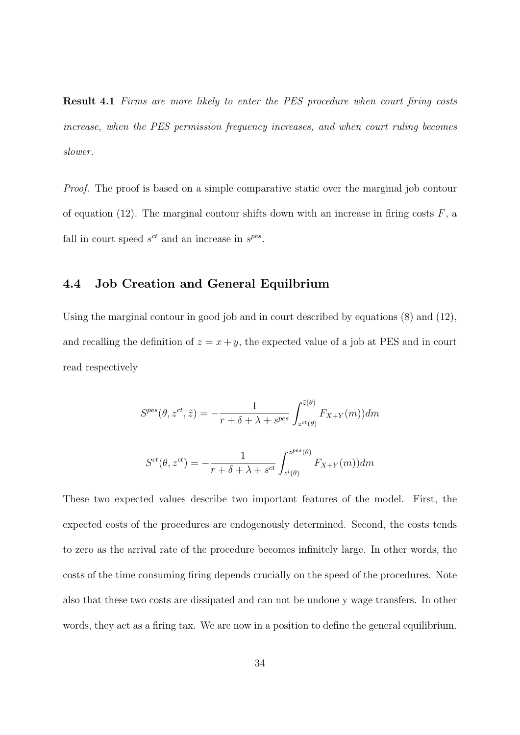**Result 4.1** *Firms are more likely to enter the PES procedure when court firing costs increase, when the PES permission frequency increases, and when court ruling becomes slower.*

*Proof.* The proof is based on a simple comparative static over the marginal job contour of equation (12). The marginal contour shifts down with an increase in firing costs $F$, a fall in court speed $s^{ct}$ and an increase in $s^{pes}$.

### 4.4 Job Creation and General Equilbrium

Using the marginal contour in good job and in court described by equations (8) and (12), and recalling the definition of $z = x + y$, the expected value of a job at PES and in court read respectively

$$S^{pes}(\theta, z^{ct}, \tilde{z}) = -\frac{1}{r + \delta + \lambda + s^{pes}} \int_{z^{ct}(\theta)}^{\tilde{z}(\theta)} F_{X+Y}(m))dm$$

$$S^{ct}(\theta, z^{ct}) = -\frac{1}{r + \delta + \lambda + s^{ct}} \int_{z^{l}(\theta)}^{z^{pes}(\theta)} F_{X+Y}(m))dm$$

These two expected values describe two important features of the model. First, the expected costs of the procedures are endogenously determined. Second, the costs tends to zero as the arrival rate of the procedure becomes infinitely large. In other words, the costs of the time consuming firing depends crucially on the speed of the procedures. Note also that these two costs are dissipated and can not be undone y wage transfers. In other words, they act as a firing tax. We are now in a position to define the general equilibrium.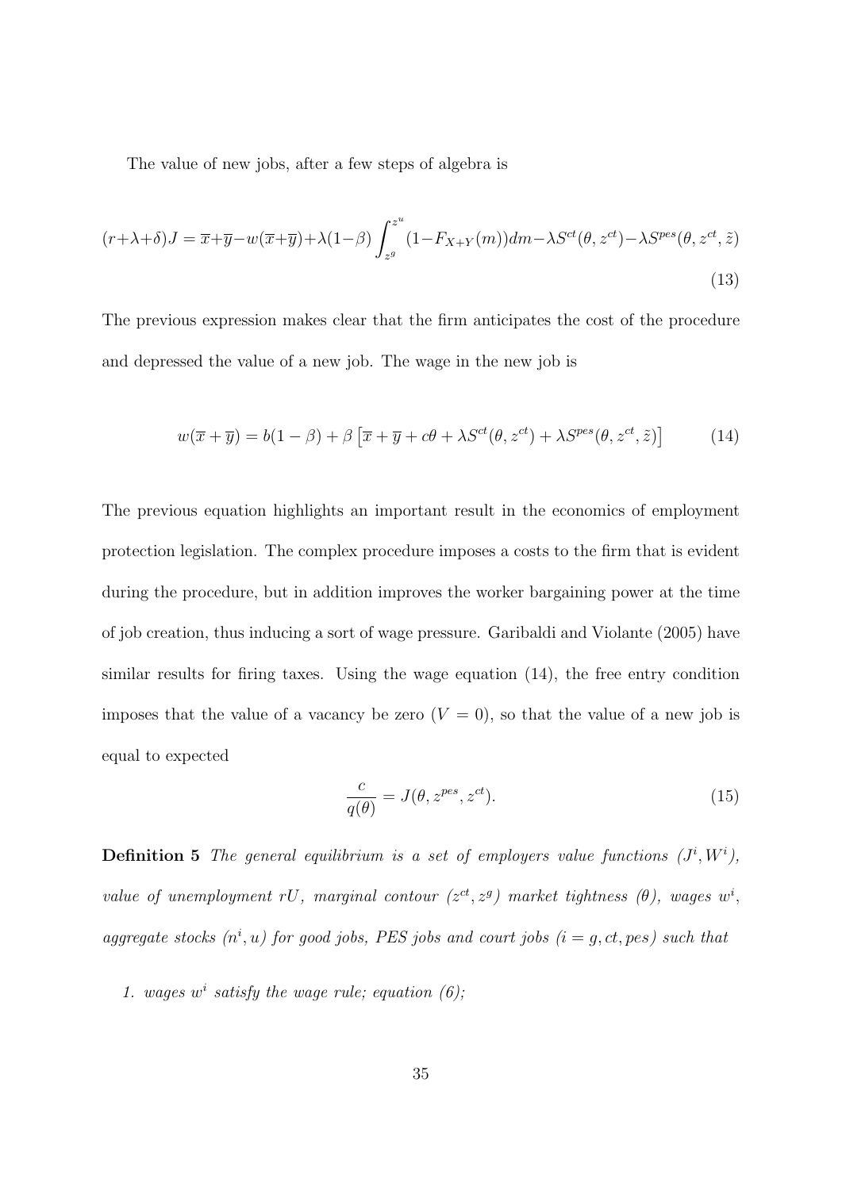The value of new jobs, after a few steps of algebra is

$$(r+\lambda+\delta)J = \overline{x}+\overline{y}-w(\overline{x}+\overline{y})+\lambda(1-\beta)\int_{z^g}^{z^u}(1-F_{X+Y}(m))dm-\lambda S^{ct}(\theta, z^{ct})-\lambda S^{pes}(\theta, z^{ct}, \tilde{z}) \tag{13}$$

The previous expression makes clear that the firm anticipates the cost of the procedure and depressed the value of a new job. The wage in the new job is

$$w(\overline{x}+\overline{y}) = b(1-\beta)+\beta\left[\overline{x}+\overline{y}+c\theta+\lambda S^{ct}(\theta, z^{ct})+\lambda S^{pes}(\theta, z^{ct}, \tilde{z})\right] \tag{14}$$

The previous equation highlights an important result in the economics of employment protection legislation. The complex procedure imposes a costs to the firm that is evident during the procedure, but in addition improves the worker bargaining power at the time of job creation, thus inducing a sort of wage pressure. Garibaldi and Violante (2005) have similar results for firing taxes. Using the wage equation (14), the free entry condition imposes that the value of a vacancy be zero ($V = 0$), so that the value of a new job is equal to expected

$$\frac{c}{q(\theta)} = J(\theta, z^{pes}, z^{ct}). \tag{15}$$

**Definition 5** *The general equilibrium is a set of employers value functions ($J^i, W^i$), value of unemployment $rU$, marginal contour ($z^{ct}, z^g$) market tightness ($\theta$), wages $w^i$, aggregate stocks ($n^i, u$) for good jobs, PES jobs and court jobs ($i = g, ct, pes$) such that*

1. *wages $w^i$ satisfy the wage rule; equation (6);*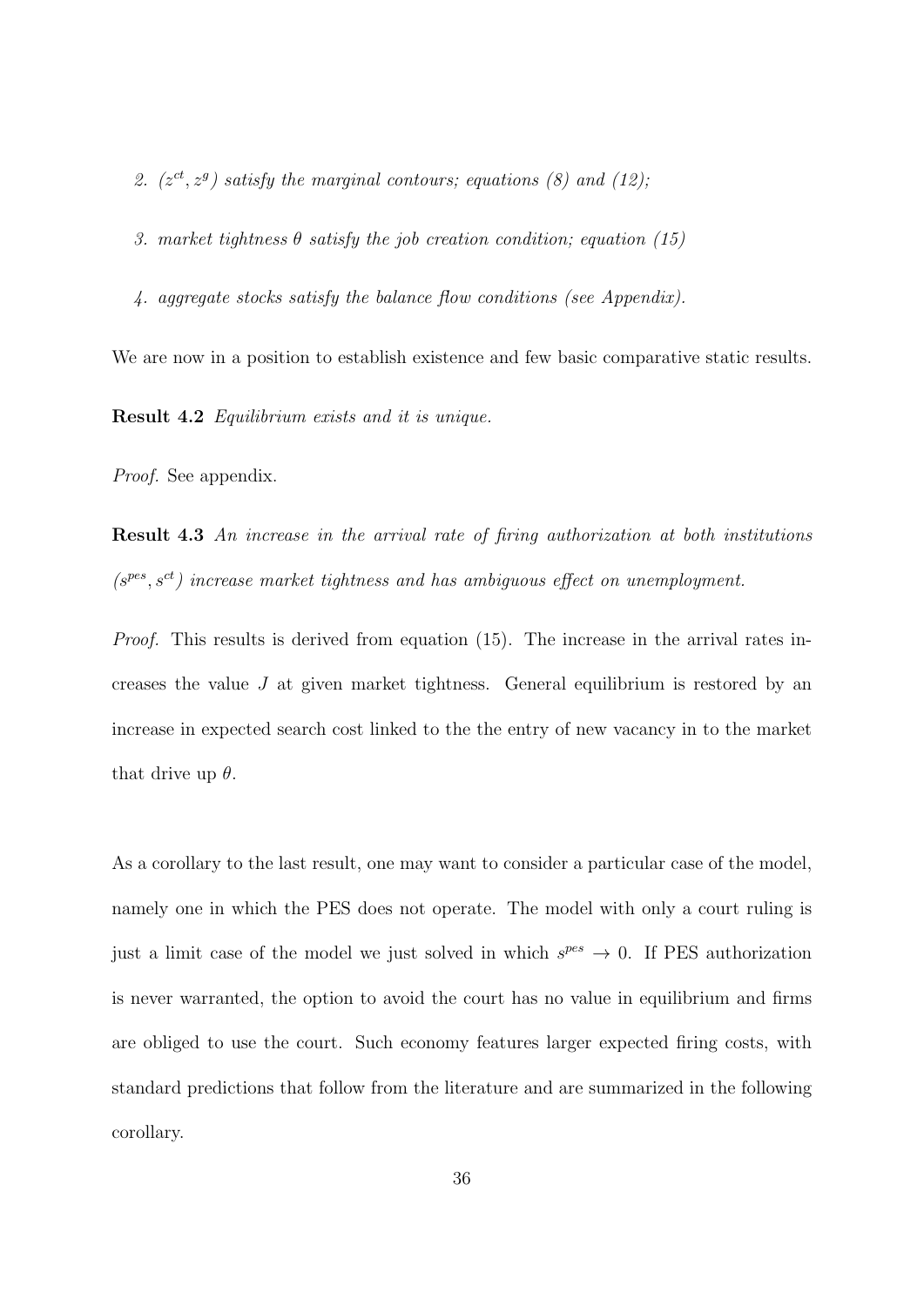2. *$(z^{ct}, z^{g})$ satisfy the marginal contours; equations (8) and (12);*

3. *market tightness $\theta$ satisfy the job creation condition; equation (15)*

4. *aggregate stocks satisfy the balance flow conditions (see Appendix).*

We are now in a position to establish existence and few basic comparative static results.

**Result 4.2** *Equilibrium exists and it is unique.*

*Proof.* See appendix.

**Result 4.3** *An increase in the arrival rate of firing authorization at both institutions $(s^{pes}, s^{ct})$ increase market tightness and has ambiguous effect on unemployment.*

*Proof.* This results is derived from equation (15). The increase in the arrival rates increases the value $J$ at given market tightness. General equilibrium is restored by an increase in expected search cost linked to the the entry of new vacancy in to the market that drive up $\theta$.

As a corollary to the last result, one may want to consider a particular case of the model, namely one in which the PES does not operate. The model with only a court ruling is just a limit case of the model we just solved in which $s^{pes} \rightarrow 0$. If PES authorization is never warranted, the option to avoid the court has no value in equilibrium and firms are obliged to use the court. Such economy features larger expected firing costs, with standard predictions that follow from the literature and are summarized in the following corollary.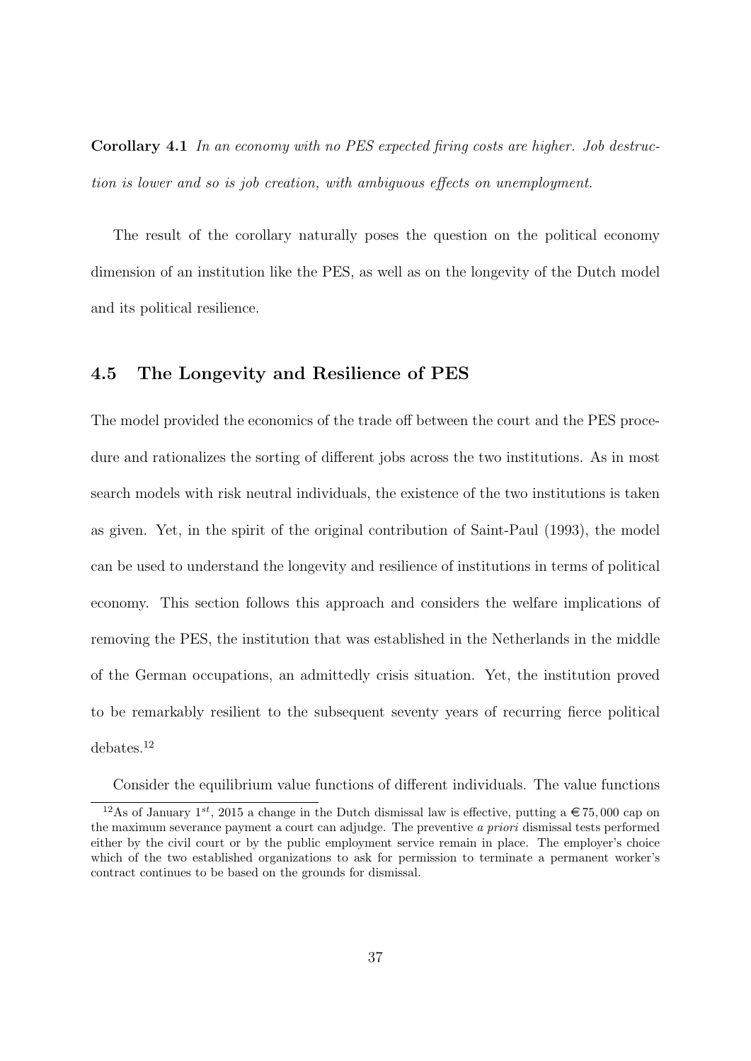**Corollary 4.1** *In an economy with no PES expected firing costs are higher. Job destruction is lower and so is job creation, with ambiguous effects on unemployment.*

The result of the corollary naturally poses the question on the political economy dimension of an institution like the PES, as well as on the longevity of the Dutch model and its political resilience.

## 4.5 The Longevity and Resilience of PES

The model provided the economics of the trade off between the court and the PES procedure and rationalizes the sorting of different jobs across the two institutions. As in most search models with risk neutral individuals, the existence of the two institutions is taken as given. Yet, in the spirit of the original contribution of Saint-Paul (1993), the model can be used to understand the longevity and resilience of institutions in terms of political economy. This section follows this approach and considers the welfare implications of removing the PES, the institution that was established in the Netherlands in the middle of the German occupations, an admittedly crisis situation. Yet, the institution proved to be remarkably resilient to the subsequent seventy years of recurring fierce political debates.[12]

Consider the equilibrium value functions of different individuals. The value functions

[12] As of January $1^{st}$, 2015 a change in the Dutch dismissal law is effective, putting a €75,000 cap on the maximum severance payment a court can adjudge. The preventive *a priori* dismissal tests performed either by the civil court or by the public employment service remain in place. The employer's choice which of the two established organizations to ask for permission to terminate a permanent worker's contract continues to be based on the grounds for dismissal.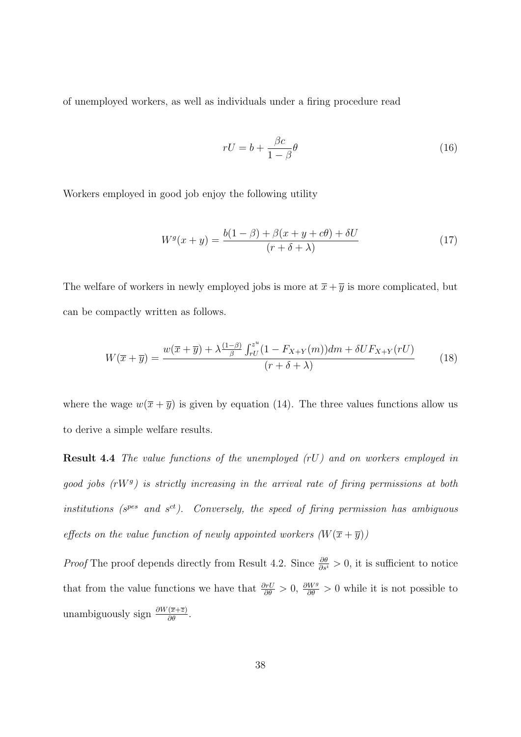of unemployed workers, as well as individuals under a firing procedure read

$$rU = b + \frac{\beta c}{1-\beta}\theta \tag{16}$$

Workers employed in good job enjoy the following utility

$$W^g(x+y) = \frac{b(1-\beta) + \beta(x+y+c\theta) + \delta U}{(r+\delta+\lambda)} \tag{17}$$

The welfare of workers in newly employed jobs is more at $\overline{x}+\overline{y}$ is more complicated, but can be compactly written as follows.

$$W(\overline{x}+\overline{y}) = \frac{w(\overline{x}+\overline{y}) + \lambda\frac{(1-\beta)}{\beta}\int_{rU}^{z^u}(1-F_{X+Y}(m))dm + \delta U F_{X+Y}(rU)}{(r+\delta+\lambda)} \tag{18}$$

where the wage $w(\overline{x}+\overline{y})$ is given by equation (14). The three values functions allow us to derive a simple welfare results.

**Result 4.4** *The value functions of the unemployed ($rU$) and on workers employed in good jobs ($rW^g$) is strictly increasing in the arrival rate of firing permissions at both institutions ($s^{pes}$ and $s^{ct}$). Conversely, the speed of firing permission has ambiguous effects on the value function of newly appointed workers ($W(\overline{x}+\overline{y})$)*

*Proof* The proof depends directly from Result 4.2. Since $\frac{\partial\theta}{\partial s^i} > 0$, it is sufficient to notice that from the value functions we have that $\frac{\partial rU}{\partial\theta} > 0$, $\frac{\partial W^g}{\partial\theta} > 0$ while it is not possible to unambiguously sign $\frac{\partial W(\overline{x}+\overline{z})}{\partial\theta}$.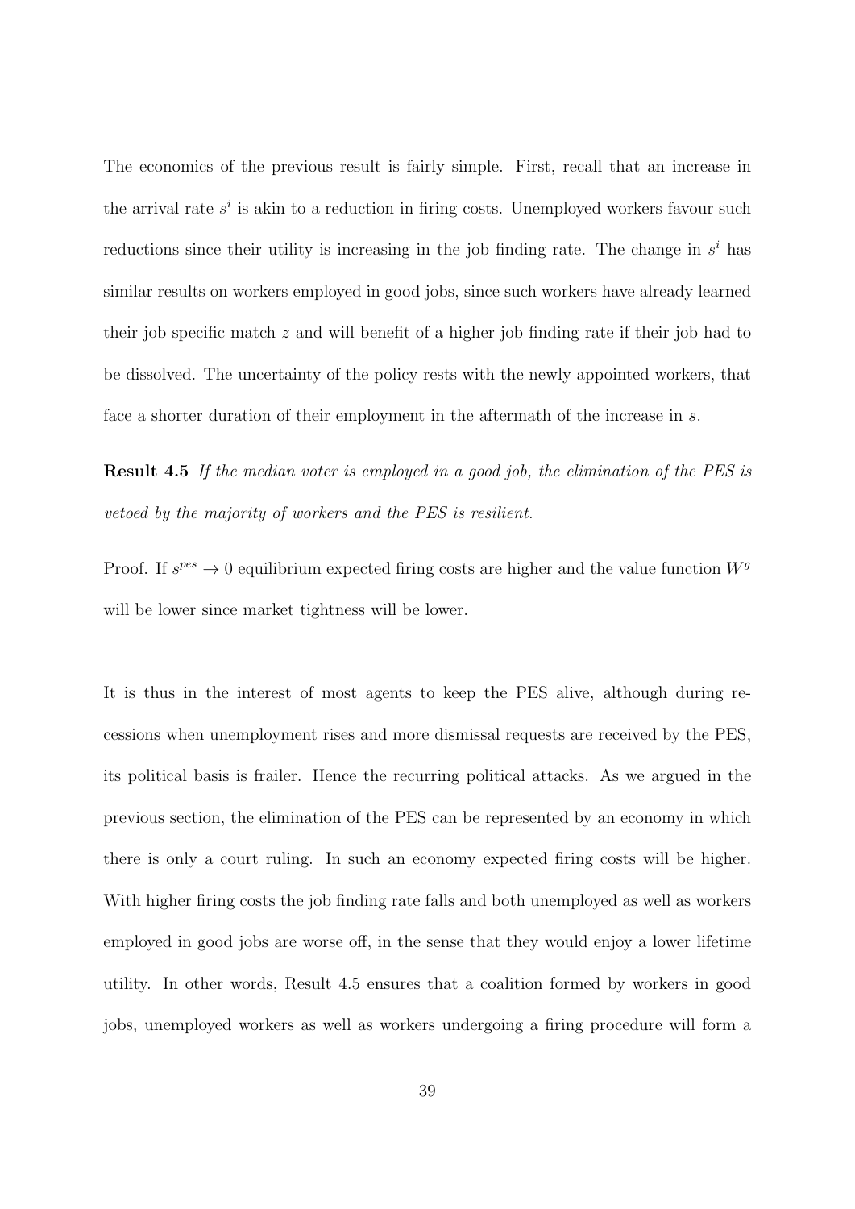The economics of the previous result is fairly simple. First, recall that an increase in the arrival rate $s^i$ is akin to a reduction in firing costs. Unemployed workers favour such reductions since their utility is increasing in the job finding rate. The change in $s^i$ has similar results on workers employed in good jobs, since such workers have already learned their job specific match $z$ and will benefit of a higher job finding rate if their job had to be dissolved. The uncertainty of the policy rests with the newly appointed workers, that face a shorter duration of their employment in the aftermath of the increase in $s$.

**Result 4.5** *If the median voter is employed in a good job, the elimination of the PES is vetoed by the majority of workers and the PES is resilient.*

Proof. If $s^{pes} \to 0$ equilibrium expected firing costs are higher and the value function $W^g$ will be lower since market tightness will be lower.

It is thus in the interest of most agents to keep the PES alive, although during recessions when unemployment rises and more dismissal requests are received by the PES, its political basis is frailer. Hence the recurring political attacks. As we argued in the previous section, the elimination of the PES can be represented by an economy in which there is only a court ruling. In such an economy expected firing costs will be higher. With higher firing costs the job finding rate falls and both unemployed as well as workers employed in good jobs are worse off, in the sense that they would enjoy a lower lifetime utility. In other words, Result 4.5 ensures that a coalition formed by workers in good jobs, unemployed workers as well as workers undergoing a firing procedure will form a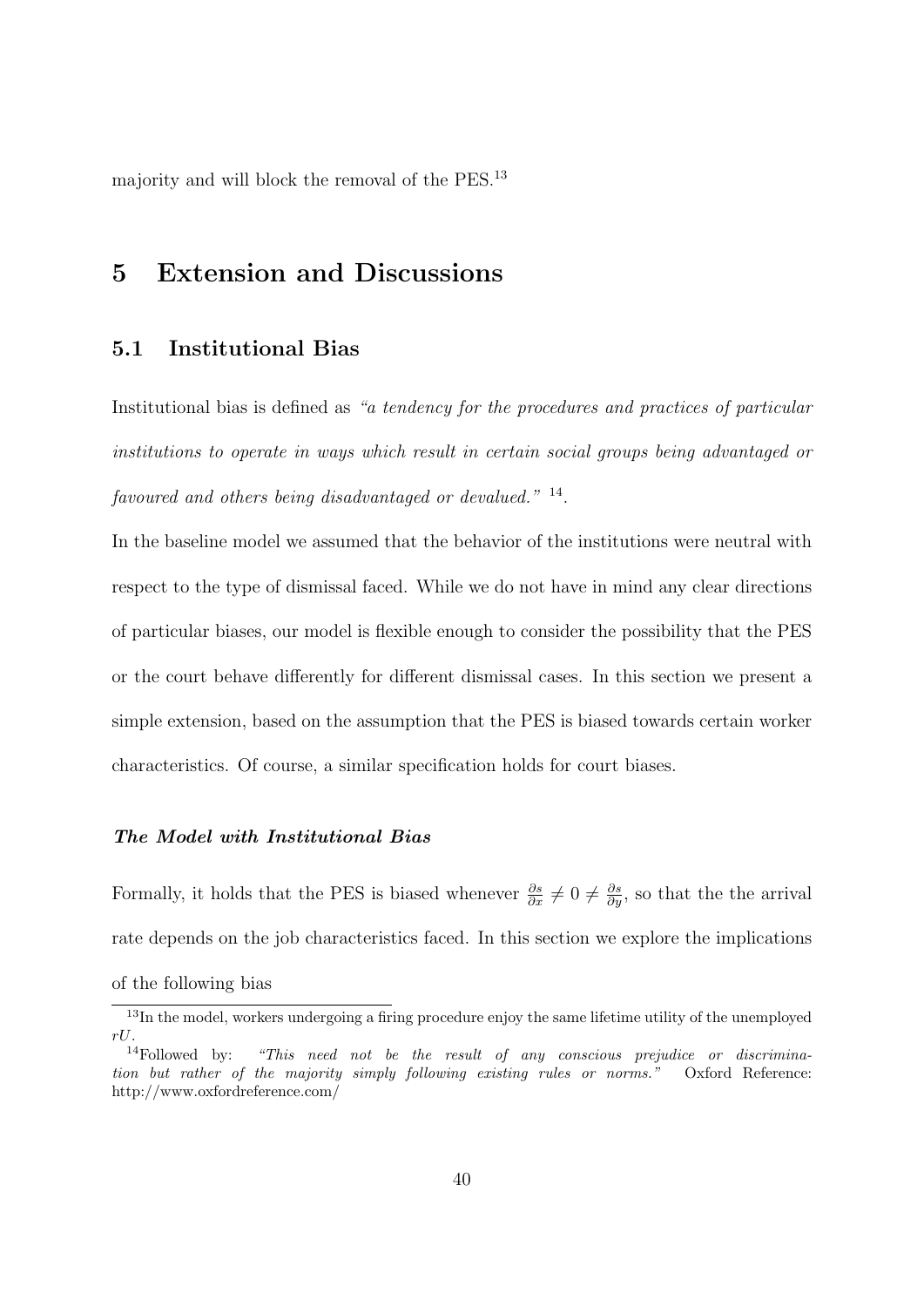majority and will block the removal of the PES.[13]

# 5 Extension and Discussions

## 5.1 Institutional Bias

Institutional bias is defined as *"a tendency for the procedures and practices of particular institutions to operate in ways which result in certain social groups being advantaged or favoured and others being disadvantaged or devalued."* [14].

In the baseline model we assumed that the behavior of the institutions were neutral with respect to the type of dismissal faced. While we do not have in mind any clear directions of particular biases, our model is flexible enough to consider the possibility that the PES or the court behave differently for different dismissal cases. In this section we present a simple extension, based on the assumption that the PES is biased towards certain worker characteristics. Of course, a similar specification holds for court biases.

***The Model with Institutional Bias***

Formally, it holds that the PES is biased whenever $\frac{\partial s}{\partial x} \neq 0 \neq \frac{\partial s}{\partial y}$, so that the the arrival rate depends on the job characteristics faced. In this section we explore the implications of the following bias

[13] In the model, workers undergoing a firing procedure enjoy the same lifetime utility of the unemployed $rU$.

[14] Followed by: *"This need not be the result of any conscious prejudice or discrimination but rather of the majority simply following existing rules or norms."* Oxford Reference: http://www.oxfordreference.com/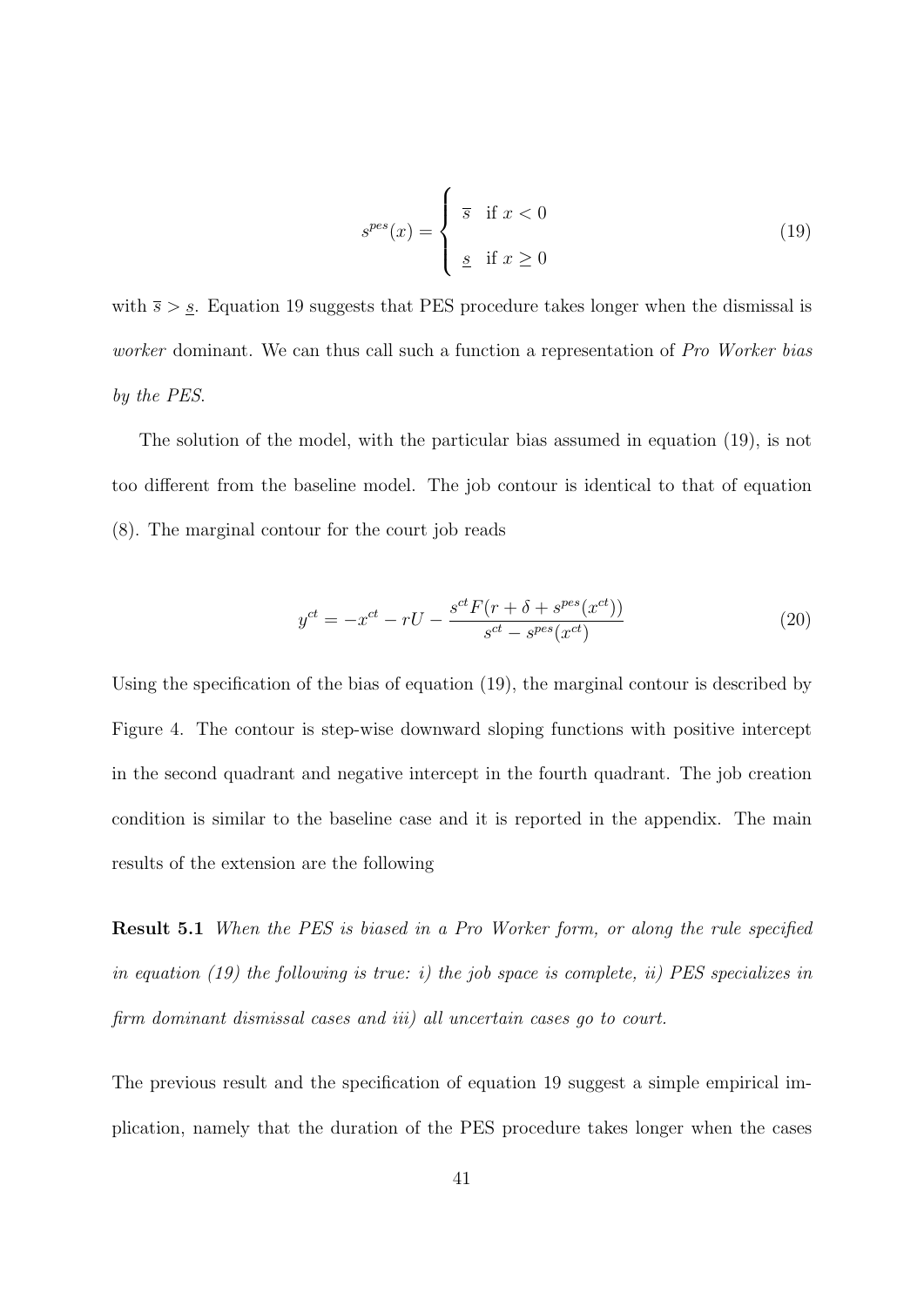$$s^{pes}(x) = \begin{cases} \overline{s} & \text{if } x < 0 \\ \\ \underline{s} & \text{if } x \geq 0 \end{cases} \tag{19}$$

with $\overline{s} > \underline{s}$. Equation 19 suggests that PES procedure takes longer when the dismissal is *worker* dominant. We can thus call such a function a representation of *Pro Worker bias by the PES*.

The solution of the model, with the particular bias assumed in equation (19), is not too different from the baseline model. The job contour is identical to that of equation (8). The marginal contour for the court job reads

$$y^{ct} = -x^{ct} - rU - \frac{s^{ct} F(r + \delta + s^{pes}(x^{ct}))}{s^{ct} - s^{pes}(x^{ct})} \tag{20}$$

Using the specification of the bias of equation (19), the marginal contour is described by Figure 4. The contour is step-wise downward sloping functions with positive intercept in the second quadrant and negative intercept in the fourth quadrant. The job creation condition is similar to the baseline case and it is reported in the appendix. The main results of the extension are the following

**Result 5.1** *When the PES is biased in a Pro Worker form, or along the rule specified in equation (19) the following is true: i) the job space is complete, ii) PES specializes in firm dominant dismissal cases and iii) all uncertain cases go to court.*

The previous result and the specification of equation 19 suggest a simple empirical implication, namely that the duration of the PES procedure takes longer when the cases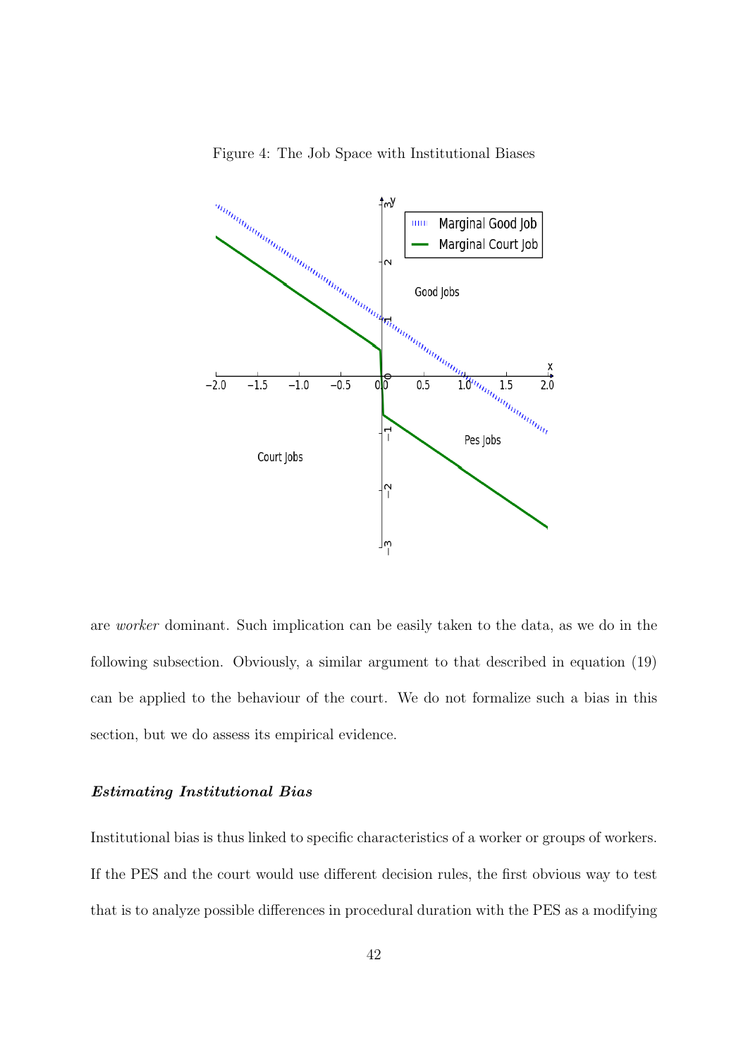Figure 4: The Job Space with Institutional Biases

are *worker* dominant. Such implication can be easily taken to the data, as we do in the following subsection. Obviously, a similar argument to that described in equation (19) can be applied to the behaviour of the court. We do not formalize such a bias in this section, but we do assess its empirical evidence.

### *Estimating Institutional Bias*

Institutional bias is thus linked to specific characteristics of a worker or groups of workers. If the PES and the court would use different decision rules, the first obvious way to test that is to analyze possible differences in procedural duration with the PES as a modifying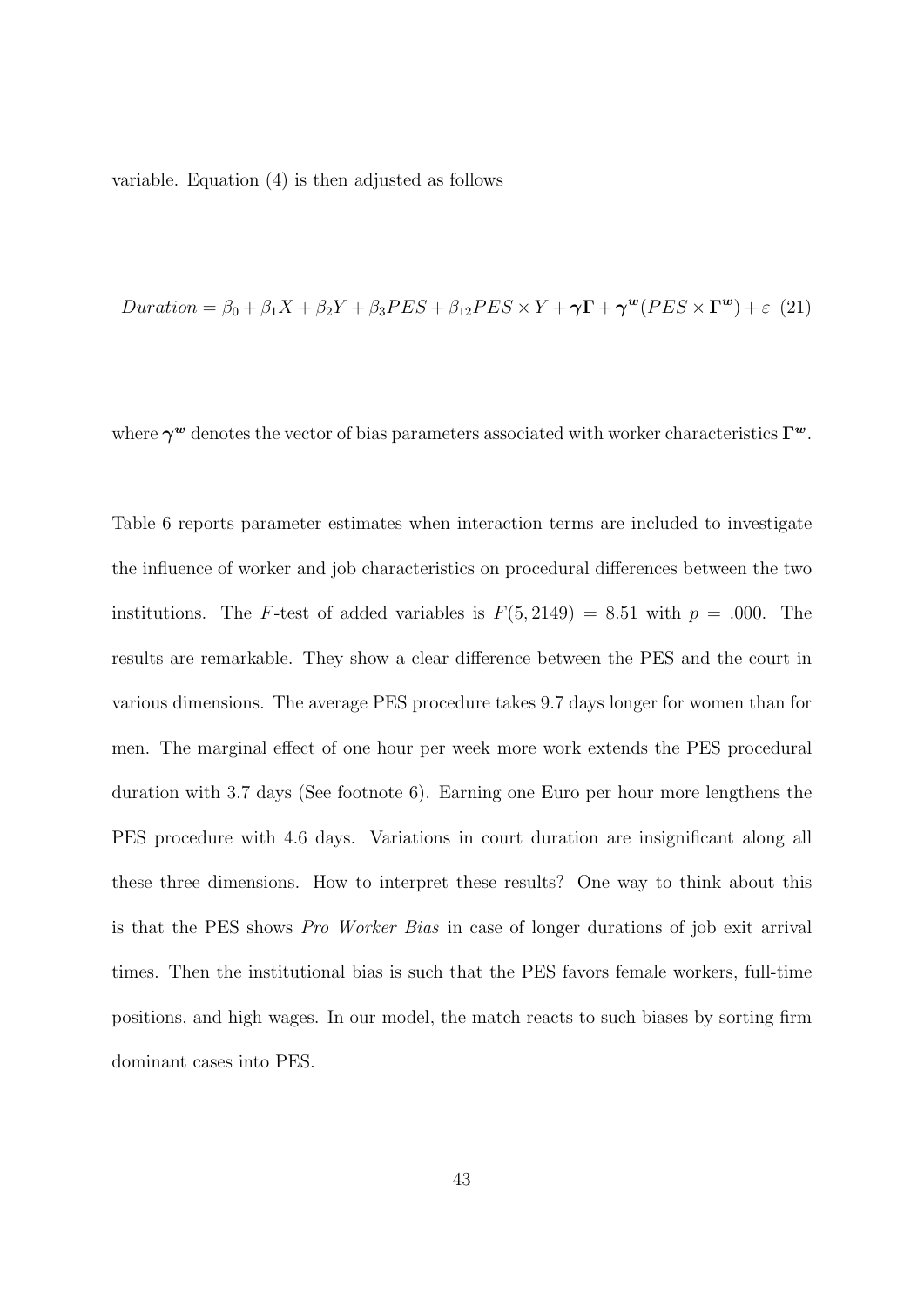variable. Equation (4) is then adjusted as follows

$$Duration = \beta_0 + \beta_1 X + \beta_2 Y + \beta_3 PES + \beta_{12} PES \times Y + \boldsymbol{\gamma}\boldsymbol{\Gamma} + \boldsymbol{\gamma^w}(PES \times \boldsymbol{\Gamma^w}) + \varepsilon \quad (21)$$

where $\boldsymbol{\gamma^w}$ denotes the vector of bias parameters associated with worker characteristics $\boldsymbol{\Gamma^w}$.

Table 6 reports parameter estimates when interaction terms are included to investigate the influence of worker and job characteristics on procedural differences between the two institutions. The $F$-test of added variables is $F(5, 2149) = 8.51$ with $p = .000$. The results are remarkable. They show a clear difference between the PES and the court in various dimensions. The average PES procedure takes 9.7 days longer for women than for men. The marginal effect of one hour per week more work extends the PES procedural duration with 3.7 days (See footnote 6). Earning one Euro per hour more lengthens the PES procedure with 4.6 days. Variations in court duration are insignificant along all these three dimensions. How to interpret these results? One way to think about this is that the PES shows *Pro Worker Bias* in case of longer durations of job exit arrival times. Then the institutional bias is such that the PES favors female workers, full-time positions, and high wages. In our model, the match reacts to such biases by sorting firm dominant cases into PES.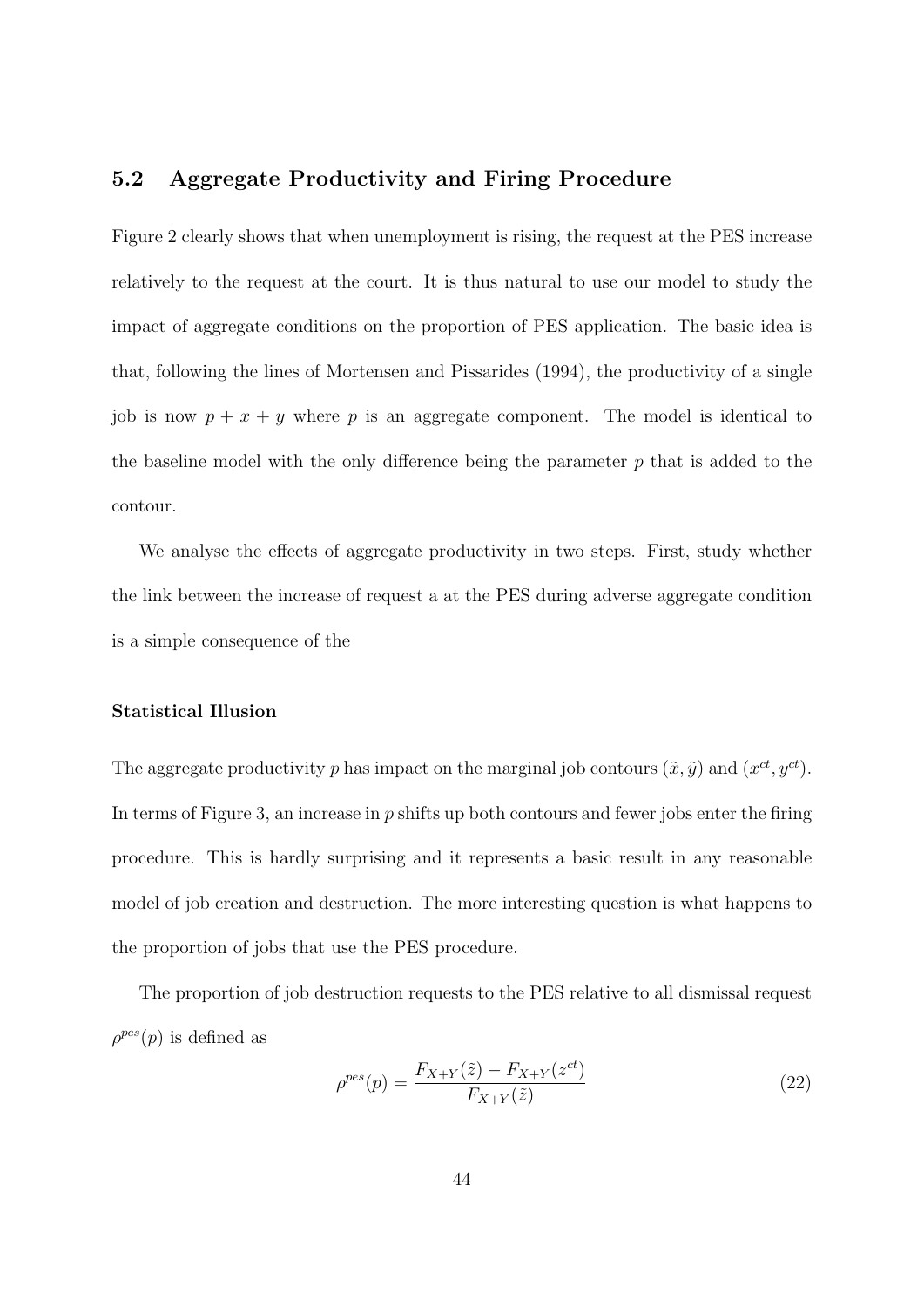### 5.2 Aggregate Productivity and Firing Procedure

Figure 2 clearly shows that when unemployment is rising, the request at the PES increase relatively to the request at the court. It is thus natural to use our model to study the impact of aggregate conditions on the proportion of PES application. The basic idea is that, following the lines of Mortensen and Pissarides (1994), the productivity of a single job is now $p + x + y$ where $p$ is an aggregate component. The model is identical to the baseline model with the only difference being the parameter $p$ that is added to the contour.

We analyse the effects of aggregate productivity in two steps. First, study whether the link between the increase of request a at the PES during adverse aggregate condition is a simple consequence of the

**Statistical Illusion**

The aggregate productivity $p$ has impact on the marginal job contours $(\tilde{x}, \tilde{y})$ and $(x^{ct}, y^{ct})$. In terms of Figure 3, an increase in $p$ shifts up both contours and fewer jobs enter the firing procedure. This is hardly surprising and it represents a basic result in any reasonable model of job creation and destruction. The more interesting question is what happens to the proportion of jobs that use the PES procedure.

The proportion of job destruction requests to the PES relative to all dismissal request $\rho^{pes}(p)$ is defined as

$$\rho^{pes}(p) = \frac{F_{X+Y}(\tilde{z}) - F_{X+Y}(z^{ct})}{F_{X+Y}(\tilde{z})} \tag{22}$$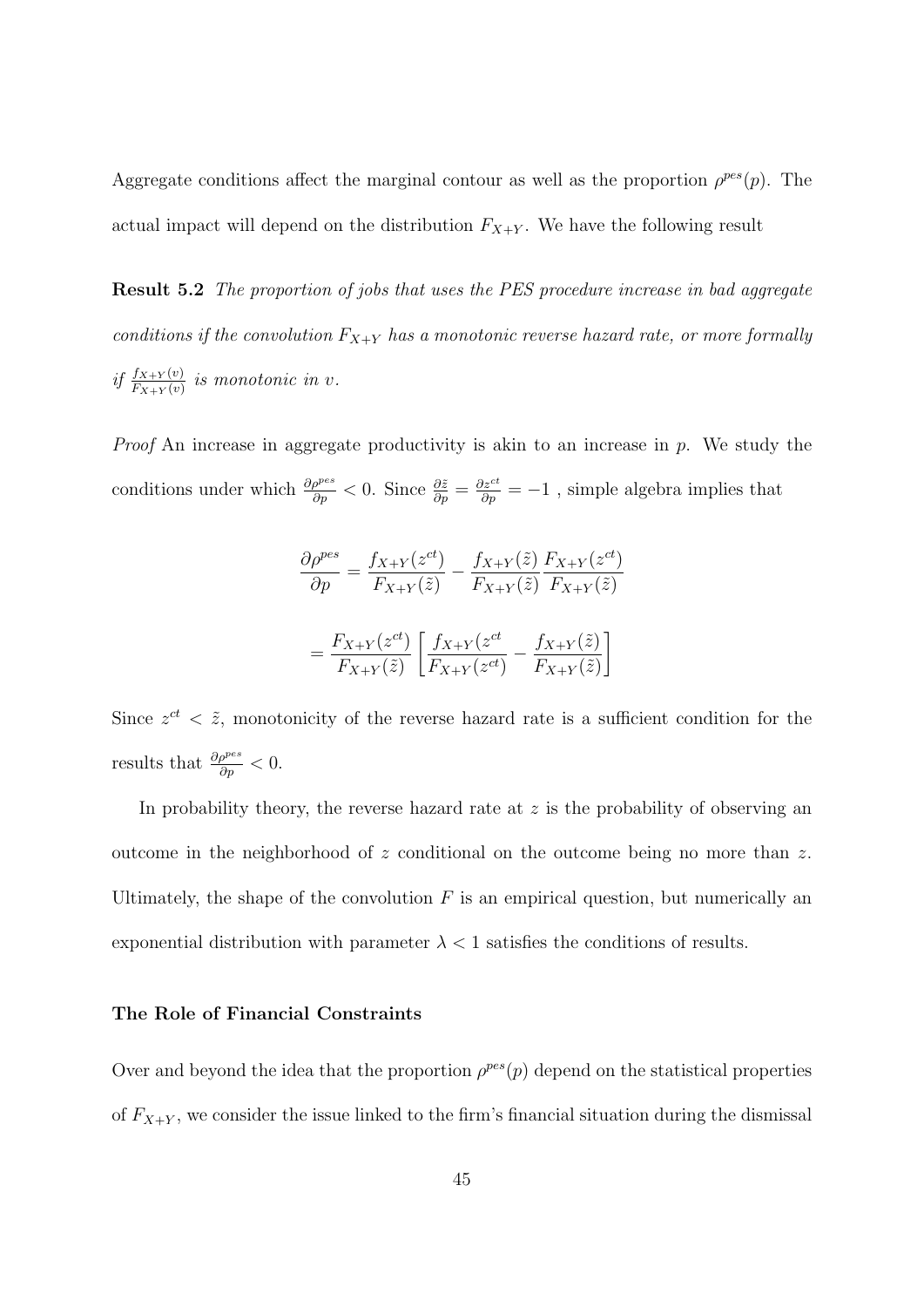Aggregate conditions affect the marginal contour as well as the proportion $\rho^{pes}(p)$. The actual impact will depend on the distribution $F_{X+Y}$. We have the following result

**Result 5.2** *The proportion of jobs that uses the PES procedure increase in bad aggregate conditions if the convolution $F_{X+Y}$ has a monotonic reverse hazard rate, or more formally if $\frac{f_{X+Y}(v)}{F_{X+Y}(v)}$ is monotonic in $v$.*

*Proof* An increase in aggregate productivity is akin to an increase in $p$. We study the conditions under which $\frac{\partial \rho^{pes}}{\partial p} < 0$. Since $\frac{\partial \tilde{z}}{\partial p} = \frac{\partial z^{ct}}{\partial p} = -1$ , simple algebra implies that

$$\frac{\partial \rho^{pes}}{\partial p} = \frac{f_{X+Y}(z^{ct})}{F_{X+Y}(\tilde{z})} - \frac{f_{X+Y}(\tilde{z})}{F_{X+Y}(\tilde{z})} \frac{F_{X+Y}(z^{ct})}{F_{X+Y}(\tilde{z})}$$

$$= \frac{F_{X+Y}(z^{ct})}{F_{X+Y}(\tilde{z})} \left[ \frac{f_{X+Y}(z^{ct}}{F_{X+Y}(z^{ct})} - \frac{f_{X+Y}(\tilde{z})}{F_{X+Y}(\tilde{z})} \right]$$

Since $z^{ct} < \tilde{z}$, monotonicity of the reverse hazard rate is a sufficient condition for the results that $\frac{\partial \rho^{pes}}{\partial p} < 0$.

In probability theory, the reverse hazard rate at $z$ is the probability of observing an outcome in the neighborhood of $z$ conditional on the outcome being no more than $z$. Ultimately, the shape of the convolution $F$ is an empirical question, but numerically an exponential distribution with parameter $\lambda < 1$ satisfies the conditions of results.

#### The Role of Financial Constraints

Over and beyond the idea that the proportion $\rho^{pes}(p)$ depend on the statistical properties of $F_{X+Y}$, we consider the issue linked to the firm's financial situation during the dismissal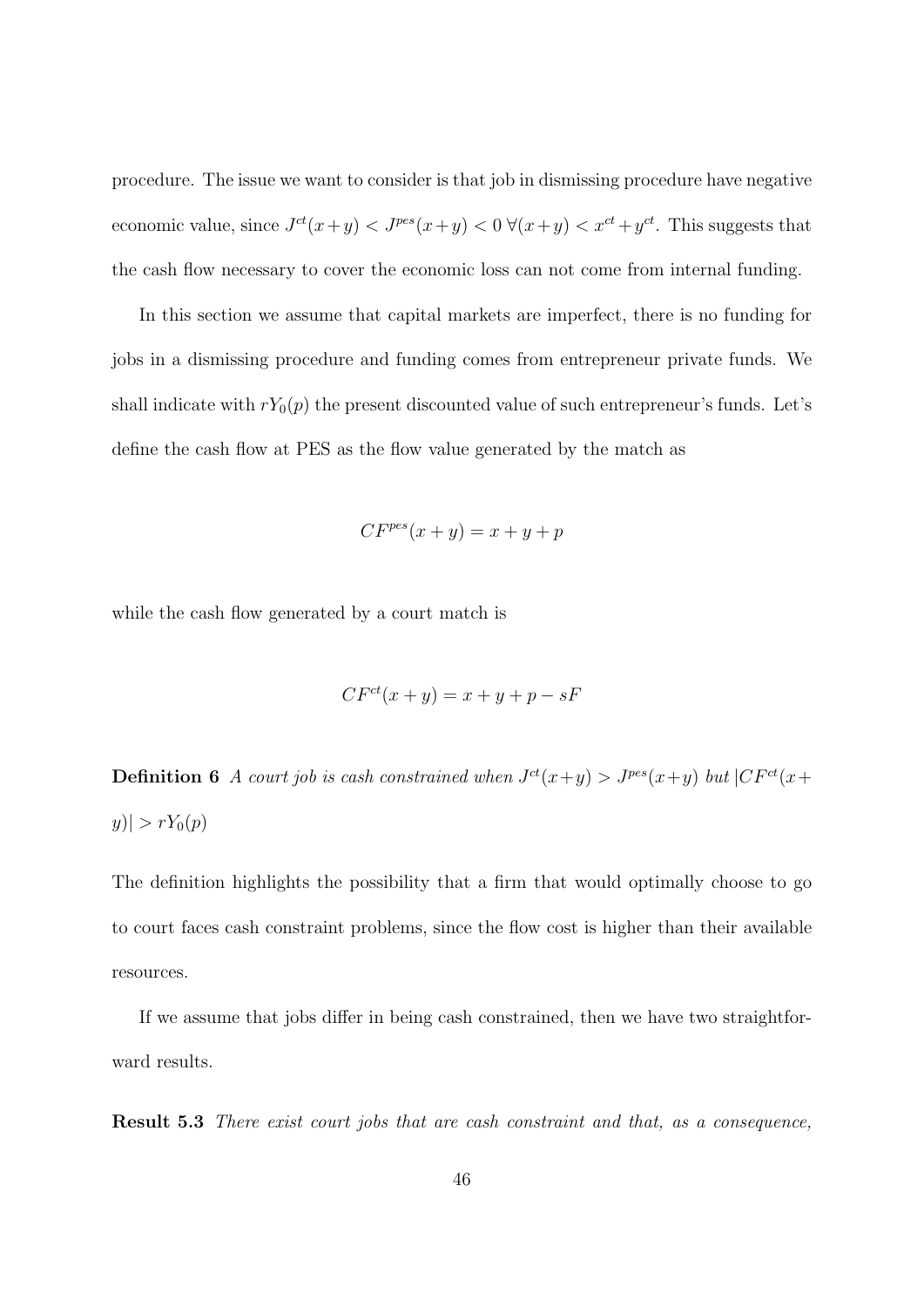procedure. The issue we want to consider is that job in dismissing procedure have negative economic value, since $J^{ct}(x+y) < J^{pes}(x+y) < 0 \; \forall (x+y) < x^{ct} + y^{ct}$. This suggests that the cash flow necessary to cover the economic loss can not come from internal funding.

In this section we assume that capital markets are imperfect, there is no funding for jobs in a dismissing procedure and funding comes from entrepreneur private funds. We shall indicate with $rY_0(p)$ the present discounted value of such entrepreneur's funds. Let's define the cash flow at PES as the flow value generated by the match as

$$CF^{pes}(x+y) = x + y + p$$

while the cash flow generated by a court match is

$$CF^{ct}(x+y) = x + y + p - sF$$

**Definition 6** *A court job is cash constrained when $J^{ct}(x+y) > J^{pes}(x+y)$ but $|CF^{ct}(x+y)| > rY_0(p)$*

The definition highlights the possibility that a firm that would optimally choose to go to court faces cash constraint problems, since the flow cost is higher than their available resources.

If we assume that jobs differ in being cash constrained, then we have two straightforward results.

**Result 5.3** *There exist court jobs that are cash constraint and that, as a consequence,*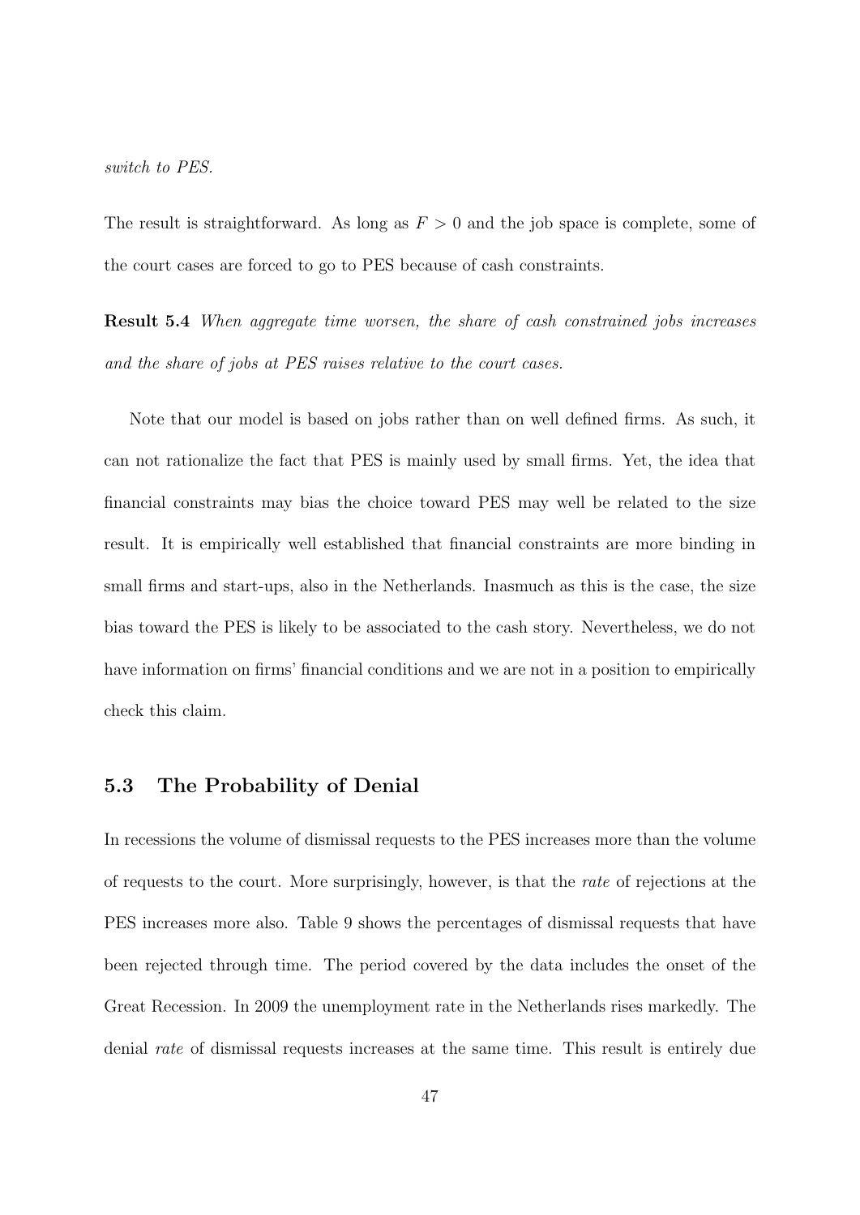*switch to PES.*

The result is straightforward. As long as $F > 0$ and the job space is complete, some of the court cases are forced to go to PES because of cash constraints.

**Result 5.4** *When aggregate time worsen, the share of cash constrained jobs increases and the share of jobs at PES raises relative to the court cases.*

Note that our model is based on jobs rather than on well defined firms. As such, it can not rationalize the fact that PES is mainly used by small firms. Yet, the idea that financial constraints may bias the choice toward PES may well be related to the size result. It is empirically well established that financial constraints are more binding in small firms and start-ups, also in the Netherlands. Inasmuch as this is the case, the size bias toward the PES is likely to be associated to the cash story. Nevertheless, we do not have information on firms' financial conditions and we are not in a position to empirically check this claim.

### 5.3 The Probability of Denial

In recessions the volume of dismissal requests to the PES increases more than the volume of requests to the court. More surprisingly, however, is that the *rate* of rejections at the PES increases more also. Table 9 shows the percentages of dismissal requests that have been rejected through time. The period covered by the data includes the onset of the Great Recession. In 2009 the unemployment rate in the Netherlands rises markedly. The denial *rate* of dismissal requests increases at the same time. This result is entirely due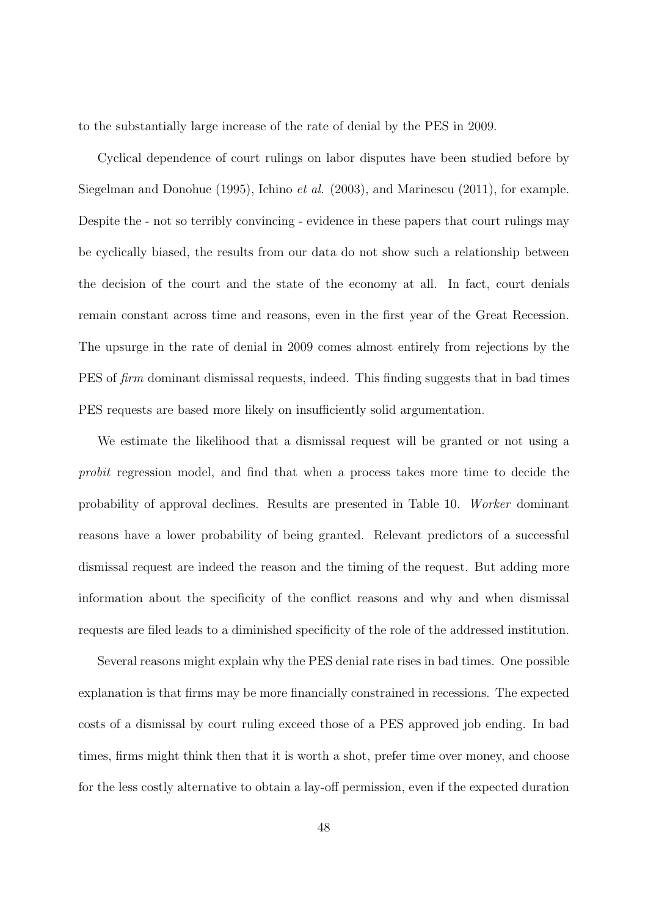to the substantially large increase of the rate of denial by the PES in 2009.

Cyclical dependence of court rulings on labor disputes have been studied before by Siegelman and Donohue (1995), Ichino *et al.* (2003), and Marinescu (2011), for example. Despite the - not so terribly convincing - evidence in these papers that court rulings may be cyclically biased, the results from our data do not show such a relationship between the decision of the court and the state of the economy at all. In fact, court denials remain constant across time and reasons, even in the first year of the Great Recession. The upsurge in the rate of denial in 2009 comes almost entirely from rejections by the PES of *firm* dominant dismissal requests, indeed. This finding suggests that in bad times PES requests are based more likely on insufficiently solid argumentation.

We estimate the likelihood that a dismissal request will be granted or not using a *probit* regression model, and find that when a process takes more time to decide the probability of approval declines. Results are presented in Table 10. *Worker* dominant reasons have a lower probability of being granted. Relevant predictors of a successful dismissal request are indeed the reason and the timing of the request. But adding more information about the specificity of the conflict reasons and why and when dismissal requests are filed leads to a diminished specificity of the role of the addressed institution.

Several reasons might explain why the PES denial rate rises in bad times. One possible explanation is that firms may be more financially constrained in recessions. The expected costs of a dismissal by court ruling exceed those of a PES approved job ending. In bad times, firms might think then that it is worth a shot, prefer time over money, and choose for the less costly alternative to obtain a lay-off permission, even if the expected duration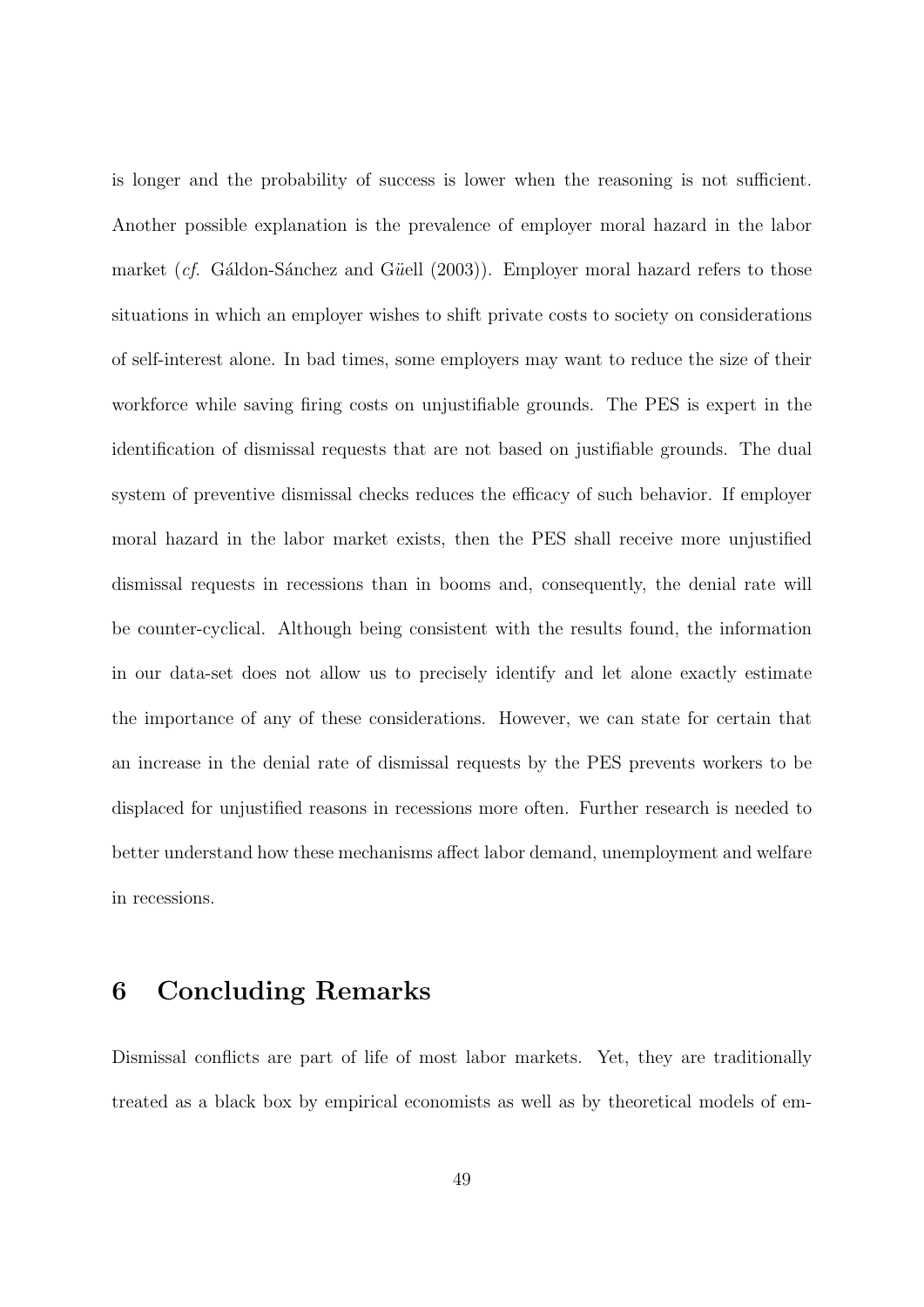is longer and the probability of success is lower when the reasoning is not sufficient. Another possible explanation is the prevalence of employer moral hazard in the labor market (*cf.* Gáldon-Sánchez and G*ü*ell (2003)). Employer moral hazard refers to those situations in which an employer wishes to shift private costs to society on considerations of self-interest alone. In bad times, some employers may want to reduce the size of their workforce while saving firing costs on unjustifiable grounds. The PES is expert in the identification of dismissal requests that are not based on justifiable grounds. The dual system of preventive dismissal checks reduces the efficacy of such behavior. If employer moral hazard in the labor market exists, then the PES shall receive more unjustified dismissal requests in recessions than in booms and, consequently, the denial rate will be counter-cyclical. Although being consistent with the results found, the information in our data-set does not allow us to precisely identify and let alone exactly estimate the importance of any of these considerations. However, we can state for certain that an increase in the denial rate of dismissal requests by the PES prevents workers to be displaced for unjustified reasons in recessions more often. Further research is needed to better understand how these mechanisms affect labor demand, unemployment and welfare in recessions.

# 6 Concluding Remarks

Dismissal conflicts are part of life of most labor markets. Yet, they are traditionally treated as a black box by empirical economists as well as by theoretical models of em-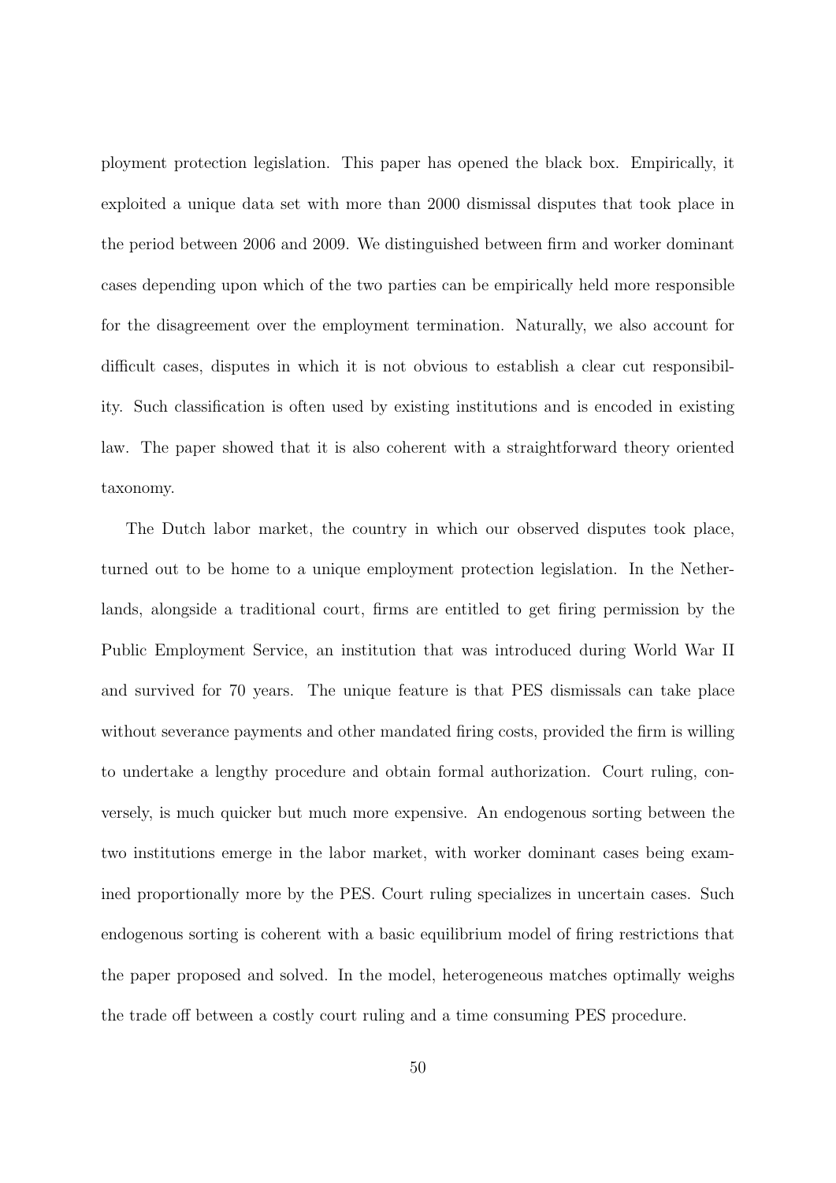ployment protection legislation. This paper has opened the black box. Empirically, it exploited a unique data set with more than 2000 dismissal disputes that took place in the period between 2006 and 2009. We distinguished between firm and worker dominant cases depending upon which of the two parties can be empirically held more responsible for the disagreement over the employment termination. Naturally, we also account for difficult cases, disputes in which it is not obvious to establish a clear cut responsibility. Such classification is often used by existing institutions and is encoded in existing law. The paper showed that it is also coherent with a straightforward theory oriented taxonomy.

The Dutch labor market, the country in which our observed disputes took place, turned out to be home to a unique employment protection legislation. In the Netherlands, alongside a traditional court, firms are entitled to get firing permission by the Public Employment Service, an institution that was introduced during World War II and survived for 70 years. The unique feature is that PES dismissals can take place without severance payments and other mandated firing costs, provided the firm is willing to undertake a lengthy procedure and obtain formal authorization. Court ruling, conversely, is much quicker but much more expensive. An endogenous sorting between the two institutions emerge in the labor market, with worker dominant cases being examined proportionally more by the PES. Court ruling specializes in uncertain cases. Such endogenous sorting is coherent with a basic equilibrium model of firing restrictions that the paper proposed and solved. In the model, heterogeneous matches optimally weighs the trade off between a costly court ruling and a time consuming PES procedure.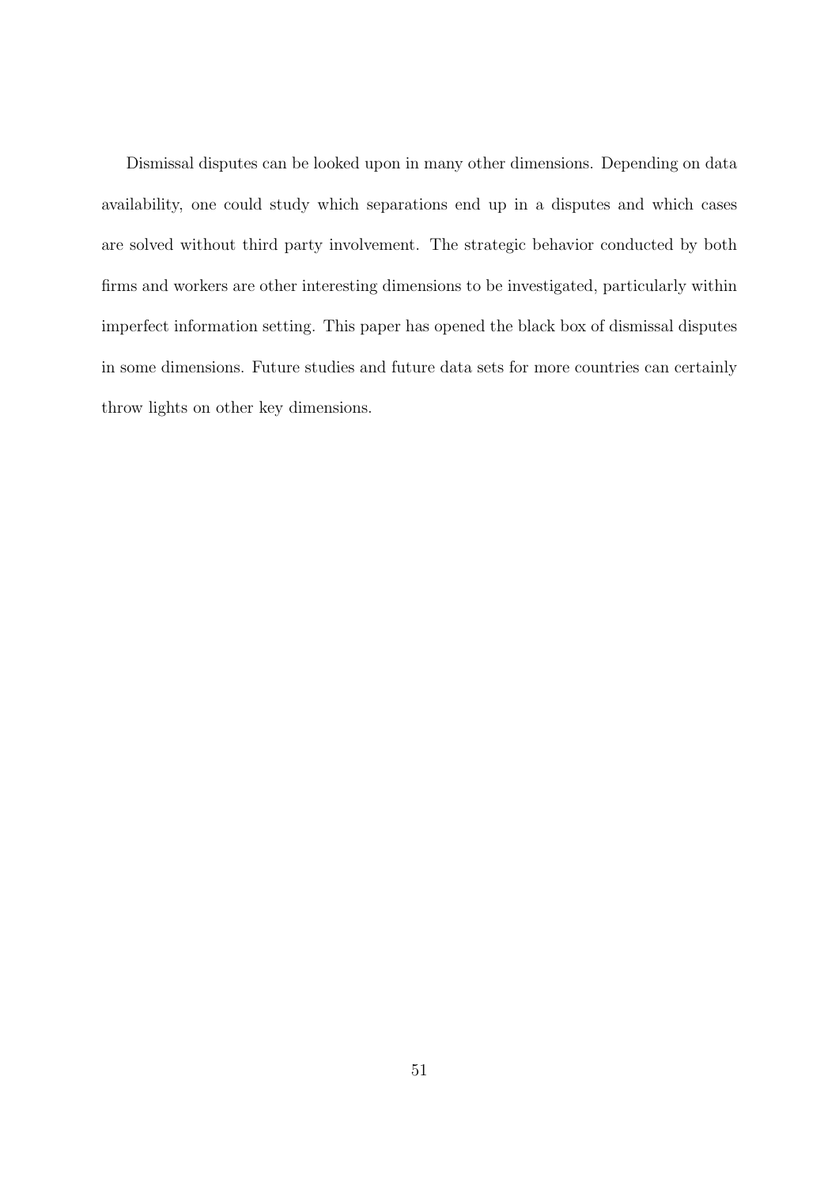Dismissal disputes can be looked upon in many other dimensions. Depending on data availability, one could study which separations end up in a disputes and which cases are solved without third party involvement. The strategic behavior conducted by both firms and workers are other interesting dimensions to be investigated, particularly within imperfect information setting. This paper has opened the black box of dismissal disputes in some dimensions. Future studies and future data sets for more countries can certainly throw lights on other key dimensions.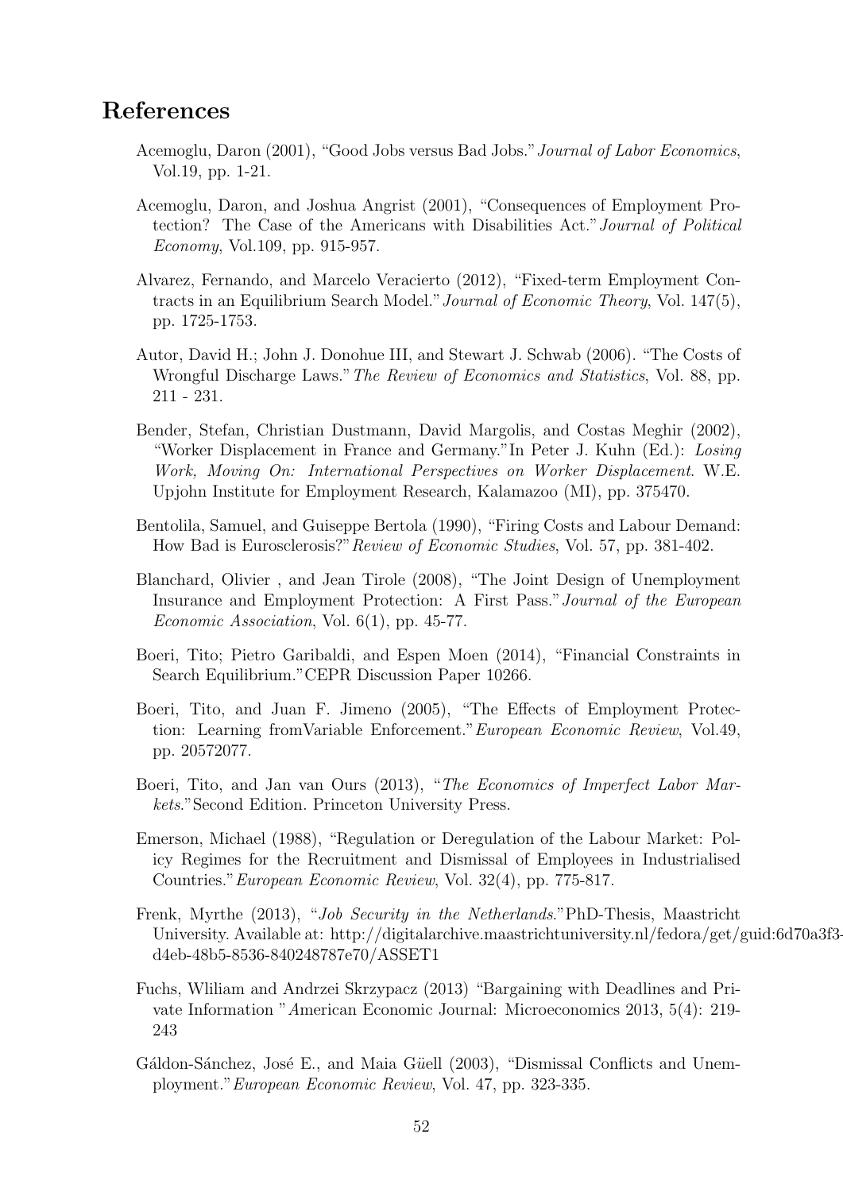# References

Acemoglu, Daron (2001), "Good Jobs versus Bad Jobs." *Journal of Labor Economics*, Vol.19, pp. 1-21.

Acemoglu, Daron, and Joshua Angrist (2001), "Consequences of Employment Protection? The Case of the Americans with Disabilities Act." *Journal of Political Economy*, Vol.109, pp. 915-957.

Alvarez, Fernando, and Marcelo Veracierto (2012), "Fixed-term Employment Contracts in an Equilibrium Search Model." *Journal of Economic Theory*, Vol. 147(5), pp. 1725-1753.

Autor, David H.; John J. Donohue III, and Stewart J. Schwab (2006). "The Costs of Wrongful Discharge Laws." *The Review of Economics and Statistics*, Vol. 88, pp. 211 - 231.

Bender, Stefan, Christian Dustmann, David Margolis, and Costas Meghir (2002), "Worker Displacement in France and Germany." In Peter J. Kuhn (Ed.): *Losing Work, Moving On: International Perspectives on Worker Displacement*. W.E. Upjohn Institute for Employment Research, Kalamazoo (MI), pp. 375470.

Bentolila, Samuel, and Guiseppe Bertola (1990), "Firing Costs and Labour Demand: How Bad is Eurosclerosis?" *Review of Economic Studies*, Vol. 57, pp. 381-402.

Blanchard, Olivier , and Jean Tirole (2008), "The Joint Design of Unemployment Insurance and Employment Protection: A First Pass." *Journal of the European Economic Association*, Vol. 6(1), pp. 45-77.

Boeri, Tito; Pietro Garibaldi, and Espen Moen (2014), "Financial Constraints in Search Equilibrium." CEPR Discussion Paper 10266.

Boeri, Tito, and Juan F. Jimeno (2005), "The Effects of Employment Protection: Learning fromVariable Enforcement." *European Economic Review*, Vol.49, pp. 20572077.

Boeri, Tito, and Jan van Ours (2013), "*The Economics of Imperfect Labor Markets*." Second Edition. Princeton University Press.

Emerson, Michael (1988), "Regulation or Deregulation of the Labour Market: Policy Regimes for the Recruitment and Dismissal of Employees in Industrialised Countries." *European Economic Review*, Vol. 32(4), pp. 775-817.

Frenk, Myrthe (2013), "*Job Security in the Netherlands*." PhD-Thesis, Maastricht University. Available at: http://digitalarchive.maastrichtuniversity.nl/fedora/get/guid:6d70a3f3-d4eb-48b5-8536-840248787e70/ASSET1

Fuchs, Wliliam and Andrzei Skrzypacz (2013) "Bargaining with Deadlines and Private Information " American Economic Journal: Microeconomics 2013, 5(4): 219-243

Gáldon-Sánchez, José E., and Maia Güell (2003), "Dismissal Conflicts and Unemployment." *European Economic Review*, Vol. 47, pp. 323-335.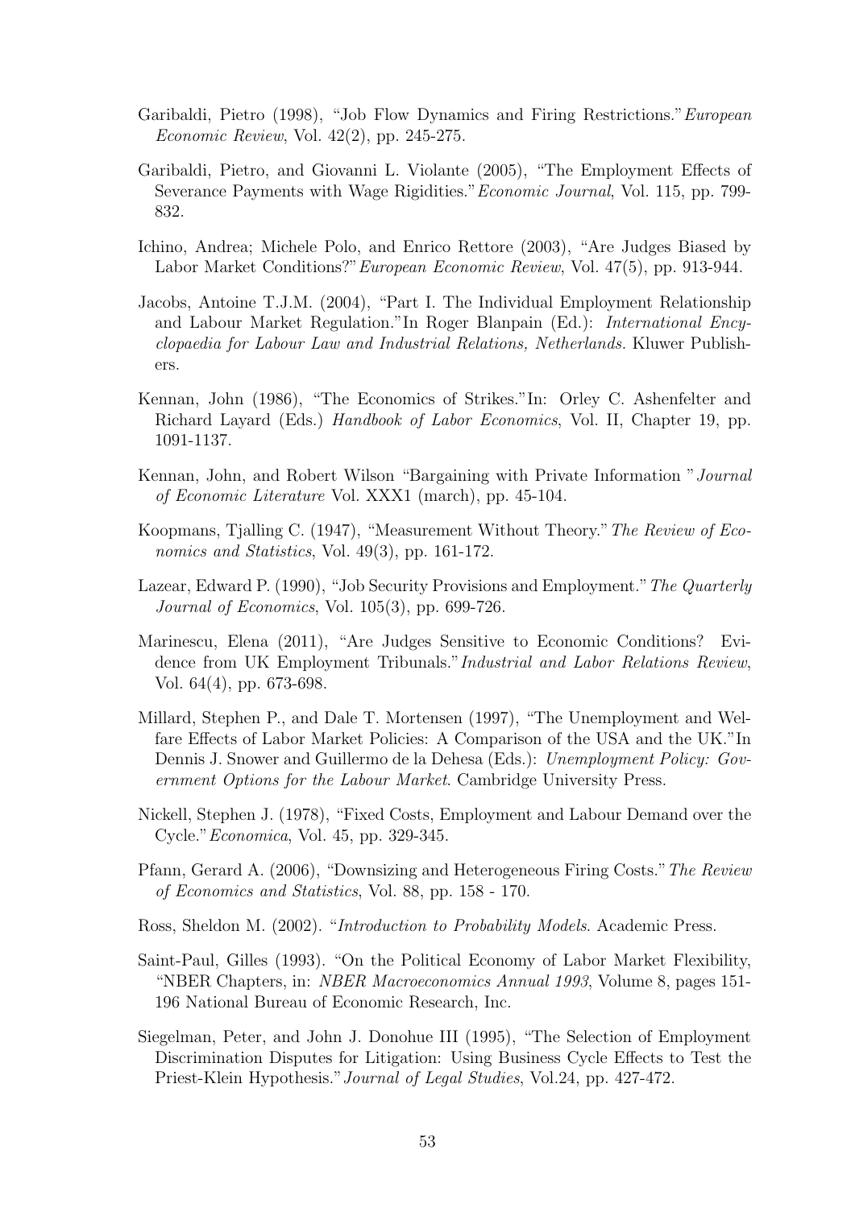Garibaldi, Pietro (1998), "Job Flow Dynamics and Firing Restrictions." *European Economic Review*, Vol. 42(2), pp. 245-275.

Garibaldi, Pietro, and Giovanni L. Violante (2005), "The Employment Effects of Severance Payments with Wage Rigidities." *Economic Journal*, Vol. 115, pp. 799-832.

Ichino, Andrea; Michele Polo, and Enrico Rettore (2003), "Are Judges Biased by Labor Market Conditions?" *European Economic Review*, Vol. 47(5), pp. 913-944.

Jacobs, Antoine T.J.M. (2004), "Part I. The Individual Employment Relationship and Labour Market Regulation." In Roger Blanpain (Ed.): *International Encyclopaedia for Labour Law and Industrial Relations, Netherlands.* Kluwer Publishers.

Kennan, John (1986), "The Economics of Strikes." In: Orley C. Ashenfelter and Richard Layard (Eds.) *Handbook of Labor Economics*, Vol. II, Chapter 19, pp. 1091-1137.

Kennan, John, and Robert Wilson "Bargaining with Private Information " *Journal of Economic Literature* Vol. XXX1 (march), pp. 45-104.

Koopmans, Tjalling C. (1947), "Measurement Without Theory." *The Review of Economics and Statistics*, Vol. 49(3), pp. 161-172.

Lazear, Edward P. (1990), "Job Security Provisions and Employment." *The Quarterly Journal of Economics*, Vol. 105(3), pp. 699-726.

Marinescu, Elena (2011), "Are Judges Sensitive to Economic Conditions? Evidence from UK Employment Tribunals." *Industrial and Labor Relations Review*, Vol. 64(4), pp. 673-698.

Millard, Stephen P., and Dale T. Mortensen (1997), "The Unemployment and Welfare Effects of Labor Market Policies: A Comparison of the USA and the UK." In Dennis J. Snower and Guillermo de la Dehesa (Eds.): *Unemployment Policy: Government Options for the Labour Market*. Cambridge University Press.

Nickell, Stephen J. (1978), "Fixed Costs, Employment and Labour Demand over the Cycle." *Economica*, Vol. 45, pp. 329-345.

Pfann, Gerard A. (2006), "Downsizing and Heterogeneous Firing Costs." *The Review of Economics and Statistics*, Vol. 88, pp. 158 - 170.

Ross, Sheldon M. (2002). "*Introduction to Probability Models*. Academic Press.

Saint-Paul, Gilles (1993). "On the Political Economy of Labor Market Flexibility, "NBER Chapters, in: *NBER Macroeconomics Annual 1993*, Volume 8, pages 151-196 National Bureau of Economic Research, Inc.

Siegelman, Peter, and John J. Donohue III (1995), "The Selection of Employment Discrimination Disputes for Litigation: Using Business Cycle Effects to Test the Priest-Klein Hypothesis." *Journal of Legal Studies*, Vol.24, pp. 427-472.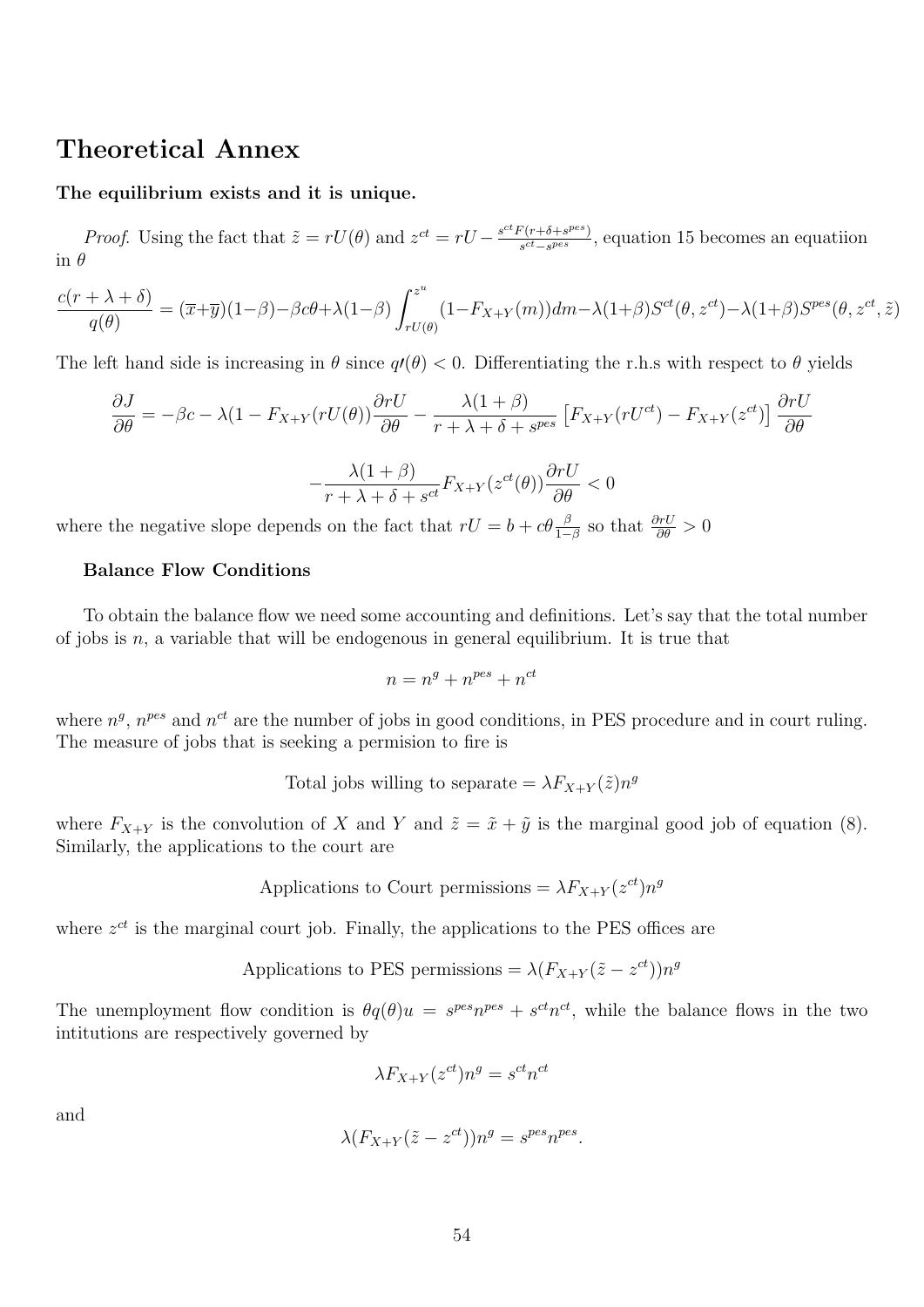# Theoretical Annex

**The equilibrium exists and it is unique.**

*Proof.* Using the fact that $\tilde{z} = rU(\theta)$ and $z^{ct} = rU - \frac{s^{ct}F(r+\delta+s^{pes})}{s^{ct}-s^{pes}}$, equation 15 becomes an equatiion in $\theta$

$$\frac{c(r+\lambda+\delta)}{q(\theta)} = (\overline{x}+\overline{y})(1-\beta)-\beta c\theta+\lambda(1-\beta)\int_{rU(\theta)}^{z^u}(1-F_{X+Y}(m))dm-\lambda(1+\beta)S^{ct}(\theta,z^{ct})-\lambda(1+\beta)S^{pes}(\theta,z^{ct},\tilde{z})$$

The left hand side is increasing in $\theta$ since $q\prime(\theta) < 0$. Differentiating the r.h.s with respect to $\theta$ yields

$$\frac{\partial J}{\partial \theta} = -\beta c - \lambda(1 - F_{X+Y}(rU(\theta))\frac{\partial rU}{\partial \theta} - \frac{\lambda(1+\beta)}{r+\lambda+\delta+s^{pes}}\left[F_{X+Y}(rU^{ct}) - F_{X+Y}(z^{ct})\right]\frac{\partial rU}{\partial \theta}$$

$$-\frac{\lambda(1+\beta)}{r+\lambda+\delta+s^{ct}}F_{X+Y}(z^{ct}(\theta))\frac{\partial rU}{\partial \theta} < 0$$

where the negative slope depends on the fact that $rU = b + c\theta\frac{\beta}{1-\beta}$ so that $\frac{\partial rU}{\partial \theta} > 0$

**Balance Flow Conditions**

To obtain the balance flow we need some accounting and definitions. Let's say that the total number of jobs is $n$, a variable that will be endogenous in general equilibrium. It is true that

$$n = n^g + n^{pes} + n^{ct}$$

where $n^g$, $n^{pes}$ and $n^{ct}$ are the number of jobs in good conditions, in PES procedure and in court ruling. The measure of jobs that is seeking a permision to fire is

$$\text{Total jobs willing to separate} = \lambda F_{X+Y}(\tilde{z})n^g$$

where $F_{X+Y}$ is the convolution of $X$ and $Y$ and $\tilde{z} = \tilde{x} + \tilde{y}$ is the marginal good job of equation (8). Similarly, the applications to the court are

$$\text{Applications to Court permissions} = \lambda F_{X+Y}(z^{ct})n^g$$

where $z^{ct}$ is the marginal court job. Finally, the applications to the PES offices are

$$\text{Applications to PES permissions} = \lambda(F_{X+Y}(\tilde{z} - z^{ct}))n^g$$

The unemployment flow condition is $\theta q(\theta)u = s^{pes}n^{pes} + s^{ct}n^{ct}$, while the balance flows in the two intitutions are respectively governed by

$$\lambda F_{X+Y}(z^{ct})n^g = s^{ct}n^{ct}$$

and

$$\lambda(F_{X+Y}(\tilde{z} - z^{ct}))n^g = s^{pes}n^{pes}.$$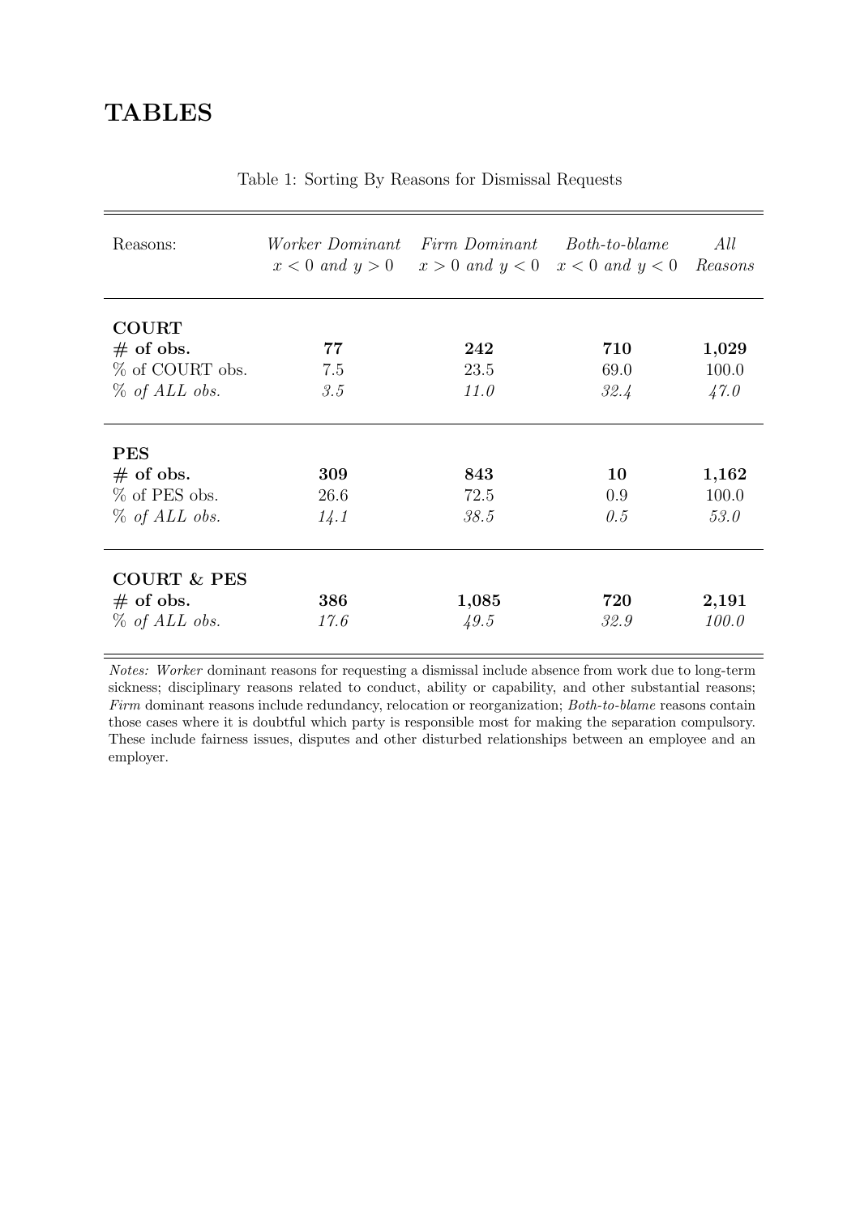# TABLES

Table 1: Sorting By Reasons for Dismissal Requests

| Reasons: | *Worker Dominant* $x < 0$ *and* $y > 0$ | *Firm Dominant* $x > 0$ *and* $y < 0$ | *Both-to-blame* $x < 0$ *and* $y < 0$ | *All Reasons* |
|---|---|---|---|---|
| **COURT** | | | | |
| **# of obs.** | **77** | **242** | **710** | **1,029** |
| % of COURT obs. | 7.5 | 23.5 | 69.0 | 100.0 |
| *% of ALL obs.* | *3.5* | *11.0* | *32.4* | *47.0* |
| **PES** | | | | |
| **# of obs.** | **309** | **843** | **10** | **1,162** |
| % of PES obs. | 26.6 | 72.5 | 0.9 | 100.0 |
| *% of ALL obs.* | *14.1* | *38.5* | *0.5* | *53.0* |
| **COURT & PES** | | | | |
| **# of obs.** | **386** | **1,085** | **720** | **2,191** |
| *% of ALL obs.* | *17.6* | *49.5* | *32.9* | *100.0* |

*Notes: Worker* dominant reasons for requesting a dismissal include absence from work due to long-term sickness; disciplinary reasons related to conduct, ability or capability, and other substantial reasons; *Firm* dominant reasons include redundancy, relocation or reorganization; *Both-to-blame* reasons contain those cases where it is doubtful which party is responsible most for making the separation compulsory. These include fairness issues, disputes and other disturbed relationships between an employee and an employer.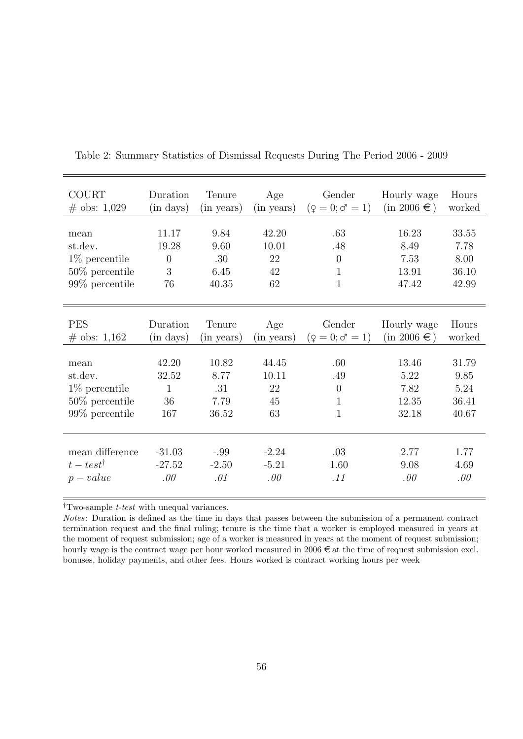Table 2: Summary Statistics of Dismissal Requests During The Period 2006 - 2009

| COURT<br># obs: 1,029 | Duration<br>(in days) | Tenure<br>(in years) | Age<br>(in years) | Gender<br>($\female = 0; \male = 1$) | Hourly wage<br>(in 2006 €) | Hours<br>worked |
|---|---|---|---|---|---|---|
| mean | 11.17 | 9.84 | 42.20 | .63 | 16.23 | 33.55 |
| st.dev. | 19.28 | 9.60 | 10.01 | .48 | 8.49 | 7.78 |
| 1% percentile | 0 | .30 | 22 | 0 | 7.53 | 8.00 |
| 50% percentile | 3 | 6.45 | 42 | 1 | 13.91 | 36.10 |
| 99% percentile | 76 | 40.35 | 62 | 1 | 47.42 | 42.99 |

| PES<br># obs: 1,162 | Duration<br>(in days) | Tenure<br>(in years) | Age<br>(in years) | Gender<br>($\female = 0; \male = 1$) | Hourly wage<br>(in 2006 €) | Hours<br>worked |
|---|---|---|---|---|---|---|
| mean | 42.20 | 10.82 | 44.45 | .60 | 13.46 | 31.79 |
| st.dev. | 32.52 | 8.77 | 10.11 | .49 | 5.22 | 9.85 |
| 1% percentile | 1 | .31 | 22 | 0 | 7.82 | 5.24 |
| 50% percentile | 36 | 7.79 | 45 | 1 | 12.35 | 36.41 |
| 99% percentile | 167 | 36.52 | 63 | 1 | 32.18 | 40.67 |
| mean difference | -31.03 | -.99 | -2.24 | .03 | 2.77 | 1.77 |
| $t-test^{\dagger}$ | -27.52 | -2.50 | -5.21 | 1.60 | 9.08 | 4.69 |
| $p-value$ | *.00* | *.01* | *.00* | *.11* | *.00* | *.00* |

$^{\dagger}$Two-sample *t-test* with unequal variances.

*Notes*: Duration is defined as the time in days that passes between the submission of a permanent contract termination request and the final ruling; tenure is the time that a worker is employed measured in years at the moment of request submission; age of a worker is measured in years at the moment of request submission; hourly wage is the contract wage per hour worked measured in 2006 € at the time of request submission excl. bonuses, holiday payments, and other fees. Hours worked is contract working hours per week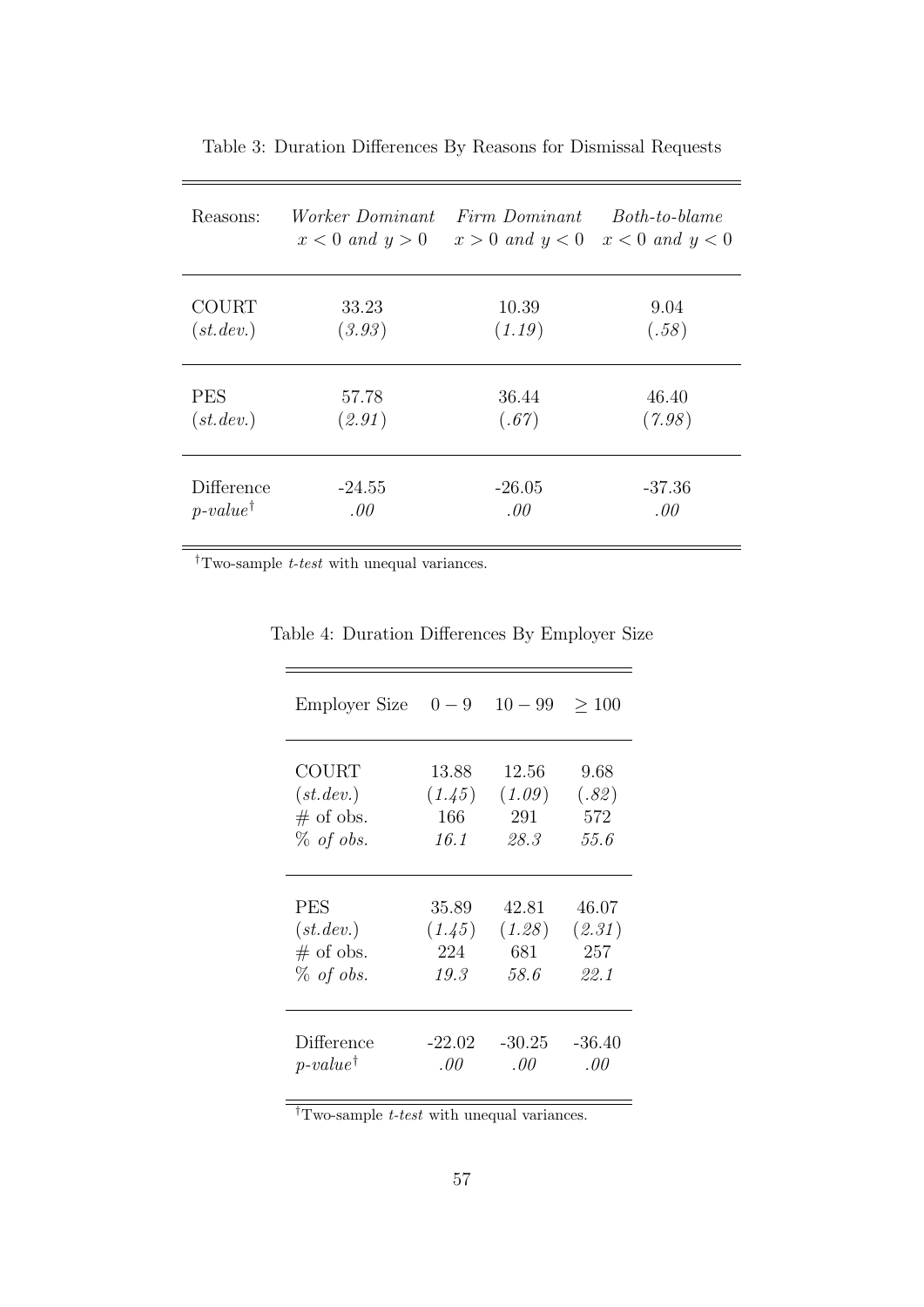Table 3: Duration Differences By Reasons for Dismissal Requests

| Reasons: | *Worker Dominant* $x < 0$ *and* $y > 0$ | *Firm Dominant* $x > 0$ *and* $y < 0$ | *Both-to-blame* $x < 0$ *and* $y < 0$ |
|---|---|---|---|
| COURT | 33.23 | 10.39 | 9.04 |
| (*st.dev.*) | (*3.93*) | (*1.19*) | (*.58*) |
| PES | 57.78 | 36.44 | 46.40 |
| (*st.dev.*) | (*2.91*) | (*.67*) | (*7.98*) |
| Difference | -24.55 | -26.05 | -37.36 |
| *p-value*[†] | *.00* | *.00* | *.00* |

[†]Two-sample *t-test* with unequal variances.

Table 4: Duration Differences By Employer Size

| Employer Size | $0-9$ | $10-99$ | $\geq 100$ |
|---|---|---|---|
| COURT | 13.88 | 12.56 | 9.68 |
| (*st.dev.*) | (*1.45*) | (*1.09*) | (*.82*) |
| # of obs. | 166 | 291 | 572 |
| *% of obs.* | *16.1* | *28.3* | *55.6* |
| PES | 35.89 | 42.81 | 46.07 |
| (*st.dev.*) | (*1.45*) | (*1.28*) | (*2.31*) |
| # of obs. | 224 | 681 | 257 |
| *% of obs.* | *19.3* | *58.6* | *22.1* |
| Difference | -22.02 | -30.25 | -36.40 |
| *p-value*[†] | *.00* | *.00* | *.00* |

[†]Two-sample *t-test* with unequal variances.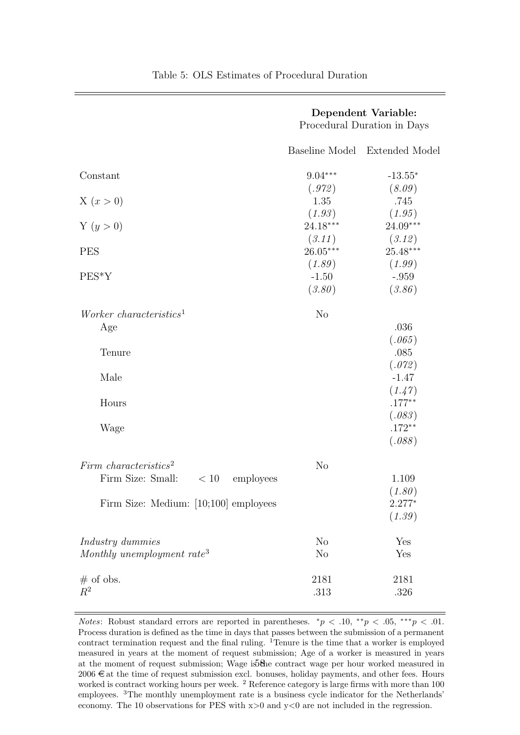Table 5: OLS Estimates of Procedural Duration

| | **Dependent Variable:** Procedural Duration in Days | |
|---|---|---|
| | Baseline Model | Extended Model |
| Constant | 9.04*** | -13.55* |
| | *(.972)* | *(8.09)* |
| X ($x > 0$) | 1.35 | .745 |
| | *(1.93)* | *(1.95)* |
| Y ($y > 0$) | 24.18*** | 24.09*** |
| | *(3.11)* | *(3.12)* |
| PES | 26.05*** | 25.48*** |
| | *(1.89)* | *(1.99)* |
| PES*Y | -1.50 | -.959 |
| | *(3.80)* | *(3.86)* |
| *Worker characteristics*[1] | No | |
| Age | | .036 |
| | | *(.065)* |
| Tenure | | .085 |
| | | *(.072)* |
| Male | | -1.47 |
| | | *(1.47)* |
| Hours | | .177** |
| | | *(.083)* |
| Wage | | .172** |
| | | *(.088)* |
| *Firm characteristics*[2] | No | |
| Firm Size: Small: < 10 employees | | 1.109 |
| | | *(1.80)* |
| Firm Size: Medium: [10;100] employees | | 2.277* |
| | | *(1.39)* |
| *Industry dummies* | No | Yes |
| *Monthly unemployment rate*[3] | No | Yes |
| # of obs. | 2181 | 2181 |
| $R^2$ | .313 | .326 |

*Notes*: Robust standard errors are reported in parentheses. $^{*}p < .10$, $^{**}p < .05$, $^{***}p < .01$. Process duration is defined as the time in days that passes between the submission of a permanent contract termination request and the final ruling. [1]Tenure is the time that a worker is employed measured in years at the moment of request submission; Age of a worker is measured in years at the moment of request submission; Wage is the contract wage per hour worked measured in 2006 € at the time of request submission excl. bonuses, holiday payments, and other fees. Hours worked is contract working hours per week. [2] Reference category is large firms with more than 100 employees. [3]The monthly unemployment rate is a business cycle indicator for the Netherlands' economy. The 10 observations for PES with x>0 and y<0 are not included in the regression.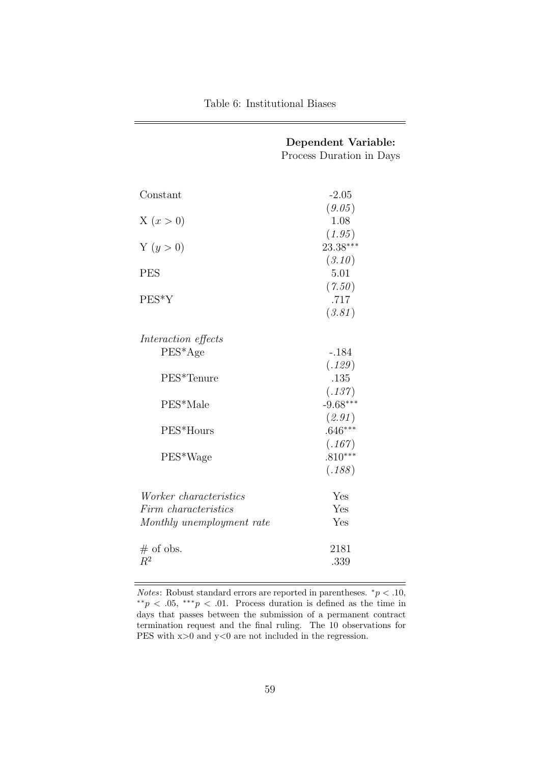Table 6: Institutional Biases

| | **Dependent Variable:** Process Duration in Days |
|---|---|
| Constant | -2.05 |
| | *(9.05)* |
| X ($x > 0$) | 1.08 |
| | *(1.95)* |
| Y ($y > 0$) | 23.38*** |
| | *(3.10)* |
| PES | 5.01 |
| | *(7.50)* |
| PES*Y | .717 |
| | *(3.81)* |
| *Interaction effects* | |
| PES*Age | -.184 |
| | *(.129)* |
| PES*Tenure | .135 |
| | *(.137)* |
| PES*Male | -9.68*** |
| | *(2.91)* |
| PES*Hours | .646*** |
| | *(.167)* |
| PES*Wage | .810*** |
| | *(.188)* |
| *Worker characteristics* | Yes |
| *Firm characteristics* | Yes |
| *Monthly unemployment rate* | Yes |
| # of obs. | 2181 |
| $R^2$ | .339 |

*Notes*: Robust standard errors are reported in parentheses. $^{*}p < .10$, $^{**}p < .05$, $^{***}p < .01$. Process duration is defined as the time in days that passes between the submission of a permanent contract termination request and the final ruling. The 10 observations for PES with $x{>}0$ and $y{<}0$ are not included in the regression.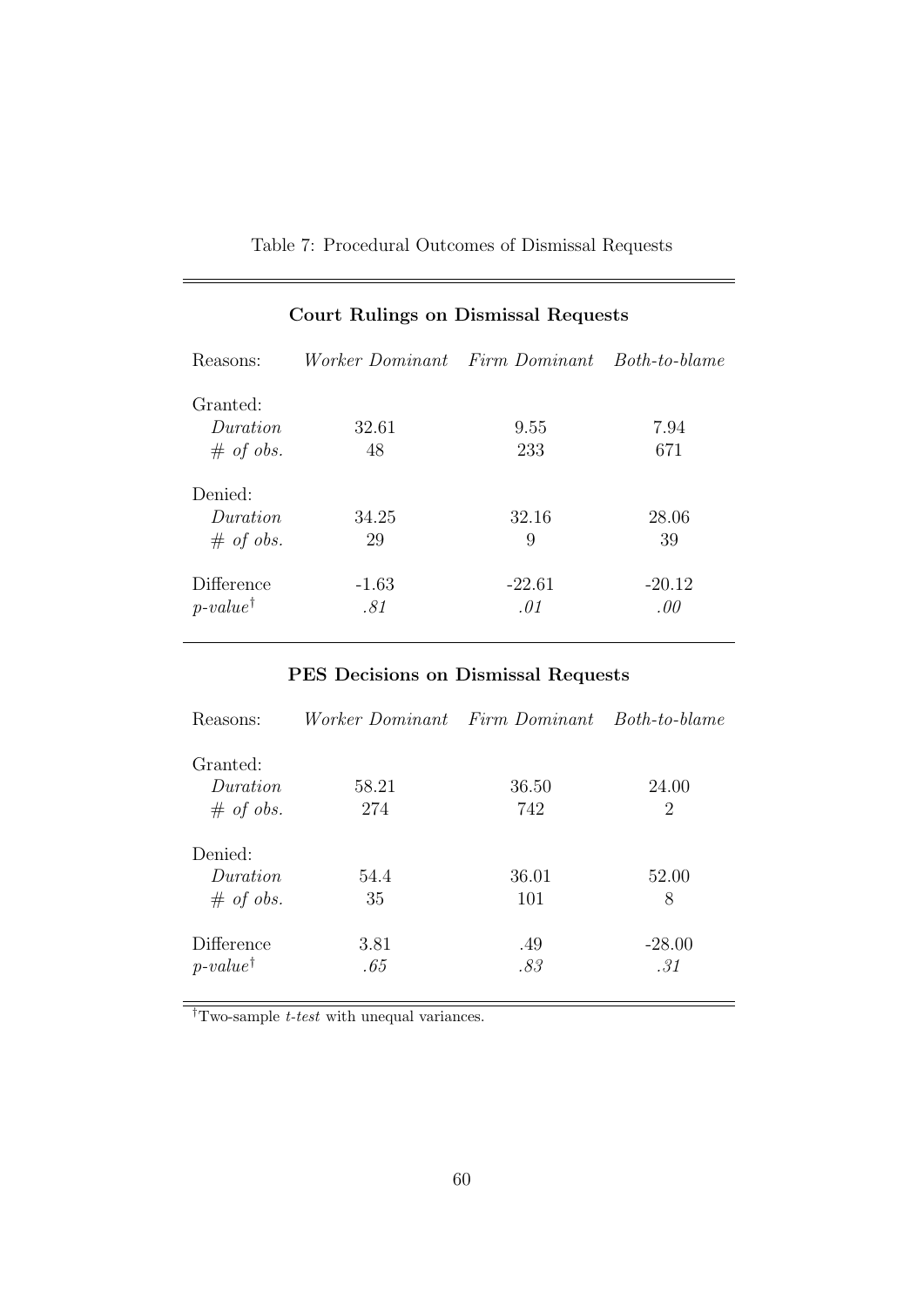Table 7: Procedural Outcomes of Dismissal Requests

**Court Rulings on Dismissal Requests**

| Reasons: | *Worker Dominant* | *Firm Dominant* | *Both-to-blame* |
|---|---|---|---|
| Granted: | | | |
| *Duration* | 32.61 | 9.55 | 7.94 |
| *# of obs.* | 48 | 233 | 671 |
| Denied: | | | |
| *Duration* | 34.25 | 32.16 | 28.06 |
| *# of obs.* | 29 | 9 | 39 |
| Difference | -1.63 | -22.61 | -20.12 |
| *p-value*† | *.81* | *.01* | *.00* |

**PES Decisions on Dismissal Requests**

| Reasons: | *Worker Dominant* | *Firm Dominant* | *Both-to-blame* |
|---|---|---|---|
| Granted: | | | |
| *Duration* | 58.21 | 36.50 | 24.00 |
| *# of obs.* | 274 | 742 | 2 |
| Denied: | | | |
| *Duration* | 54.4 | 36.01 | 52.00 |
| *# of obs.* | 35 | 101 | 8 |
| Difference | 3.81 | .49 | -28.00 |
| *p-value*† | *.65* | *.83* | *.31* |

†Two-sample *t-test* with unequal variances.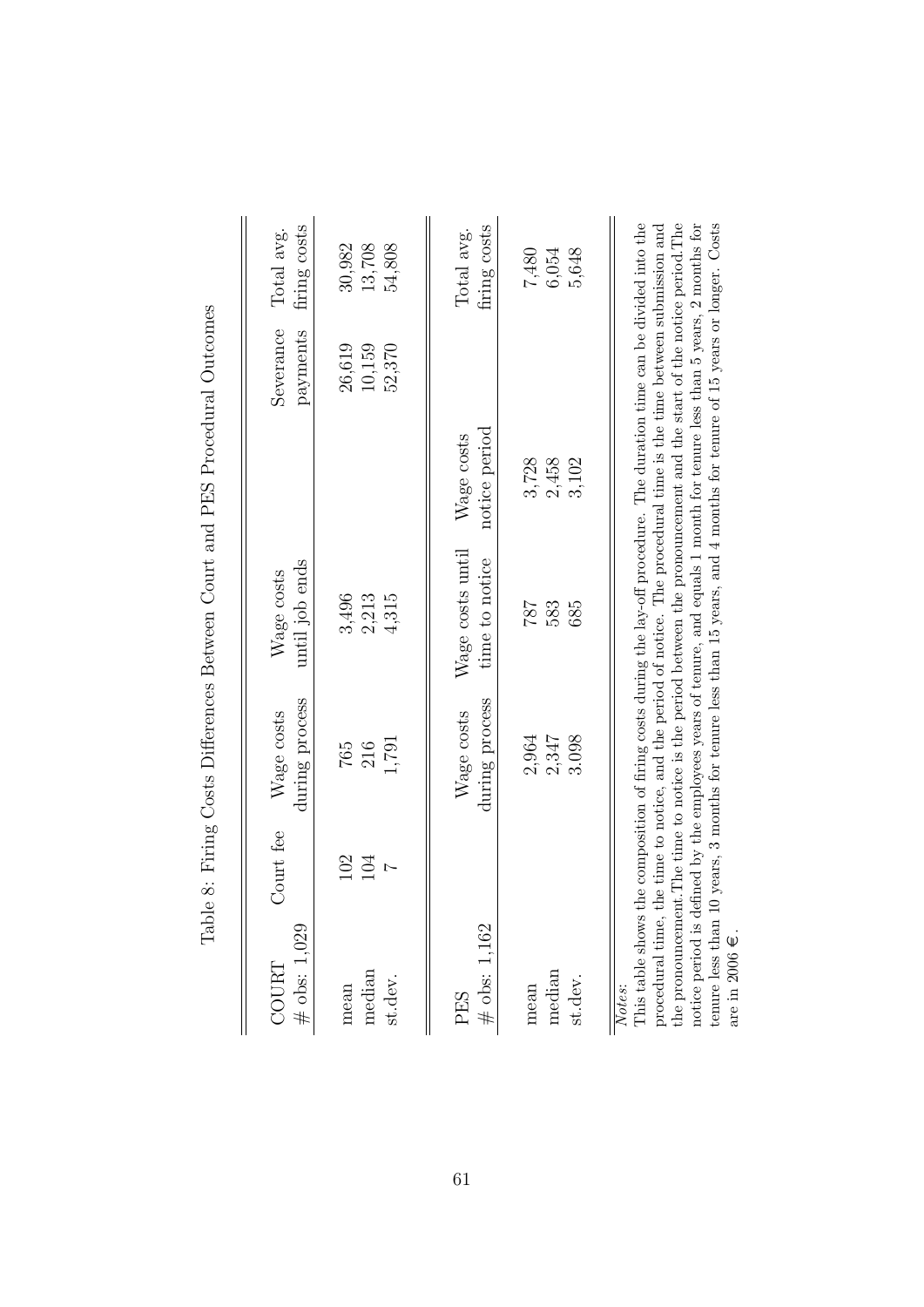Table 8: Firing Costs Differences Between Court and PES Procedural Outcomes

| COURT<br># obs: 1,029 | Court fee | Wage costs during process | Wage costs until job ends | | Severance payments | Total avg. firing costs |
|---|---|---|---|---|---|---|
| mean | 102 | 765 | 3,496 | | 26,619 | 30,982 |
| median | 104 | 216 | 2,213 | | 10,159 | 13,708 |
| st.dev. | 7 | 1,791 | 4,315 | | 52,370 | 54,808 |

| PES<br># obs: 1,162 | | Wage costs during process | Wage costs until time to notice | Wage costs notice period | | Total avg. firing costs |
|---|---|---|---|---|---|---|
| mean | | 2,964 | 787 | 3,728 | | 7,480 |
| median | | 2,347 | 583 | 2,458 | | 6,054 |
| st.dev. | | 3,098 | 685 | 3,102 | | 5,648 |

*Notes*:
This table shows the composition of firing costs during the lay-off procedure. The duration time can be divided into the procedural time, the time to notice, and the period of notice. The procedural time is the time between submission and the pronouncement.The time to notice is the period between the pronouncement and the start of the notice period.The notice period is defined by the employees years of tenure, and equals 1 month for tenure less than 5 years, 2 months for tenure less than 10 years, 3 months for tenure less than 15 years, and 4 months for tenure of 15 years or longer. Costs are in 2006 €.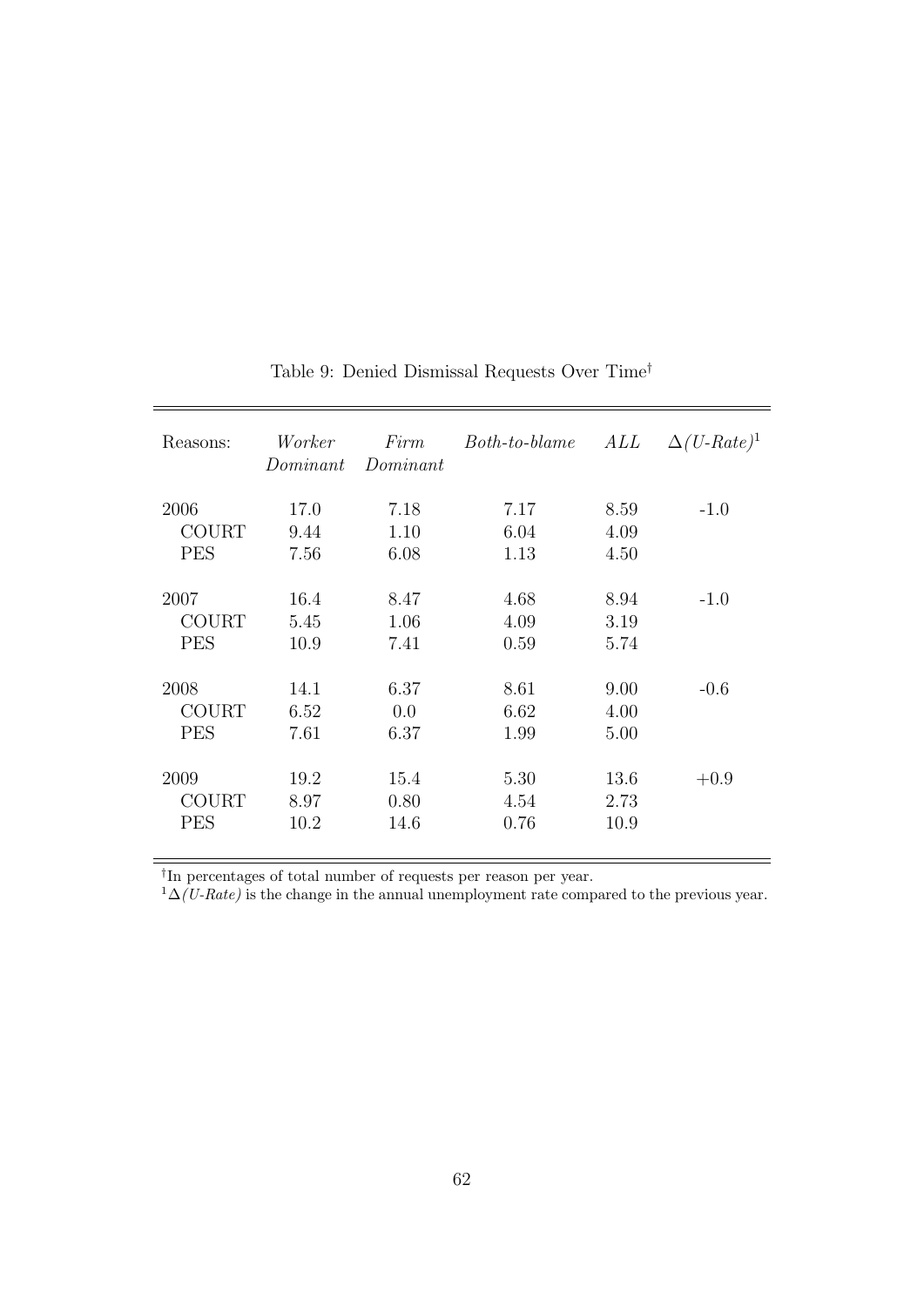Table 9: Denied Dismissal Requests Over Time†

| Reasons: | *Worker Dominant* | *Firm Dominant* | *Both-to-blame* | *ALL* | $\Delta$*(U-Rate)*[1] |
|---|---|---|---|---|---|
| 2006 | 17.0 | 7.18 | 7.17 | 8.59 | -1.0 |
| COURT | 9.44 | 1.10 | 6.04 | 4.09 | |
| PES | 7.56 | 6.08 | 1.13 | 4.50 | |
| 2007 | 16.4 | 8.47 | 4.68 | 8.94 | -1.0 |
| COURT | 5.45 | 1.06 | 4.09 | 3.19 | |
| PES | 10.9 | 7.41 | 0.59 | 5.74 | |
| 2008 | 14.1 | 6.37 | 8.61 | 9.00 | -0.6 |
| COURT | 6.52 | 0.0 | 6.62 | 4.00 | |
| PES | 7.61 | 6.37 | 1.99 | 5.00 | |
| 2009 | 19.2 | 15.4 | 5.30 | 13.6 | +0.9 |
| COURT | 8.97 | 0.80 | 4.54 | 2.73 | |
| PES | 10.2 | 14.6 | 0.76 | 10.9 | |

†In percentages of total number of requests per reason per year.

[1]$\Delta$*(U-Rate)* is the change in the annual unemployment rate compared to the previous year.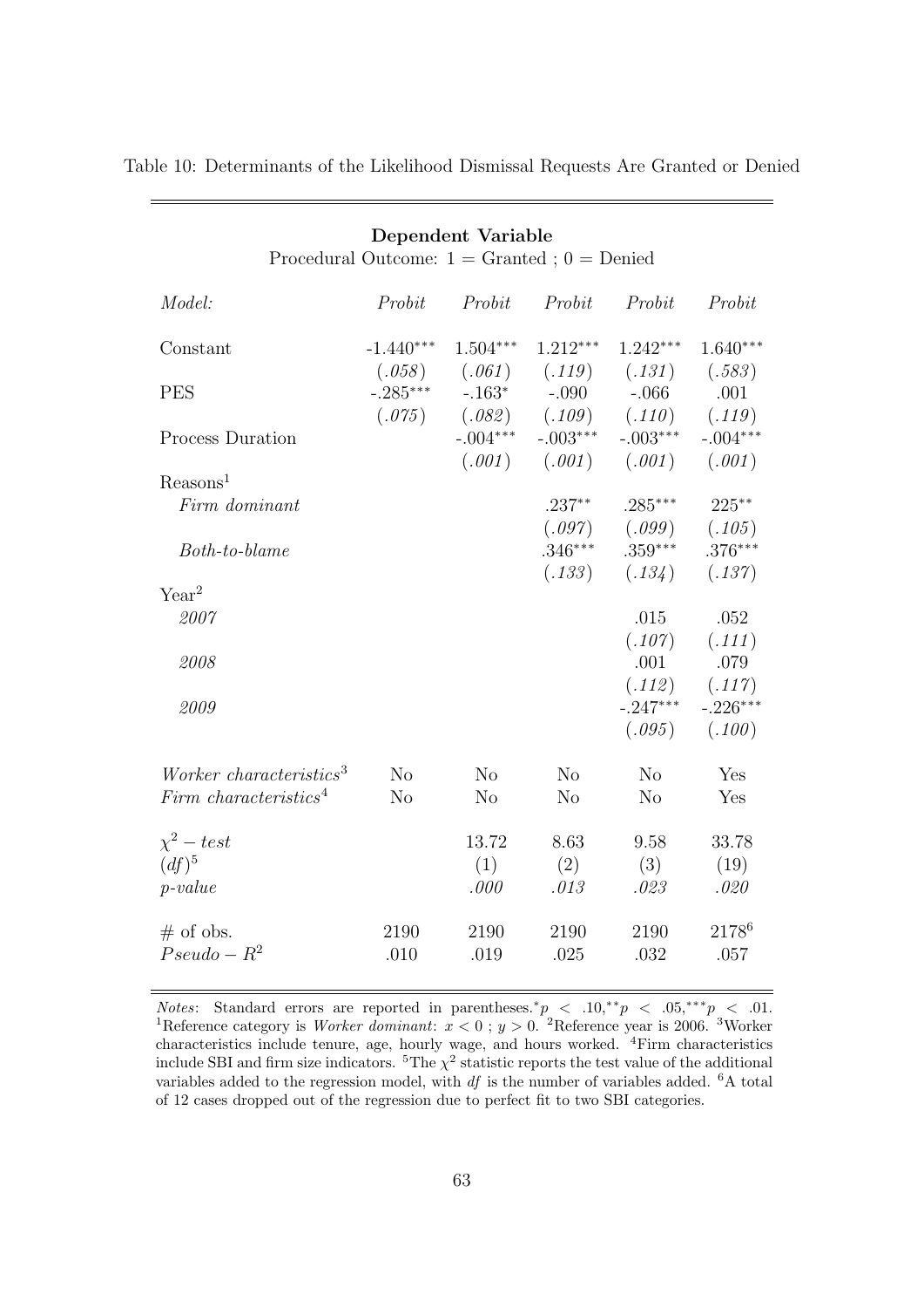Table 10: Determinants of the Likelihood Dismissal Requests Are Granted or Denied

| | | | | | |
|---|---|---|---|---|---|
| | **Dependent Variable** | | | | |
| | Procedural Outcome: 1 = Granted ; 0 = Denied | | | | |
| *Model:* | *Probit* | *Probit* | *Probit* | *Probit* | *Probit* |
| Constant | -1.440*** | 1.504*** | 1.212*** | 1.242*** | 1.640*** |
| | (*.058*) | (*.061*) | (*.119*) | (*.131*) | (*.583*) |
| PES | -.285*** | -.163* | -.090 | -.066 | .001 |
| | (*.075*) | (*.082*) | (*.109*) | (*.110*) | (*.119*) |
| Process Duration | | -.004*** | -.003*** | -.003*** | -.004*** |
| | | (*.001*) | (*.001*) | (*.001*) | (*.001*) |
| Reasons[1] | | | | | |
| *Firm dominant* | | | .237** | .285*** | 225** |
| | | | (*.097*) | (*.099*) | (*.105*) |
| *Both-to-blame* | | | .346*** | .359*** | .376*** |
| | | | (*.133*) | (*.134*) | (*.137*) |
| Year[2] | | | | | |
| *2007* | | | | .015 | .052 |
| | | | | (*.107*) | (*.111*) |
| *2008* | | | | .001 | .079 |
| | | | | (*.112*) | (*.117*) |
| *2009* | | | | -.247*** | -.226*** |
| | | | | (*.095*) | (*.100*) |
| *Worker characteristics*[3] | No | No | No | No | Yes |
| *Firm characteristics*[4] | No | No | No | No | Yes |
| $\chi^2 - test$ | | 13.72 | 8.63 | 9.58 | 33.78 |
| $(df)^5$ | | (1) | (2) | (3) | (19) |
| *p-value* | | *.000* | *.013* | *.023* | *.020* |
| # of obs. | 2190 | 2190 | 2190 | 2190 | 2178[6] |
| $Pseudo - R^2$ | .010 | .019 | .025 | .032 | .057 |

*Notes*: Standard errors are reported in parentheses.$^*p < .10$,$^{**}p < .05$,$^{***}p < .01$. [1]Reference category is *Worker dominant*: $x < 0$ ; $y > 0$. [2]Reference year is 2006. [3]Worker characteristics include tenure, age, hourly wage, and hours worked. [4]Firm characteristics include SBI and firm size indicators. [5]The $\chi^2$ statistic reports the test value of the additional variables added to the regression model, with $df$ is the number of variables added. [6]A total of 12 cases dropped out of the regression due to perfect fit to two SBI categories.